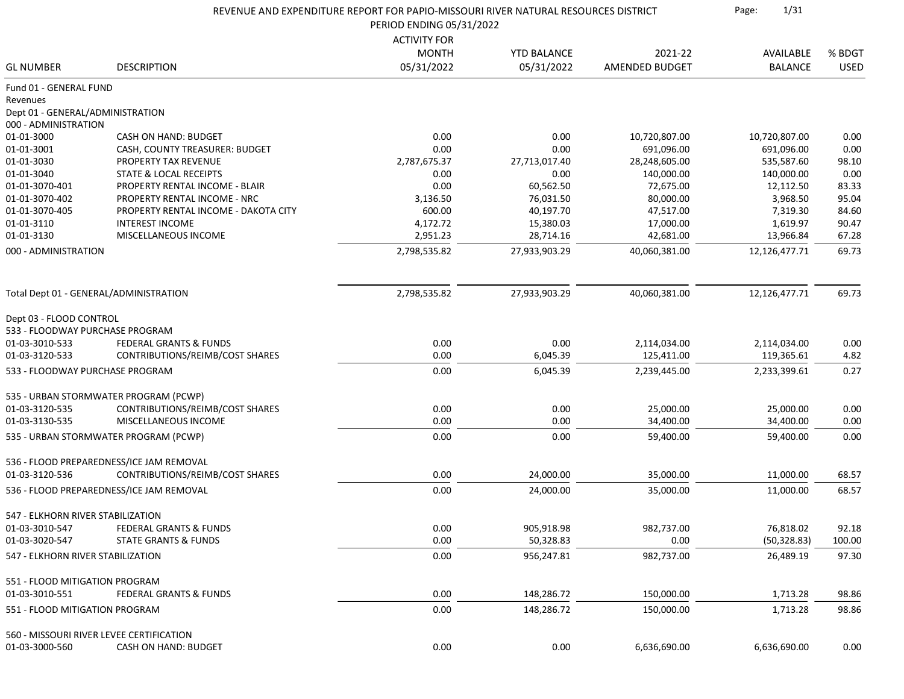# REVENUE AND EXPENDITURE REPORT FOR PAPIO-MISSOURI RIVER NATURAL RESOURCES DISTRICT

PERIOD ENDING 05/31/2022

| GL NUMBER | DESCRIPTION | ACTIVITY FOR MONTH 05/31/2022 | YTD BALANCE 05/31/2022 | 2021-22 AMENDED BUDGET | AVAILABLE BALANCE | % BDGT USED |
|---|---|---|---|---|---|---|
| Fund 01 - GENERAL FUND | | | | | | |
| Revenues | | | | | | |
| Dept 01 - GENERAL/ADMINISTRATION | | | | | | |
| 000 - ADMINISTRATION | | | | | | |
| 01-01-3000 | CASH ON HAND: BUDGET | 0.00 | 0.00 | 10,720,807.00 | 10,720,807.00 | 0.00 |
| 01-01-3001 | CASH, COUNTY TREASURER: BUDGET | 0.00 | 0.00 | 691,096.00 | 691,096.00 | 0.00 |
| 01-01-3030 | PROPERTY TAX REVENUE | 2,787,675.37 | 27,713,017.40 | 28,248,605.00 | 535,587.60 | 98.10 |
| 01-01-3040 | STATE & LOCAL RECEIPTS | 0.00 | 0.00 | 140,000.00 | 140,000.00 | 0.00 |
| 01-01-3070-401 | PROPERTY RENTAL INCOME - BLAIR | 0.00 | 60,562.50 | 72,675.00 | 12,112.50 | 83.33 |
| 01-01-3070-402 | PROPERTY RENTAL INCOME - NRC | 3,136.50 | 76,031.50 | 80,000.00 | 3,968.50 | 95.04 |
| 01-01-3070-405 | PROPERTY RENTAL INCOME - DAKOTA CITY | 600.00 | 40,197.70 | 47,517.00 | 7,319.30 | 84.60 |
| 01-01-3110 | INTEREST INCOME | 4,172.72 | 15,380.03 | 17,000.00 | 1,619.97 | 90.47 |
| 01-01-3130 | MISCELLANEOUS INCOME | 2,951.23 | 28,714.16 | 42,681.00 | 13,966.84 | 67.28 |
| 000 - ADMINISTRATION | | 2,798,535.82 | 27,933,903.29 | 40,060,381.00 | 12,126,477.71 | 69.73 |
| Total Dept 01 - GENERAL/ADMINISTRATION | | 2,798,535.82 | 27,933,903.29 | 40,060,381.00 | 12,126,477.71 | 69.73 |
| Dept 03 - FLOOD CONTROL | | | | | | |
| 533 - FLOODWAY PURCHASE PROGRAM | | | | | | |
| 01-03-3010-533 | FEDERAL GRANTS & FUNDS | 0.00 | 0.00 | 2,114,034.00 | 2,114,034.00 | 0.00 |
| 01-03-3120-533 | CONTRIBUTIONS/REIMB/COST SHARES | 0.00 | 6,045.39 | 125,411.00 | 119,365.61 | 4.82 |
| 533 - FLOODWAY PURCHASE PROGRAM | | 0.00 | 6,045.39 | 2,239,445.00 | 2,233,399.61 | 0.27 |
| 535 - URBAN STORMWATER PROGRAM (PCWP) | | | | | | |
| 01-03-3120-535 | CONTRIBUTIONS/REIMB/COST SHARES | 0.00 | 0.00 | 25,000.00 | 25,000.00 | 0.00 |
| 01-03-3130-535 | MISCELLANEOUS INCOME | 0.00 | 0.00 | 34,400.00 | 34,400.00 | 0.00 |
| 535 - URBAN STORMWATER PROGRAM (PCWP) | | 0.00 | 0.00 | 59,400.00 | 59,400.00 | 0.00 |
| 536 - FLOOD PREPAREDNESS/ICE JAM REMOVAL | | | | | | |
| 01-03-3120-536 | CONTRIBUTIONS/REIMB/COST SHARES | 0.00 | 24,000.00 | 35,000.00 | 11,000.00 | 68.57 |
| 536 - FLOOD PREPAREDNESS/ICE JAM REMOVAL | | 0.00 | 24,000.00 | 35,000.00 | 11,000.00 | 68.57 |
| 547 - ELKHORN RIVER STABILIZATION | | | | | | |
| 01-03-3010-547 | FEDERAL GRANTS & FUNDS | 0.00 | 905,918.98 | 982,737.00 | 76,818.02 | 92.18 |
| 01-03-3020-547 | STATE GRANTS & FUNDS | 0.00 | 50,328.83 | 0.00 | (50,328.83) | 100.00 |
| 547 - ELKHORN RIVER STABILIZATION | | 0.00 | 956,247.81 | 982,737.00 | 26,489.19 | 97.30 |
| 551 - FLOOD MITIGATION PROGRAM | | | | | | |
| 01-03-3010-551 | FEDERAL GRANTS & FUNDS | 0.00 | 148,286.72 | 150,000.00 | 1,713.28 | 98.86 |
| 551 - FLOOD MITIGATION PROGRAM | | 0.00 | 148,286.72 | 150,000.00 | 1,713.28 | 98.86 |
| 560 - MISSOURI RIVER LEVEE CERTIFICATION | | | | | | |
| 01-03-3000-560 | CASH ON HAND: BUDGET | 0.00 | 0.00 | 6,636,690.00 | 6,636,690.00 | 0.00 |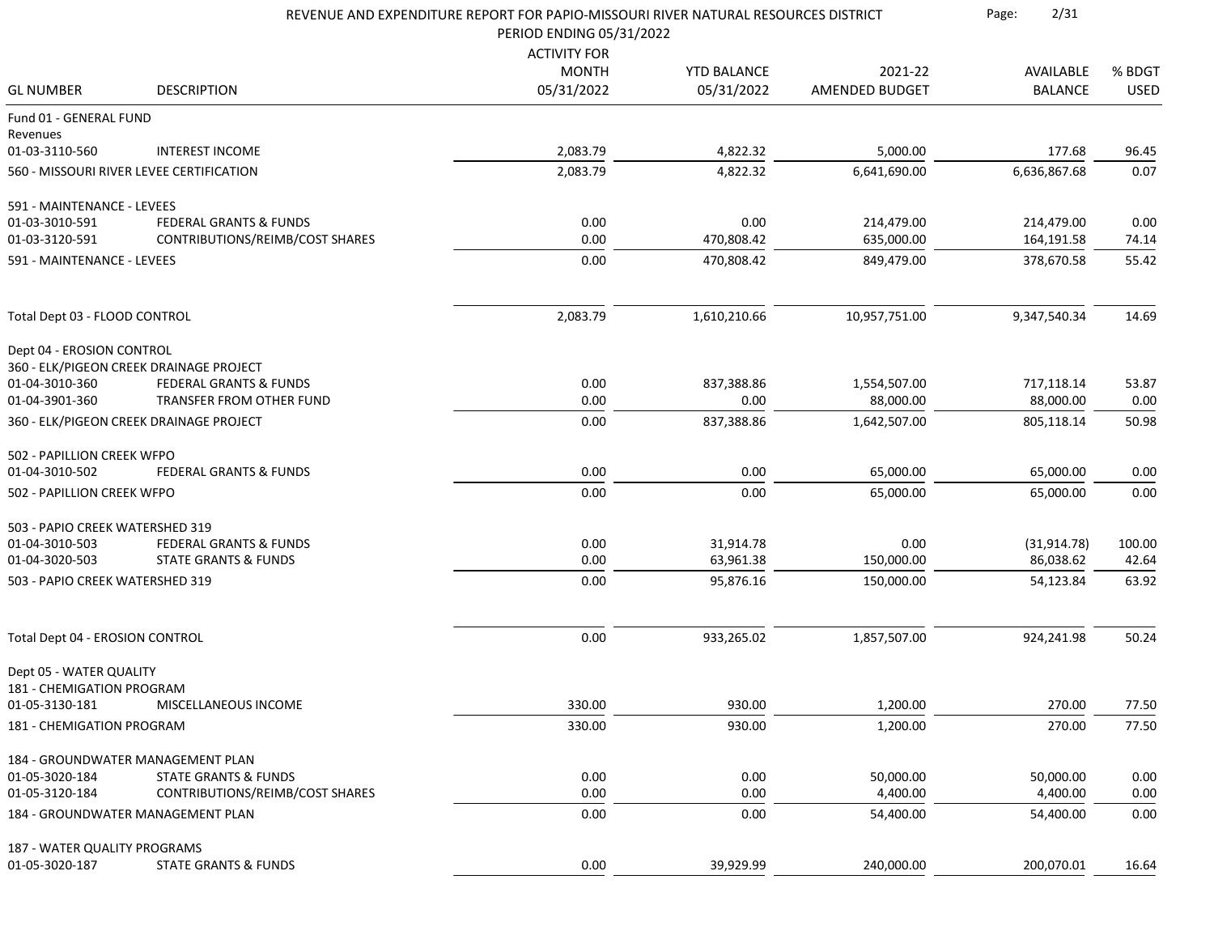REVENUE AND EXPENDITURE REPORT FOR PAPIO-MISSOURI RIVER NATURAL RESOURCES DISTRICT

PERIOD ENDING 05/31/2022

| GL NUMBER | DESCRIPTION | ACTIVITY FOR MONTH 05/31/2022 | YTD BALANCE 05/31/2022 | 2021-22 AMENDED BUDGET | AVAILABLE BALANCE | % BDGT USED |
|---|---|---|---|---|---|---|
| Fund 01 - GENERAL FUND | | | | | | |
| Revenues | | | | | | |
| 01-03-3110-560 | INTEREST INCOME | 2,083.79 | 4,822.32 | 5,000.00 | 177.68 | 96.45 |
| 560 - MISSOURI RIVER LEVEE CERTIFICATION | | 2,083.79 | 4,822.32 | 6,641,690.00 | 6,636,867.68 | 0.07 |
| 591 - MAINTENANCE - LEVEES | | | | | | |
| 01-03-3010-591 | FEDERAL GRANTS & FUNDS | 0.00 | 0.00 | 214,479.00 | 214,479.00 | 0.00 |
| 01-03-3120-591 | CONTRIBUTIONS/REIMB/COST SHARES | 0.00 | 470,808.42 | 635,000.00 | 164,191.58 | 74.14 |
| 591 - MAINTENANCE - LEVEES | | 0.00 | 470,808.42 | 849,479.00 | 378,670.58 | 55.42 |
| Total Dept 03 - FLOOD CONTROL | | 2,083.79 | 1,610,210.66 | 10,957,751.00 | 9,347,540.34 | 14.69 |
| Dept 04 - EROSION CONTROL | | | | | | |
| 360 - ELK/PIGEON CREEK DRAINAGE PROJECT | | | | | | |
| 01-04-3010-360 | FEDERAL GRANTS & FUNDS | 0.00 | 837,388.86 | 1,554,507.00 | 717,118.14 | 53.87 |
| 01-04-3901-360 | TRANSFER FROM OTHER FUND | 0.00 | 0.00 | 88,000.00 | 88,000.00 | 0.00 |
| 360 - ELK/PIGEON CREEK DRAINAGE PROJECT | | 0.00 | 837,388.86 | 1,642,507.00 | 805,118.14 | 50.98 |
| 502 - PAPILLION CREEK WFPO | | | | | | |
| 01-04-3010-502 | FEDERAL GRANTS & FUNDS | 0.00 | 0.00 | 65,000.00 | 65,000.00 | 0.00 |
| 502 - PAPILLION CREEK WFPO | | 0.00 | 0.00 | 65,000.00 | 65,000.00 | 0.00 |
| 503 - PAPIO CREEK WATERSHED 319 | | | | | | |
| 01-04-3010-503 | FEDERAL GRANTS & FUNDS | 0.00 | 31,914.78 | 0.00 | (31,914.78) | 100.00 |
| 01-04-3020-503 | STATE GRANTS & FUNDS | 0.00 | 63,961.38 | 150,000.00 | 86,038.62 | 42.64 |
| 503 - PAPIO CREEK WATERSHED 319 | | 0.00 | 95,876.16 | 150,000.00 | 54,123.84 | 63.92 |
| Total Dept 04 - EROSION CONTROL | | 0.00 | 933,265.02 | 1,857,507.00 | 924,241.98 | 50.24 |
| Dept 05 - WATER QUALITY | | | | | | |
| 181 - CHEMIGATION PROGRAM | | | | | | |
| 01-05-3130-181 | MISCELLANEOUS INCOME | 330.00 | 930.00 | 1,200.00 | 270.00 | 77.50 |
| 181 - CHEMIGATION PROGRAM | | 330.00 | 930.00 | 1,200.00 | 270.00 | 77.50 |
| 184 - GROUNDWATER MANAGEMENT PLAN | | | | | | |
| 01-05-3020-184 | STATE GRANTS & FUNDS | 0.00 | 0.00 | 50,000.00 | 50,000.00 | 0.00 |
| 01-05-3120-184 | CONTRIBUTIONS/REIMB/COST SHARES | 0.00 | 0.00 | 4,400.00 | 4,400.00 | 0.00 |
| 184 - GROUNDWATER MANAGEMENT PLAN | | 0.00 | 0.00 | 54,400.00 | 54,400.00 | 0.00 |
| 187 - WATER QUALITY PROGRAMS | | | | | | |
| 01-05-3020-187 | STATE GRANTS & FUNDS | 0.00 | 39,929.99 | 240,000.00 | 200,070.01 | 16.64 |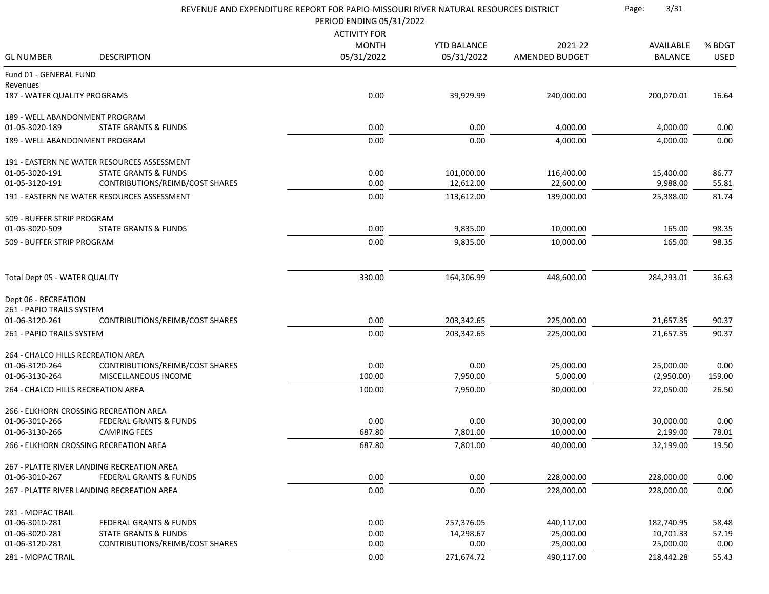# REVENUE AND EXPENDITURE REPORT FOR PAPIO-MISSOURI RIVER NATURAL RESOURCES DISTRICT

PERIOD ENDING 05/31/2022

| GL NUMBER | DESCRIPTION | ACTIVITY FOR MONTH 05/31/2022 | YTD BALANCE 05/31/2022 | 2021-22 AMENDED BUDGET | AVAILABLE BALANCE | % BDGT USED |
|---|---|---|---|---|---|---|
| Fund 01 - GENERAL FUND | | | | | | |
| Revenues | | | | | | |
| 187 - WATER QUALITY PROGRAMS | | 0.00 | 39,929.99 | 240,000.00 | 200,070.01 | 16.64 |
| 189 - WELL ABANDONMENT PROGRAM | | | | | | |
| 01-05-3020-189 | STATE GRANTS & FUNDS | 0.00 | 0.00 | 4,000.00 | 4,000.00 | 0.00 |
| 189 - WELL ABANDONMENT PROGRAM | | 0.00 | 0.00 | 4,000.00 | 4,000.00 | 0.00 |
| 191 - EASTERN NE WATER RESOURCES ASSESSMENT | | | | | | |
| 01-05-3020-191 | STATE GRANTS & FUNDS | 0.00 | 101,000.00 | 116,400.00 | 15,400.00 | 86.77 |
| 01-05-3120-191 | CONTRIBUTIONS/REIMB/COST SHARES | 0.00 | 12,612.00 | 22,600.00 | 9,988.00 | 55.81 |
| 191 - EASTERN NE WATER RESOURCES ASSESSMENT | | 0.00 | 113,612.00 | 139,000.00 | 25,388.00 | 81.74 |
| 509 - BUFFER STRIP PROGRAM | | | | | | |
| 01-05-3020-509 | STATE GRANTS & FUNDS | 0.00 | 9,835.00 | 10,000.00 | 165.00 | 98.35 |
| 509 - BUFFER STRIP PROGRAM | | 0.00 | 9,835.00 | 10,000.00 | 165.00 | 98.35 |
| Total Dept 05 - WATER QUALITY | | 330.00 | 164,306.99 | 448,600.00 | 284,293.01 | 36.63 |
| Dept 06 - RECREATION | | | | | | |
| 261 - PAPIO TRAILS SYSTEM | | | | | | |
| 01-06-3120-261 | CONTRIBUTIONS/REIMB/COST SHARES | 0.00 | 203,342.65 | 225,000.00 | 21,657.35 | 90.37 |
| 261 - PAPIO TRAILS SYSTEM | | 0.00 | 203,342.65 | 225,000.00 | 21,657.35 | 90.37 |
| 264 - CHALCO HILLS RECREATION AREA | | | | | | |
| 01-06-3120-264 | CONTRIBUTIONS/REIMB/COST SHARES | 0.00 | 0.00 | 25,000.00 | 25,000.00 | 0.00 |
| 01-06-3130-264 | MISCELLANEOUS INCOME | 100.00 | 7,950.00 | 5,000.00 | (2,950.00) | 159.00 |
| 264 - CHALCO HILLS RECREATION AREA | | 100.00 | 7,950.00 | 30,000.00 | 22,050.00 | 26.50 |
| 266 - ELKHORN CROSSING RECREATION AREA | | | | | | |
| 01-06-3010-266 | FEDERAL GRANTS & FUNDS | 0.00 | 0.00 | 30,000.00 | 30,000.00 | 0.00 |
| 01-06-3130-266 | CAMPING FEES | 687.80 | 7,801.00 | 10,000.00 | 2,199.00 | 78.01 |
| 266 - ELKHORN CROSSING RECREATION AREA | | 687.80 | 7,801.00 | 40,000.00 | 32,199.00 | 19.50 |
| 267 - PLATTE RIVER LANDING RECREATION AREA | | | | | | |
| 01-06-3010-267 | FEDERAL GRANTS & FUNDS | 0.00 | 0.00 | 228,000.00 | 228,000.00 | 0.00 |
| 267 - PLATTE RIVER LANDING RECREATION AREA | | 0.00 | 0.00 | 228,000.00 | 228,000.00 | 0.00 |
| 281 - MOPAC TRAIL | | | | | | |
| 01-06-3010-281 | FEDERAL GRANTS & FUNDS | 0.00 | 257,376.05 | 440,117.00 | 182,740.95 | 58.48 |
| 01-06-3020-281 | STATE GRANTS & FUNDS | 0.00 | 14,298.67 | 25,000.00 | 10,701.33 | 57.19 |
| 01-06-3120-281 | CONTRIBUTIONS/REIMB/COST SHARES | 0.00 | 0.00 | 25,000.00 | 25,000.00 | 0.00 |
| 281 - MOPAC TRAIL | | 0.00 | 271,674.72 | 490,117.00 | 218,442.28 | 55.43 |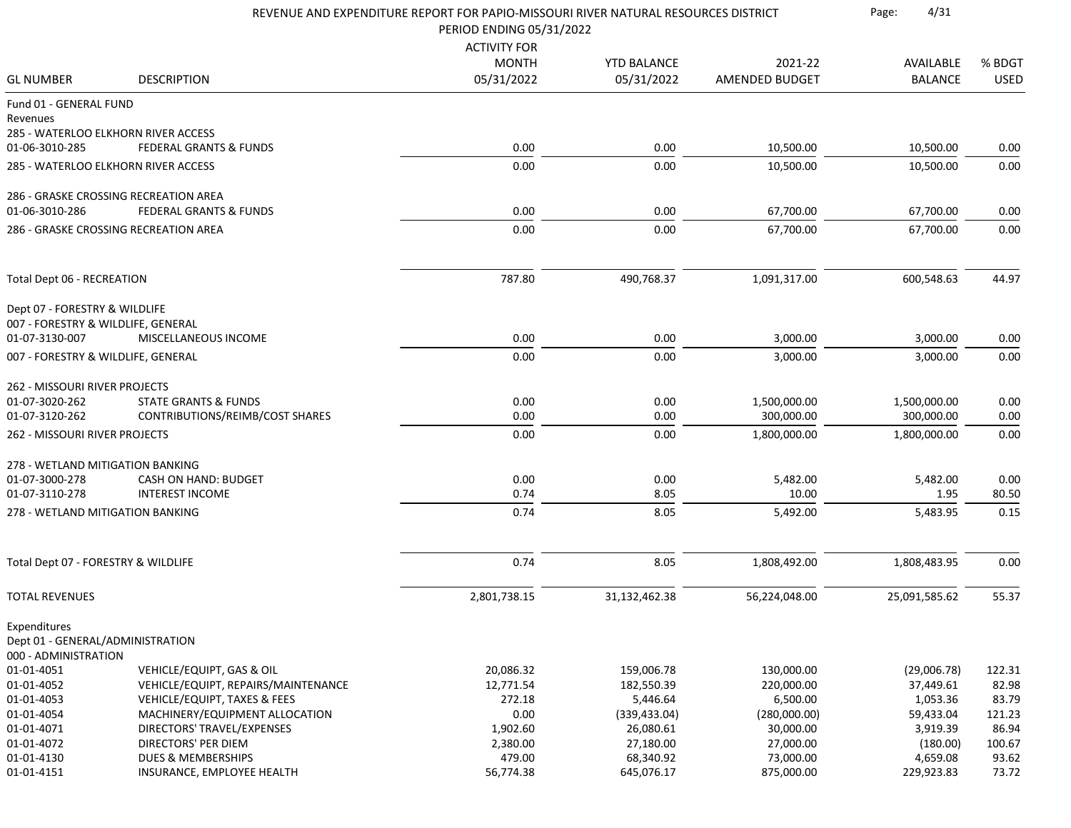# REVENUE AND EXPENDITURE REPORT FOR PAPIO-MISSOURI RIVER NATURAL RESOURCES DISTRICT

PERIOD ENDING 05/31/2022

| GL NUMBER | DESCRIPTION | ACTIVITY FOR MONTH 05/31/2022 | YTD BALANCE 05/31/2022 | 2021-22 AMENDED BUDGET | AVAILABLE BALANCE | % BDGT USED |
|---|---|---|---|---|---|---|
| Fund 01 - GENERAL FUND | | | | | | |
| Revenues | | | | | | |
| 285 - WATERLOO ELKHORN RIVER ACCESS | | | | | | |
| 01-06-3010-285 | FEDERAL GRANTS & FUNDS | 0.00 | 0.00 | 10,500.00 | 10,500.00 | 0.00 |
| 285 - WATERLOO ELKHORN RIVER ACCESS | | 0.00 | 0.00 | 10,500.00 | 10,500.00 | 0.00 |
| 286 - GRASKE CROSSING RECREATION AREA | | | | | | |
| 01-06-3010-286 | FEDERAL GRANTS & FUNDS | 0.00 | 0.00 | 67,700.00 | 67,700.00 | 0.00 |
| 286 - GRASKE CROSSING RECREATION AREA | | 0.00 | 0.00 | 67,700.00 | 67,700.00 | 0.00 |
| Total Dept 06 - RECREATION | | 787.80 | 490,768.37 | 1,091,317.00 | 600,548.63 | 44.97 |
| Dept 07 - FORESTRY & WILDLIFE | | | | | | |
| 007 - FORESTRY & WILDLIFE, GENERAL | | | | | | |
| 01-07-3130-007 | MISCELLANEOUS INCOME | 0.00 | 0.00 | 3,000.00 | 3,000.00 | 0.00 |
| 007 - FORESTRY & WILDLIFE, GENERAL | | 0.00 | 0.00 | 3,000.00 | 3,000.00 | 0.00 |
| 262 - MISSOURI RIVER PROJECTS | | | | | | |
| 01-07-3020-262 | STATE GRANTS & FUNDS | 0.00 | 0.00 | 1,500,000.00 | 1,500,000.00 | 0.00 |
| 01-07-3120-262 | CONTRIBUTIONS/REIMB/COST SHARES | 0.00 | 0.00 | 300,000.00 | 300,000.00 | 0.00 |
| 262 - MISSOURI RIVER PROJECTS | | 0.00 | 0.00 | 1,800,000.00 | 1,800,000.00 | 0.00 |
| 278 - WETLAND MITIGATION BANKING | | | | | | |
| 01-07-3000-278 | CASH ON HAND: BUDGET | 0.00 | 0.00 | 5,482.00 | 5,482.00 | 0.00 |
| 01-07-3110-278 | INTEREST INCOME | 0.74 | 8.05 | 10.00 | 1.95 | 80.50 |
| 278 - WETLAND MITIGATION BANKING | | 0.74 | 8.05 | 5,492.00 | 5,483.95 | 0.15 |
| Total Dept 07 - FORESTRY & WILDLIFE | | 0.74 | 8.05 | 1,808,492.00 | 1,808,483.95 | 0.00 |
| TOTAL REVENUES | | 2,801,738.15 | 31,132,462.38 | 56,224,048.00 | 25,091,585.62 | 55.37 |
| Expenditures | | | | | | |
| Dept 01 - GENERAL/ADMINISTRATION | | | | | | |
| 000 - ADMINISTRATION | | | | | | |
| 01-01-4051 | VEHICLE/EQUIPT, GAS & OIL | 20,086.32 | 159,006.78 | 130,000.00 | (29,006.78) | 122.31 |
| 01-01-4052 | VEHICLE/EQUIPT, REPAIRS/MAINTENANCE | 12,771.54 | 182,550.39 | 220,000.00 | 37,449.61 | 82.98 |
| 01-01-4053 | VEHICLE/EQUIPT, TAXES & FEES | 272.18 | 5,446.64 | 6,500.00 | 1,053.36 | 83.79 |
| 01-01-4054 | MACHINERY/EQUIPMENT ALLOCATION | 0.00 | (339,433.04) | (280,000.00) | 59,433.04 | 121.23 |
| 01-01-4071 | DIRECTORS' TRAVEL/EXPENSES | 1,902.60 | 26,080.61 | 30,000.00 | 3,919.39 | 86.94 |
| 01-01-4072 | DIRECTORS' PER DIEM | 2,380.00 | 27,180.00 | 27,000.00 | (180.00) | 100.67 |
| 01-01-4130 | DUES & MEMBERSHIPS | 479.00 | 68,340.92 | 73,000.00 | 4,659.08 | 93.62 |
| 01-01-4151 | INSURANCE, EMPLOYEE HEALTH | 56,774.38 | 645,076.17 | 875,000.00 | 229,923.83 | 73.72 |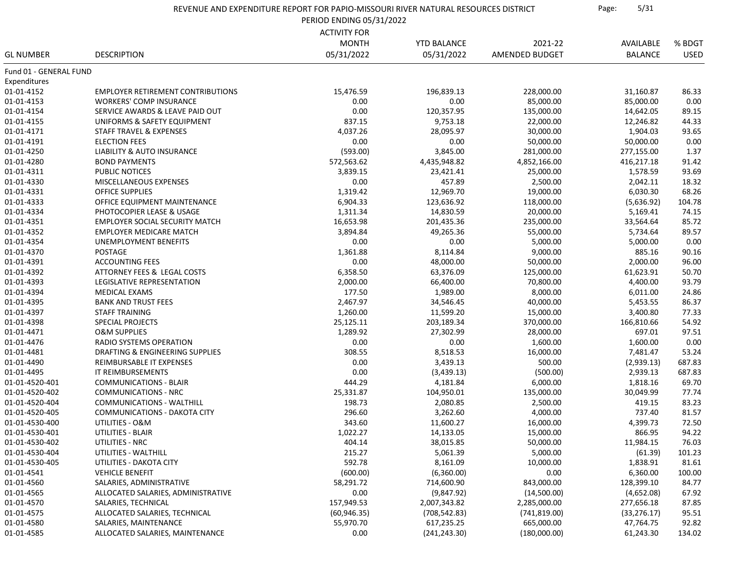# REVENUE AND EXPENDITURE REPORT FOR PAPIO-MISSOURI RIVER NATURAL RESOURCES DISTRICT

PERIOD ENDING 05/31/2022

| GL NUMBER | DESCRIPTION | ACTIVITY FOR MONTH 05/31/2022 | YTD BALANCE 05/31/2022 | 2021-22 AMENDED BUDGET | AVAILABLE BALANCE | % BDGT USED |
|---|---|---|---|---|---|---|
| Fund 01 - GENERAL FUND | | | | | | |
| Expenditures | | | | | | |
| 01-01-4152 | EMPLOYER RETIREMENT CONTRIBUTIONS | 15,476.59 | 196,839.13 | 228,000.00 | 31,160.87 | 86.33 |
| 01-01-4153 | WORKERS' COMP INSURANCE | 0.00 | 0.00 | 85,000.00 | 85,000.00 | 0.00 |
| 01-01-4154 | SERVICE AWARDS & LEAVE PAID OUT | 0.00 | 120,357.95 | 135,000.00 | 14,642.05 | 89.15 |
| 01-01-4155 | UNIFORMS & SAFETY EQUIPMENT | 837.15 | 9,753.18 | 22,000.00 | 12,246.82 | 44.33 |
| 01-01-4171 | STAFF TRAVEL & EXPENSES | 4,037.26 | 28,095.97 | 30,000.00 | 1,904.03 | 93.65 |
| 01-01-4191 | ELECTION FEES | 0.00 | 0.00 | 50,000.00 | 50,000.00 | 0.00 |
| 01-01-4250 | LIABILITY & AUTO INSURANCE | (593.00) | 3,845.00 | 281,000.00 | 277,155.00 | 1.37 |
| 01-01-4280 | BOND PAYMENTS | 572,563.62 | 4,435,948.82 | 4,852,166.00 | 416,217.18 | 91.42 |
| 01-01-4311 | PUBLIC NOTICES | 3,839.15 | 23,421.41 | 25,000.00 | 1,578.59 | 93.69 |
| 01-01-4330 | MISCELLANEOUS EXPENSES | 0.00 | 457.89 | 2,500.00 | 2,042.11 | 18.32 |
| 01-01-4331 | OFFICE SUPPLIES | 1,319.42 | 12,969.70 | 19,000.00 | 6,030.30 | 68.26 |
| 01-01-4333 | OFFICE EQUIPMENT MAINTENANCE | 6,904.33 | 123,636.92 | 118,000.00 | (5,636.92) | 104.78 |
| 01-01-4334 | PHOTOCOPIER LEASE & USAGE | 1,311.34 | 14,830.59 | 20,000.00 | 5,169.41 | 74.15 |
| 01-01-4351 | EMPLOYER SOCIAL SECURITY MATCH | 16,653.98 | 201,435.36 | 235,000.00 | 33,564.64 | 85.72 |
| 01-01-4352 | EMPLOYER MEDICARE MATCH | 3,894.84 | 49,265.36 | 55,000.00 | 5,734.64 | 89.57 |
| 01-01-4354 | UNEMPLOYMENT BENEFITS | 0.00 | 0.00 | 5,000.00 | 5,000.00 | 0.00 |
| 01-01-4370 | POSTAGE | 1,361.88 | 8,114.84 | 9,000.00 | 885.16 | 90.16 |
| 01-01-4391 | ACCOUNTING FEES | 0.00 | 48,000.00 | 50,000.00 | 2,000.00 | 96.00 |
| 01-01-4392 | ATTORNEY FEES & LEGAL COSTS | 6,358.50 | 63,376.09 | 125,000.00 | 61,623.91 | 50.70 |
| 01-01-4393 | LEGISLATIVE REPRESENTATION | 2,000.00 | 66,400.00 | 70,800.00 | 4,400.00 | 93.79 |
| 01-01-4394 | MEDICAL EXAMS | 177.50 | 1,989.00 | 8,000.00 | 6,011.00 | 24.86 |
| 01-01-4395 | BANK AND TRUST FEES | 2,467.97 | 34,546.45 | 40,000.00 | 5,453.55 | 86.37 |
| 01-01-4397 | STAFF TRAINING | 1,260.00 | 11,599.20 | 15,000.00 | 3,400.80 | 77.33 |
| 01-01-4398 | SPECIAL PROJECTS | 25,125.11 | 203,189.34 | 370,000.00 | 166,810.66 | 54.92 |
| 01-01-4471 | O&M SUPPLIES | 1,289.92 | 27,302.99 | 28,000.00 | 697.01 | 97.51 |
| 01-01-4476 | RADIO SYSTEMS OPERATION | 0.00 | 0.00 | 1,600.00 | 1,600.00 | 0.00 |
| 01-01-4481 | DRAFTING & ENGINEERING SUPPLIES | 308.55 | 8,518.53 | 16,000.00 | 7,481.47 | 53.24 |
| 01-01-4490 | REIMBURSABLE IT EXPENSES | 0.00 | 3,439.13 | 500.00 | (2,939.13) | 687.83 |
| 01-01-4495 | IT REIMBURSEMENTS | 0.00 | (3,439.13) | (500.00) | 2,939.13 | 687.83 |
| 01-01-4520-401 | COMMUNICATIONS - BLAIR | 444.29 | 4,181.84 | 6,000.00 | 1,818.16 | 69.70 |
| 01-01-4520-402 | COMMUNICATIONS - NRC | 25,331.87 | 104,950.01 | 135,000.00 | 30,049.99 | 77.74 |
| 01-01-4520-404 | COMMUNICATIONS - WALTHILL | 198.73 | 2,080.85 | 2,500.00 | 419.15 | 83.23 |
| 01-01-4520-405 | COMMUNICATIONS - DAKOTA CITY | 296.60 | 3,262.60 | 4,000.00 | 737.40 | 81.57 |
| 01-01-4530-400 | UTILITIES - O&M | 343.60 | 11,600.27 | 16,000.00 | 4,399.73 | 72.50 |
| 01-01-4530-401 | UTILITIES - BLAIR | 1,022.27 | 14,133.05 | 15,000.00 | 866.95 | 94.22 |
| 01-01-4530-402 | UTILITIES - NRC | 404.14 | 38,015.85 | 50,000.00 | 11,984.15 | 76.03 |
| 01-01-4530-404 | UTILITIES - WALTHILL | 215.27 | 5,061.39 | 5,000.00 | (61.39) | 101.23 |
| 01-01-4530-405 | UTILITIES - DAKOTA CITY | 592.78 | 8,161.09 | 10,000.00 | 1,838.91 | 81.61 |
| 01-01-4541 | VEHICLE BENEFIT | (600.00) | (6,360.00) | 0.00 | 6,360.00 | 100.00 |
| 01-01-4560 | SALARIES, ADMINISTRATIVE | 58,291.72 | 714,600.90 | 843,000.00 | 128,399.10 | 84.77 |
| 01-01-4565 | ALLOCATED SALARIES, ADMINISTRATIVE | 0.00 | (9,847.92) | (14,500.00) | (4,652.08) | 67.92 |
| 01-01-4570 | SALARIES, TECHNICAL | 157,949.53 | 2,007,343.82 | 2,285,000.00 | 277,656.18 | 87.85 |
| 01-01-4575 | ALLOCATED SALARIES, TECHNICAL | (60,946.35) | (708,542.83) | (741,819.00) | (33,276.17) | 95.51 |
| 01-01-4580 | SALARIES, MAINTENANCE | 55,970.70 | 617,235.25 | 665,000.00 | 47,764.75 | 92.82 |
| 01-01-4585 | ALLOCATED SALARIES, MAINTENANCE | 0.00 | (241,243.30) | (180,000.00) | 61,243.30 | 134.02 |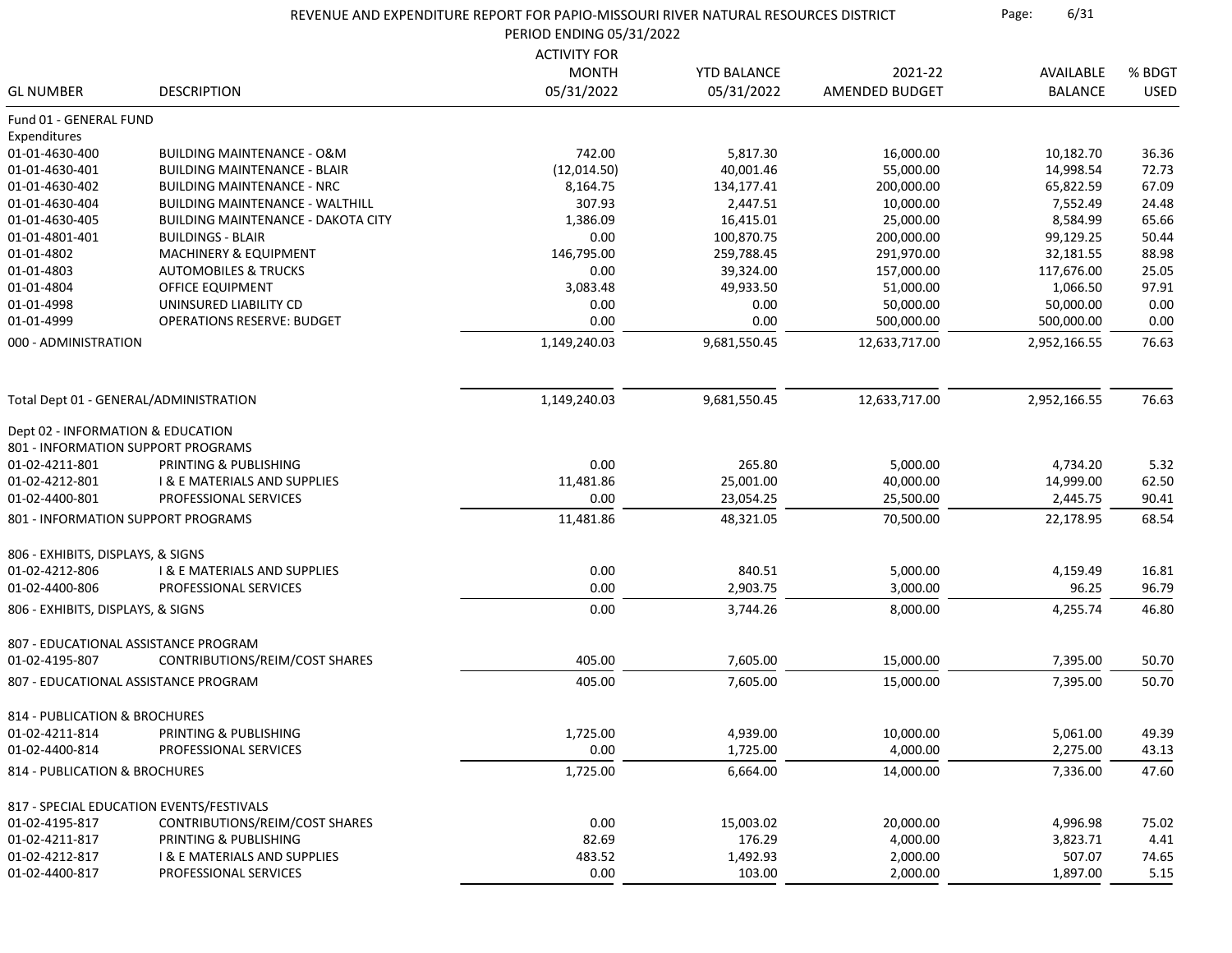REVENUE AND EXPENDITURE REPORT FOR PAPIO-MISSOURI RIVER NATURAL RESOURCES DISTRICT

PERIOD ENDING 05/31/2022

| GL NUMBER | DESCRIPTION | ACTIVITY FOR MONTH 05/31/2022 | YTD BALANCE 05/31/2022 | 2021-22 AMENDED BUDGET | AVAILABLE BALANCE | % BDGT USED |
|---|---|---|---|---|---|---|
| Fund 01 - GENERAL FUND | | | | | | |
| Expenditures | | | | | | |
| 01-01-4630-400 | BUILDING MAINTENANCE - O&M | 742.00 | 5,817.30 | 16,000.00 | 10,182.70 | 36.36 |
| 01-01-4630-401 | BUILDING MAINTENANCE - BLAIR | (12,014.50) | 40,001.46 | 55,000.00 | 14,998.54 | 72.73 |
| 01-01-4630-402 | BUILDING MAINTENANCE - NRC | 8,164.75 | 134,177.41 | 200,000.00 | 65,822.59 | 67.09 |
| 01-01-4630-404 | BUILDING MAINTENANCE - WALTHILL | 307.93 | 2,447.51 | 10,000.00 | 7,552.49 | 24.48 |
| 01-01-4630-405 | BUILDING MAINTENANCE - DAKOTA CITY | 1,386.09 | 16,415.01 | 25,000.00 | 8,584.99 | 65.66 |
| 01-01-4801-401 | BUILDINGS - BLAIR | 0.00 | 100,870.75 | 200,000.00 | 99,129.25 | 50.44 |
| 01-01-4802 | MACHINERY & EQUIPMENT | 146,795.00 | 259,788.45 | 291,970.00 | 32,181.55 | 88.98 |
| 01-01-4803 | AUTOMOBILES & TRUCKS | 0.00 | 39,324.00 | 157,000.00 | 117,676.00 | 25.05 |
| 01-01-4804 | OFFICE EQUIPMENT | 3,083.48 | 49,933.50 | 51,000.00 | 1,066.50 | 97.91 |
| 01-01-4998 | UNINSURED LIABILITY CD | 0.00 | 0.00 | 50,000.00 | 50,000.00 | 0.00 |
| 01-01-4999 | OPERATIONS RESERVE: BUDGET | 0.00 | 0.00 | 500,000.00 | 500,000.00 | 0.00 |
| 000 - ADMINISTRATION | | 1,149,240.03 | 9,681,550.45 | 12,633,717.00 | 2,952,166.55 | 76.63 |
| Total Dept 01 - GENERAL/ADMINISTRATION | | 1,149,240.03 | 9,681,550.45 | 12,633,717.00 | 2,952,166.55 | 76.63 |
| Dept 02 - INFORMATION & EDUCATION | | | | | | |
| 801 - INFORMATION SUPPORT PROGRAMS | | | | | | |
| 01-02-4211-801 | PRINTING & PUBLISHING | 0.00 | 265.80 | 5,000.00 | 4,734.20 | 5.32 |
| 01-02-4212-801 | I & E MATERIALS AND SUPPLIES | 11,481.86 | 25,001.00 | 40,000.00 | 14,999.00 | 62.50 |
| 01-02-4400-801 | PROFESSIONAL SERVICES | 0.00 | 23,054.25 | 25,500.00 | 2,445.75 | 90.41 |
| 801 - INFORMATION SUPPORT PROGRAMS | | 11,481.86 | 48,321.05 | 70,500.00 | 22,178.95 | 68.54 |
| 806 - EXHIBITS, DISPLAYS, & SIGNS | | | | | | |
| 01-02-4212-806 | I & E MATERIALS AND SUPPLIES | 0.00 | 840.51 | 5,000.00 | 4,159.49 | 16.81 |
| 01-02-4400-806 | PROFESSIONAL SERVICES | 0.00 | 2,903.75 | 3,000.00 | 96.25 | 96.79 |
| 806 - EXHIBITS, DISPLAYS, & SIGNS | | 0.00 | 3,744.26 | 8,000.00 | 4,255.74 | 46.80 |
| 807 - EDUCATIONAL ASSISTANCE PROGRAM | | | | | | |
| 01-02-4195-807 | CONTRIBUTIONS/REIM/COST SHARES | 405.00 | 7,605.00 | 15,000.00 | 7,395.00 | 50.70 |
| 807 - EDUCATIONAL ASSISTANCE PROGRAM | | 405.00 | 7,605.00 | 15,000.00 | 7,395.00 | 50.70 |
| 814 - PUBLICATION & BROCHURES | | | | | | |
| 01-02-4211-814 | PRINTING & PUBLISHING | 1,725.00 | 4,939.00 | 10,000.00 | 5,061.00 | 49.39 |
| 01-02-4400-814 | PROFESSIONAL SERVICES | 0.00 | 1,725.00 | 4,000.00 | 2,275.00 | 43.13 |
| 814 - PUBLICATION & BROCHURES | | 1,725.00 | 6,664.00 | 14,000.00 | 7,336.00 | 47.60 |
| 817 - SPECIAL EDUCATION EVENTS/FESTIVALS | | | | | | |
| 01-02-4195-817 | CONTRIBUTIONS/REIM/COST SHARES | 0.00 | 15,003.02 | 20,000.00 | 4,996.98 | 75.02 |
| 01-02-4211-817 | PRINTING & PUBLISHING | 82.69 | 176.29 | 4,000.00 | 3,823.71 | 4.41 |
| 01-02-4212-817 | I & E MATERIALS AND SUPPLIES | 483.52 | 1,492.93 | 2,000.00 | 507.07 | 74.65 |
| 01-02-4400-817 | PROFESSIONAL SERVICES | 0.00 | 103.00 | 2,000.00 | 1,897.00 | 5.15 |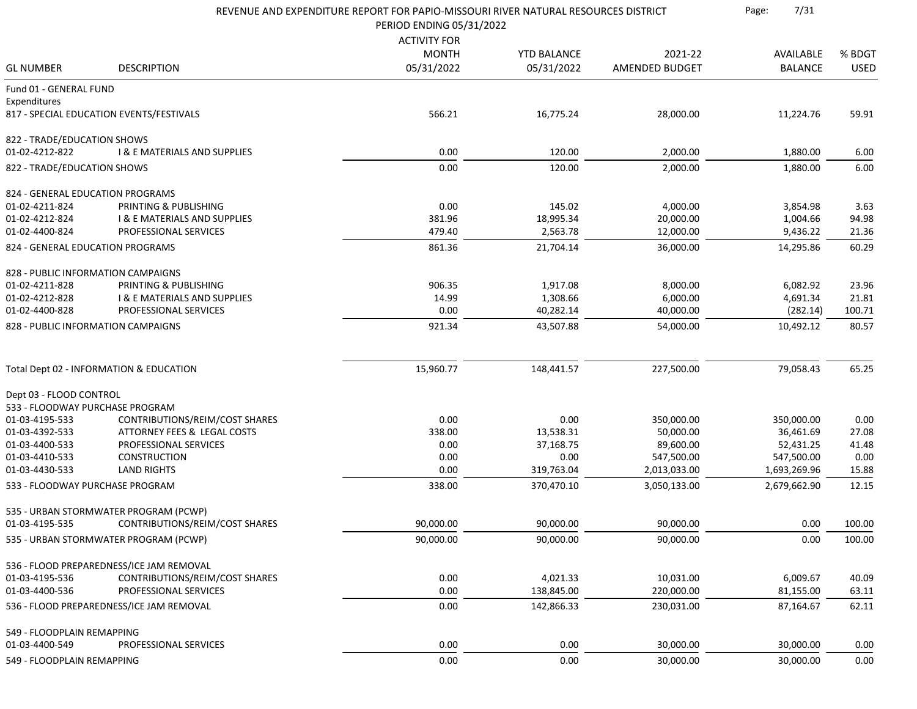# REVENUE AND EXPENDITURE REPORT FOR PAPIO-MISSOURI RIVER NATURAL RESOURCES DISTRICT

PERIOD ENDING 05/31/2022

| GL NUMBER | DESCRIPTION | ACTIVITY FOR MONTH 05/31/2022 | YTD BALANCE 05/31/2022 | 2021-22 AMENDED BUDGET | AVAILABLE BALANCE | % BDGT USED |
|---|---|---|---|---|---|---|
| Fund 01 - GENERAL FUND | | | | | | |
| Expenditures | | | | | | |
| 817 - SPECIAL EDUCATION EVENTS/FESTIVALS | | 566.21 | 16,775.24 | 28,000.00 | 11,224.76 | 59.91 |
| 822 - TRADE/EDUCATION SHOWS | | | | | | |
| 01-02-4212-822 | I & E MATERIALS AND SUPPLIES | 0.00 | 120.00 | 2,000.00 | 1,880.00 | 6.00 |
| 822 - TRADE/EDUCATION SHOWS | | 0.00 | 120.00 | 2,000.00 | 1,880.00 | 6.00 |
| 824 - GENERAL EDUCATION PROGRAMS | | | | | | |
| 01-02-4211-824 | PRINTING & PUBLISHING | 0.00 | 145.02 | 4,000.00 | 3,854.98 | 3.63 |
| 01-02-4212-824 | I & E MATERIALS AND SUPPLIES | 381.96 | 18,995.34 | 20,000.00 | 1,004.66 | 94.98 |
| 01-02-4400-824 | PROFESSIONAL SERVICES | 479.40 | 2,563.78 | 12,000.00 | 9,436.22 | 21.36 |
| 824 - GENERAL EDUCATION PROGRAMS | | 861.36 | 21,704.14 | 36,000.00 | 14,295.86 | 60.29 |
| 828 - PUBLIC INFORMATION CAMPAIGNS | | | | | | |
| 01-02-4211-828 | PRINTING & PUBLISHING | 906.35 | 1,917.08 | 8,000.00 | 6,082.92 | 23.96 |
| 01-02-4212-828 | I & E MATERIALS AND SUPPLIES | 14.99 | 1,308.66 | 6,000.00 | 4,691.34 | 21.81 |
| 01-02-4400-828 | PROFESSIONAL SERVICES | 0.00 | 40,282.14 | 40,000.00 | (282.14) | 100.71 |
| 828 - PUBLIC INFORMATION CAMPAIGNS | | 921.34 | 43,507.88 | 54,000.00 | 10,492.12 | 80.57 |
| Total Dept 02 - INFORMATION & EDUCATION | | 15,960.77 | 148,441.57 | 227,500.00 | 79,058.43 | 65.25 |
| Dept 03 - FLOOD CONTROL | | | | | | |
| 533 - FLOODWAY PURCHASE PROGRAM | | | | | | |
| 01-03-4195-533 | CONTRIBUTIONS/REIM/COST SHARES | 0.00 | 0.00 | 350,000.00 | 350,000.00 | 0.00 |
| 01-03-4392-533 | ATTORNEY FEES & LEGAL COSTS | 338.00 | 13,538.31 | 50,000.00 | 36,461.69 | 27.08 |
| 01-03-4400-533 | PROFESSIONAL SERVICES | 0.00 | 37,168.75 | 89,600.00 | 52,431.25 | 41.48 |
| 01-03-4410-533 | CONSTRUCTION | 0.00 | 0.00 | 547,500.00 | 547,500.00 | 0.00 |
| 01-03-4430-533 | LAND RIGHTS | 0.00 | 319,763.04 | 2,013,033.00 | 1,693,269.96 | 15.88 |
| 533 - FLOODWAY PURCHASE PROGRAM | | 338.00 | 370,470.10 | 3,050,133.00 | 2,679,662.90 | 12.15 |
| 535 - URBAN STORMWATER PROGRAM (PCWP) | | | | | | |
| 01-03-4195-535 | CONTRIBUTIONS/REIM/COST SHARES | 90,000.00 | 90,000.00 | 90,000.00 | 0.00 | 100.00 |
| 535 - URBAN STORMWATER PROGRAM (PCWP) | | 90,000.00 | 90,000.00 | 90,000.00 | 0.00 | 100.00 |
| 536 - FLOOD PREPAREDNESS/ICE JAM REMOVAL | | | | | | |
| 01-03-4195-536 | CONTRIBUTIONS/REIM/COST SHARES | 0.00 | 4,021.33 | 10,031.00 | 6,009.67 | 40.09 |
| 01-03-4400-536 | PROFESSIONAL SERVICES | 0.00 | 138,845.00 | 220,000.00 | 81,155.00 | 63.11 |
| 536 - FLOOD PREPAREDNESS/ICE JAM REMOVAL | | 0.00 | 142,866.33 | 230,031.00 | 87,164.67 | 62.11 |
| 549 - FLOODPLAIN REMAPPING | | | | | | |
| 01-03-4400-549 | PROFESSIONAL SERVICES | 0.00 | 0.00 | 30,000.00 | 30,000.00 | 0.00 |
| 549 - FLOODPLAIN REMAPPING | | 0.00 | 0.00 | 30,000.00 | 30,000.00 | 0.00 |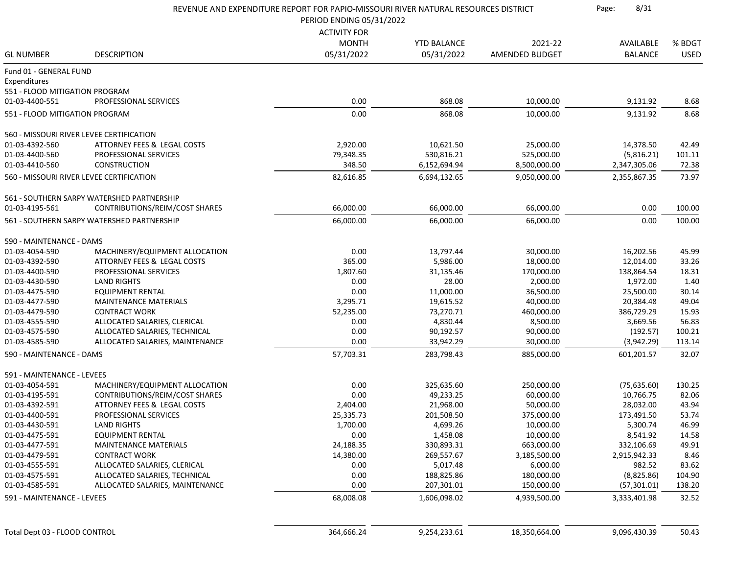REVENUE AND EXPENDITURE REPORT FOR PAPIO-MISSOURI RIVER NATURAL RESOURCES DISTRICT

PERIOD ENDING 05/31/2022

| GL NUMBER | DESCRIPTION | ACTIVITY FOR MONTH 05/31/2022 | YTD BALANCE 05/31/2022 | 2021-22 AMENDED BUDGET | AVAILABLE BALANCE | % BDGT USED |
|---|---|---|---|---|---|---|
| Fund 01 - GENERAL FUND | | | | | | |
| Expenditures | | | | | | |
| 551 - FLOOD MITIGATION PROGRAM | | | | | | |
| 01-03-4400-551 | PROFESSIONAL SERVICES | 0.00 | 868.08 | 10,000.00 | 9,131.92 | 8.68 |
| 551 - FLOOD MITIGATION PROGRAM | | 0.00 | 868.08 | 10,000.00 | 9,131.92 | 8.68 |
| 560 - MISSOURI RIVER LEVEE CERTIFICATION | | | | | | |
| 01-03-4392-560 | ATTORNEY FEES & LEGAL COSTS | 2,920.00 | 10,621.50 | 25,000.00 | 14,378.50 | 42.49 |
| 01-03-4400-560 | PROFESSIONAL SERVICES | 79,348.35 | 530,816.21 | 525,000.00 | (5,816.21) | 101.11 |
| 01-03-4410-560 | CONSTRUCTION | 348.50 | 6,152,694.94 | 8,500,000.00 | 2,347,305.06 | 72.38 |
| 560 - MISSOURI RIVER LEVEE CERTIFICATION | | 82,616.85 | 6,694,132.65 | 9,050,000.00 | 2,355,867.35 | 73.97 |
| 561 - SOUTHERN SARPY WATERSHED PARTNERSHIP | | | | | | |
| 01-03-4195-561 | CONTRIBUTIONS/REIM/COST SHARES | 66,000.00 | 66,000.00 | 66,000.00 | 0.00 | 100.00 |
| 561 - SOUTHERN SARPY WATERSHED PARTNERSHIP | | 66,000.00 | 66,000.00 | 66,000.00 | 0.00 | 100.00 |
| 590 - MAINTENANCE - DAMS | | | | | | |
| 01-03-4054-590 | MACHINERY/EQUIPMENT ALLOCATION | 0.00 | 13,797.44 | 30,000.00 | 16,202.56 | 45.99 |
| 01-03-4392-590 | ATTORNEY FEES & LEGAL COSTS | 365.00 | 5,986.00 | 18,000.00 | 12,014.00 | 33.26 |
| 01-03-4400-590 | PROFESSIONAL SERVICES | 1,807.60 | 31,135.46 | 170,000.00 | 138,864.54 | 18.31 |
| 01-03-4430-590 | LAND RIGHTS | 0.00 | 28.00 | 2,000.00 | 1,972.00 | 1.40 |
| 01-03-4475-590 | EQUIPMENT RENTAL | 0.00 | 11,000.00 | 36,500.00 | 25,500.00 | 30.14 |
| 01-03-4477-590 | MAINTENANCE MATERIALS | 3,295.71 | 19,615.52 | 40,000.00 | 20,384.48 | 49.04 |
| 01-03-4479-590 | CONTRACT WORK | 52,235.00 | 73,270.71 | 460,000.00 | 386,729.29 | 15.93 |
| 01-03-4555-590 | ALLOCATED SALARIES, CLERICAL | 0.00 | 4,830.44 | 8,500.00 | 3,669.56 | 56.83 |
| 01-03-4575-590 | ALLOCATED SALARIES, TECHNICAL | 0.00 | 90,192.57 | 90,000.00 | (192.57) | 100.21 |
| 01-03-4585-590 | ALLOCATED SALARIES, MAINTENANCE | 0.00 | 33,942.29 | 30,000.00 | (3,942.29) | 113.14 |
| 590 - MAINTENANCE - DAMS | | 57,703.31 | 283,798.43 | 885,000.00 | 601,201.57 | 32.07 |
| 591 - MAINTENANCE - LEVEES | | | | | | |
| 01-03-4054-591 | MACHINERY/EQUIPMENT ALLOCATION | 0.00 | 325,635.60 | 250,000.00 | (75,635.60) | 130.25 |
| 01-03-4195-591 | CONTRIBUTIONS/REIM/COST SHARES | 0.00 | 49,233.25 | 60,000.00 | 10,766.75 | 82.06 |
| 01-03-4392-591 | ATTORNEY FEES & LEGAL COSTS | 2,404.00 | 21,968.00 | 50,000.00 | 28,032.00 | 43.94 |
| 01-03-4400-591 | PROFESSIONAL SERVICES | 25,335.73 | 201,508.50 | 375,000.00 | 173,491.50 | 53.74 |
| 01-03-4430-591 | LAND RIGHTS | 1,700.00 | 4,699.26 | 10,000.00 | 5,300.74 | 46.99 |
| 01-03-4475-591 | EQUIPMENT RENTAL | 0.00 | 1,458.08 | 10,000.00 | 8,541.92 | 14.58 |
| 01-03-4477-591 | MAINTENANCE MATERIALS | 24,188.35 | 330,893.31 | 663,000.00 | 332,106.69 | 49.91 |
| 01-03-4479-591 | CONTRACT WORK | 14,380.00 | 269,557.67 | 3,185,500.00 | 2,915,942.33 | 8.46 |
| 01-03-4555-591 | ALLOCATED SALARIES, CLERICAL | 0.00 | 5,017.48 | 6,000.00 | 982.52 | 83.62 |
| 01-03-4575-591 | ALLOCATED SALARIES, TECHNICAL | 0.00 | 188,825.86 | 180,000.00 | (8,825.86) | 104.90 |
| 01-03-4585-591 | ALLOCATED SALARIES, MAINTENANCE | 0.00 | 207,301.01 | 150,000.00 | (57,301.01) | 138.20 |
| 591 - MAINTENANCE - LEVEES | | 68,008.08 | 1,606,098.02 | 4,939,500.00 | 3,333,401.98 | 32.52 |
| Total Dept 03 - FLOOD CONTROL | | 364,666.24 | 9,254,233.61 | 18,350,664.00 | 9,096,430.39 | 50.43 |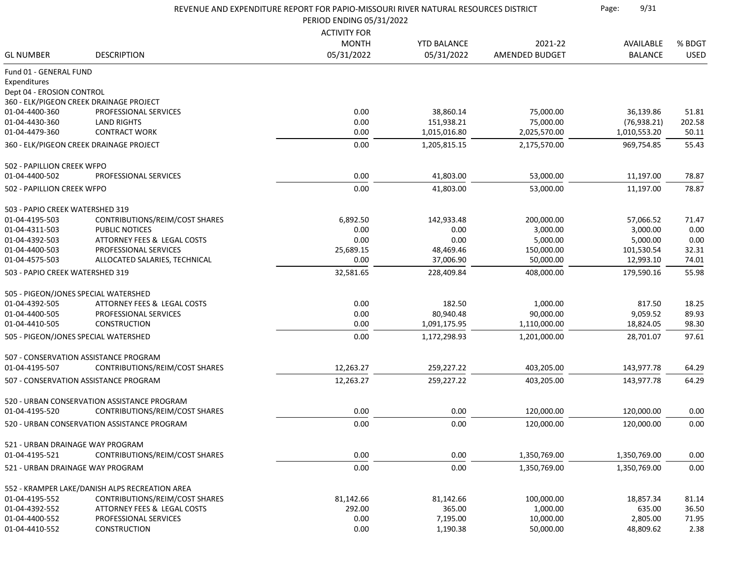# REVENUE AND EXPENDITURE REPORT FOR PAPIO-MISSOURI RIVER NATURAL RESOURCES DISTRICT

PERIOD ENDING 05/31/2022

| GL NUMBER | DESCRIPTION | ACTIVITY FOR MONTH 05/31/2022 | YTD BALANCE 05/31/2022 | 2021-22 AMENDED BUDGET | AVAILABLE BALANCE | % BDGT USED |
|---|---|---|---|---|---|---|
| Fund 01 - GENERAL FUND | | | | | | |
| Expenditures | | | | | | |
| Dept 04 - EROSION CONTROL | | | | | | |
| 360 - ELK/PIGEON CREEK DRAINAGE PROJECT | | | | | | |
| 01-04-4400-360 | PROFESSIONAL SERVICES | 0.00 | 38,860.14 | 75,000.00 | 36,139.86 | 51.81 |
| 01-04-4430-360 | LAND RIGHTS | 0.00 | 151,938.21 | 75,000.00 | (76,938.21) | 202.58 |
| 01-04-4479-360 | CONTRACT WORK | 0.00 | 1,015,016.80 | 2,025,570.00 | 1,010,553.20 | 50.11 |
| 360 - ELK/PIGEON CREEK DRAINAGE PROJECT | | 0.00 | 1,205,815.15 | 2,175,570.00 | 969,754.85 | 55.43 |
| 502 - PAPILLION CREEK WFPO | | | | | | |
| 01-04-4400-502 | PROFESSIONAL SERVICES | 0.00 | 41,803.00 | 53,000.00 | 11,197.00 | 78.87 |
| 502 - PAPILLION CREEK WFPO | | 0.00 | 41,803.00 | 53,000.00 | 11,197.00 | 78.87 |
| 503 - PAPIO CREEK WATERSHED 319 | | | | | | |
| 01-04-4195-503 | CONTRIBUTIONS/REIM/COST SHARES | 6,892.50 | 142,933.48 | 200,000.00 | 57,066.52 | 71.47 |
| 01-04-4311-503 | PUBLIC NOTICES | 0.00 | 0.00 | 3,000.00 | 3,000.00 | 0.00 |
| 01-04-4392-503 | ATTORNEY FEES & LEGAL COSTS | 0.00 | 0.00 | 5,000.00 | 5,000.00 | 0.00 |
| 01-04-4400-503 | PROFESSIONAL SERVICES | 25,689.15 | 48,469.46 | 150,000.00 | 101,530.54 | 32.31 |
| 01-04-4575-503 | ALLOCATED SALARIES, TECHNICAL | 0.00 | 37,006.90 | 50,000.00 | 12,993.10 | 74.01 |
| 503 - PAPIO CREEK WATERSHED 319 | | 32,581.65 | 228,409.84 | 408,000.00 | 179,590.16 | 55.98 |
| 505 - PIGEON/JONES SPECIAL WATERSHED | | | | | | |
| 01-04-4392-505 | ATTORNEY FEES & LEGAL COSTS | 0.00 | 182.50 | 1,000.00 | 817.50 | 18.25 |
| 01-04-4400-505 | PROFESSIONAL SERVICES | 0.00 | 80,940.48 | 90,000.00 | 9,059.52 | 89.93 |
| 01-04-4410-505 | CONSTRUCTION | 0.00 | 1,091,175.95 | 1,110,000.00 | 18,824.05 | 98.30 |
| 505 - PIGEON/JONES SPECIAL WATERSHED | | 0.00 | 1,172,298.93 | 1,201,000.00 | 28,701.07 | 97.61 |
| 507 - CONSERVATION ASSISTANCE PROGRAM | | | | | | |
| 01-04-4195-507 | CONTRIBUTIONS/REIM/COST SHARES | 12,263.27 | 259,227.22 | 403,205.00 | 143,977.78 | 64.29 |
| 507 - CONSERVATION ASSISTANCE PROGRAM | | 12,263.27 | 259,227.22 | 403,205.00 | 143,977.78 | 64.29 |
| 520 - URBAN CONSERVATION ASSISTANCE PROGRAM | | | | | | |
| 01-04-4195-520 | CONTRIBUTIONS/REIM/COST SHARES | 0.00 | 0.00 | 120,000.00 | 120,000.00 | 0.00 |
| 520 - URBAN CONSERVATION ASSISTANCE PROGRAM | | 0.00 | 0.00 | 120,000.00 | 120,000.00 | 0.00 |
| 521 - URBAN DRAINAGE WAY PROGRAM | | | | | | |
| 01-04-4195-521 | CONTRIBUTIONS/REIM/COST SHARES | 0.00 | 0.00 | 1,350,769.00 | 1,350,769.00 | 0.00 |
| 521 - URBAN DRAINAGE WAY PROGRAM | | 0.00 | 0.00 | 1,350,769.00 | 1,350,769.00 | 0.00 |
| 552 - KRAMPER LAKE/DANISH ALPS RECREATION AREA | | | | | | |
| 01-04-4195-552 | CONTRIBUTIONS/REIM/COST SHARES | 81,142.66 | 81,142.66 | 100,000.00 | 18,857.34 | 81.14 |
| 01-04-4392-552 | ATTORNEY FEES & LEGAL COSTS | 292.00 | 365.00 | 1,000.00 | 635.00 | 36.50 |
| 01-04-4400-552 | PROFESSIONAL SERVICES | 0.00 | 7,195.00 | 10,000.00 | 2,805.00 | 71.95 |
| 01-04-4410-552 | CONSTRUCTION | 0.00 | 1,190.38 | 50,000.00 | 48,809.62 | 2.38 |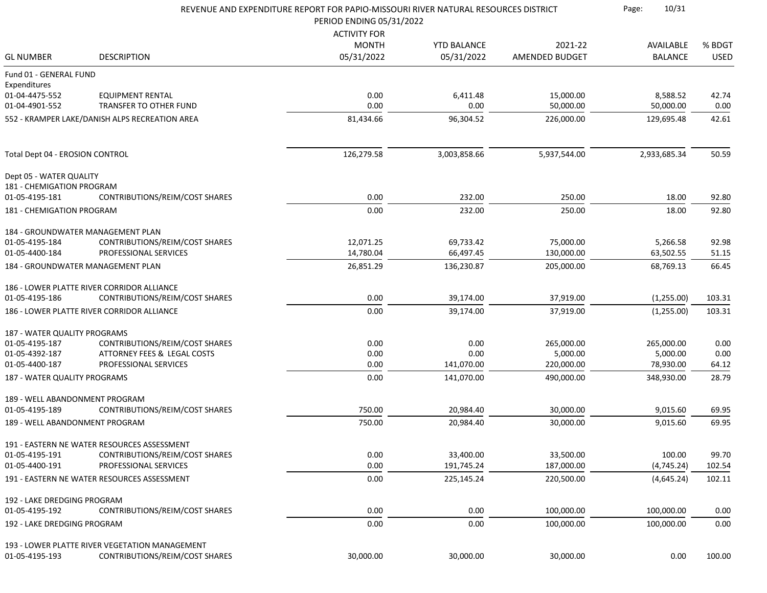# REVENUE AND EXPENDITURE REPORT FOR PAPIO-MISSOURI RIVER NATURAL RESOURCES DISTRICT

PERIOD ENDING 05/31/2022

| GL NUMBER | DESCRIPTION | ACTIVITY FOR MONTH 05/31/2022 | YTD BALANCE 05/31/2022 | 2021-22 AMENDED BUDGET | AVAILABLE BALANCE | % BDGT USED |
|---|---|---|---|---|---|---|
| Fund 01 - GENERAL FUND | | | | | | |
| Expenditures | | | | | | |
| 01-04-4475-552 | EQUIPMENT RENTAL | 0.00 | 6,411.48 | 15,000.00 | 8,588.52 | 42.74 |
| 01-04-4901-552 | TRANSFER TO OTHER FUND | 0.00 | 0.00 | 50,000.00 | 50,000.00 | 0.00 |
| 552 - KRAMPER LAKE/DANISH ALPS RECREATION AREA | | 81,434.66 | 96,304.52 | 226,000.00 | 129,695.48 | 42.61 |
| Total Dept 04 - EROSION CONTROL | | 126,279.58 | 3,003,858.66 | 5,937,544.00 | 2,933,685.34 | 50.59 |
| Dept 05 - WATER QUALITY | | | | | | |
| 181 - CHEMIGATION PROGRAM | | | | | | |
| 01-05-4195-181 | CONTRIBUTIONS/REIM/COST SHARES | 0.00 | 232.00 | 250.00 | 18.00 | 92.80 |
| 181 - CHEMIGATION PROGRAM | | 0.00 | 232.00 | 250.00 | 18.00 | 92.80 |
| 184 - GROUNDWATER MANAGEMENT PLAN | | | | | | |
| 01-05-4195-184 | CONTRIBUTIONS/REIM/COST SHARES | 12,071.25 | 69,733.42 | 75,000.00 | 5,266.58 | 92.98 |
| 01-05-4400-184 | PROFESSIONAL SERVICES | 14,780.04 | 66,497.45 | 130,000.00 | 63,502.55 | 51.15 |
| 184 - GROUNDWATER MANAGEMENT PLAN | | 26,851.29 | 136,230.87 | 205,000.00 | 68,769.13 | 66.45 |
| 186 - LOWER PLATTE RIVER CORRIDOR ALLIANCE | | | | | | |
| 01-05-4195-186 | CONTRIBUTIONS/REIM/COST SHARES | 0.00 | 39,174.00 | 37,919.00 | (1,255.00) | 103.31 |
| 186 - LOWER PLATTE RIVER CORRIDOR ALLIANCE | | 0.00 | 39,174.00 | 37,919.00 | (1,255.00) | 103.31 |
| 187 - WATER QUALITY PROGRAMS | | | | | | |
| 01-05-4195-187 | CONTRIBUTIONS/REIM/COST SHARES | 0.00 | 0.00 | 265,000.00 | 265,000.00 | 0.00 |
| 01-05-4392-187 | ATTORNEY FEES & LEGAL COSTS | 0.00 | 0.00 | 5,000.00 | 5,000.00 | 0.00 |
| 01-05-4400-187 | PROFESSIONAL SERVICES | 0.00 | 141,070.00 | 220,000.00 | 78,930.00 | 64.12 |
| 187 - WATER QUALITY PROGRAMS | | 0.00 | 141,070.00 | 490,000.00 | 348,930.00 | 28.79 |
| 189 - WELL ABANDONMENT PROGRAM | | | | | | |
| 01-05-4195-189 | CONTRIBUTIONS/REIM/COST SHARES | 750.00 | 20,984.40 | 30,000.00 | 9,015.60 | 69.95 |
| 189 - WELL ABANDONMENT PROGRAM | | 750.00 | 20,984.40 | 30,000.00 | 9,015.60 | 69.95 |
| 191 - EASTERN NE WATER RESOURCES ASSESSMENT | | | | | | |
| 01-05-4195-191 | CONTRIBUTIONS/REIM/COST SHARES | 0.00 | 33,400.00 | 33,500.00 | 100.00 | 99.70 |
| 01-05-4400-191 | PROFESSIONAL SERVICES | 0.00 | 191,745.24 | 187,000.00 | (4,745.24) | 102.54 |
| 191 - EASTERN NE WATER RESOURCES ASSESSMENT | | 0.00 | 225,145.24 | 220,500.00 | (4,645.24) | 102.11 |
| 192 - LAKE DREDGING PROGRAM | | | | | | |
| 01-05-4195-192 | CONTRIBUTIONS/REIM/COST SHARES | 0.00 | 0.00 | 100,000.00 | 100,000.00 | 0.00 |
| 192 - LAKE DREDGING PROGRAM | | 0.00 | 0.00 | 100,000.00 | 100,000.00 | 0.00 |
| 193 - LOWER PLATTE RIVER VEGETATION MANAGEMENT | | | | | | |
| 01-05-4195-193 | CONTRIBUTIONS/REIM/COST SHARES | 30,000.00 | 30,000.00 | 30,000.00 | 0.00 | 100.00 |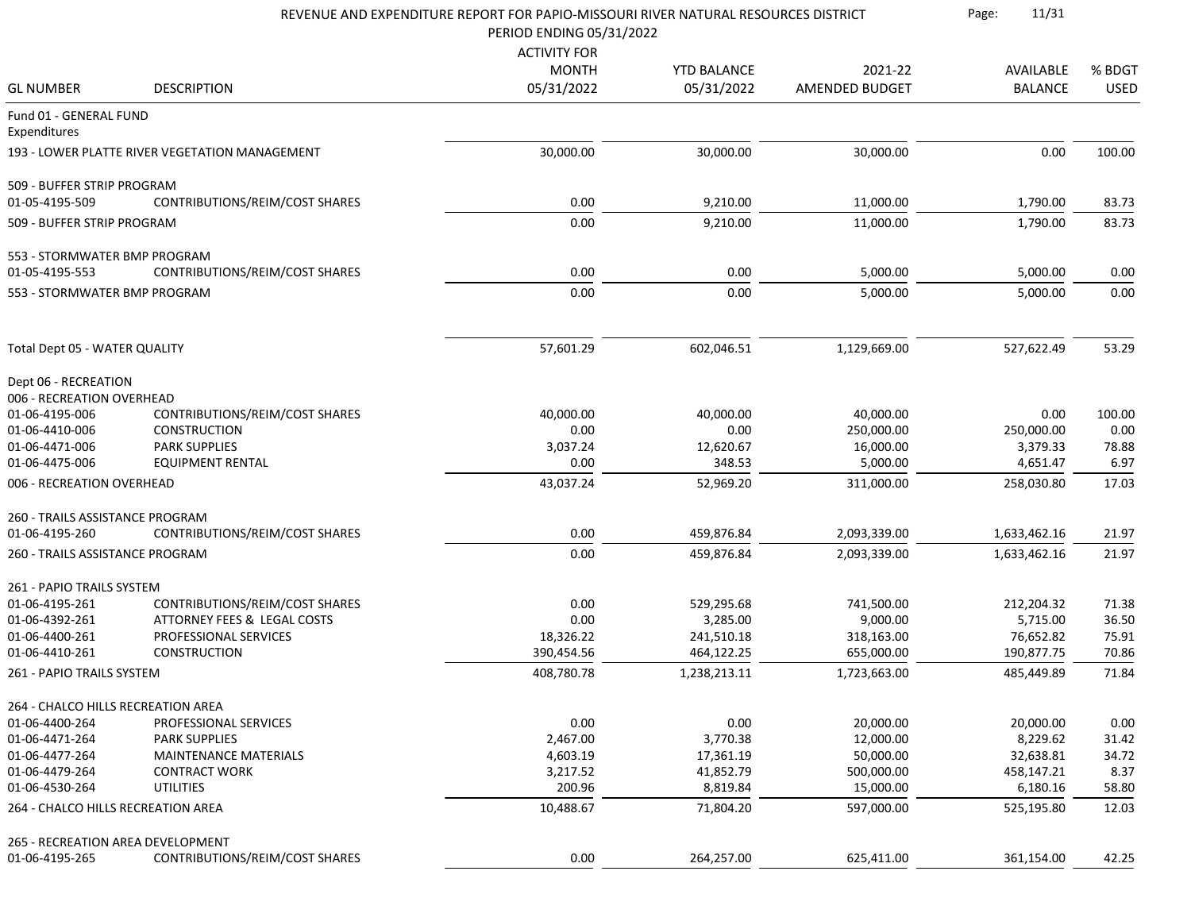# REVENUE AND EXPENDITURE REPORT FOR PAPIO-MISSOURI RIVER NATURAL RESOURCES DISTRICT

PERIOD ENDING 05/31/2022

| GL NUMBER | DESCRIPTION | ACTIVITY FOR MONTH 05/31/2022 | YTD BALANCE 05/31/2022 | 2021-22 AMENDED BUDGET | AVAILABLE BALANCE | % BDGT USED |
|---|---|---|---|---|---|---|
| Fund 01 - GENERAL FUND | | | | | | |
| Expenditures | | | | | | |
| 193 - LOWER PLATTE RIVER VEGETATION MANAGEMENT | | 30,000.00 | 30,000.00 | 30,000.00 | 0.00 | 100.00 |
| 509 - BUFFER STRIP PROGRAM | | | | | | |
| 01-05-4195-509 | CONTRIBUTIONS/REIM/COST SHARES | 0.00 | 9,210.00 | 11,000.00 | 1,790.00 | 83.73 |
| 509 - BUFFER STRIP PROGRAM | | 0.00 | 9,210.00 | 11,000.00 | 1,790.00 | 83.73 |
| 553 - STORMWATER BMP PROGRAM | | | | | | |
| 01-05-4195-553 | CONTRIBUTIONS/REIM/COST SHARES | 0.00 | 0.00 | 5,000.00 | 5,000.00 | 0.00 |
| 553 - STORMWATER BMP PROGRAM | | 0.00 | 0.00 | 5,000.00 | 5,000.00 | 0.00 |
| Total Dept 05 - WATER QUALITY | | 57,601.29 | 602,046.51 | 1,129,669.00 | 527,622.49 | 53.29 |
| Dept 06 - RECREATION | | | | | | |
| 006 - RECREATION OVERHEAD | | | | | | |
| 01-06-4195-006 | CONTRIBUTIONS/REIM/COST SHARES | 40,000.00 | 40,000.00 | 40,000.00 | 0.00 | 100.00 |
| 01-06-4410-006 | CONSTRUCTION | 0.00 | 0.00 | 250,000.00 | 250,000.00 | 0.00 |
| 01-06-4471-006 | PARK SUPPLIES | 3,037.24 | 12,620.67 | 16,000.00 | 3,379.33 | 78.88 |
| 01-06-4475-006 | EQUIPMENT RENTAL | 0.00 | 348.53 | 5,000.00 | 4,651.47 | 6.97 |
| 006 - RECREATION OVERHEAD | | 43,037.24 | 52,969.20 | 311,000.00 | 258,030.80 | 17.03 |
| 260 - TRAILS ASSISTANCE PROGRAM | | | | | | |
| 01-06-4195-260 | CONTRIBUTIONS/REIM/COST SHARES | 0.00 | 459,876.84 | 2,093,339.00 | 1,633,462.16 | 21.97 |
| 260 - TRAILS ASSISTANCE PROGRAM | | 0.00 | 459,876.84 | 2,093,339.00 | 1,633,462.16 | 21.97 |
| 261 - PAPIO TRAILS SYSTEM | | | | | | |
| 01-06-4195-261 | CONTRIBUTIONS/REIM/COST SHARES | 0.00 | 529,295.68 | 741,500.00 | 212,204.32 | 71.38 |
| 01-06-4392-261 | ATTORNEY FEES & LEGAL COSTS | 0.00 | 3,285.00 | 9,000.00 | 5,715.00 | 36.50 |
| 01-06-4400-261 | PROFESSIONAL SERVICES | 18,326.22 | 241,510.18 | 318,163.00 | 76,652.82 | 75.91 |
| 01-06-4410-261 | CONSTRUCTION | 390,454.56 | 464,122.25 | 655,000.00 | 190,877.75 | 70.86 |
| 261 - PAPIO TRAILS SYSTEM | | 408,780.78 | 1,238,213.11 | 1,723,663.00 | 485,449.89 | 71.84 |
| 264 - CHALCO HILLS RECREATION AREA | | | | | | |
| 01-06-4400-264 | PROFESSIONAL SERVICES | 0.00 | 0.00 | 20,000.00 | 20,000.00 | 0.00 |
| 01-06-4471-264 | PARK SUPPLIES | 2,467.00 | 3,770.38 | 12,000.00 | 8,229.62 | 31.42 |
| 01-06-4477-264 | MAINTENANCE MATERIALS | 4,603.19 | 17,361.19 | 50,000.00 | 32,638.81 | 34.72 |
| 01-06-4479-264 | CONTRACT WORK | 3,217.52 | 41,852.79 | 500,000.00 | 458,147.21 | 8.37 |
| 01-06-4530-264 | UTILITIES | 200.96 | 8,819.84 | 15,000.00 | 6,180.16 | 58.80 |
| 264 - CHALCO HILLS RECREATION AREA | | 10,488.67 | 71,804.20 | 597,000.00 | 525,195.80 | 12.03 |
| 265 - RECREATION AREA DEVELOPMENT | | | | | | |
| 01-06-4195-265 | CONTRIBUTIONS/REIM/COST SHARES | 0.00 | 264,257.00 | 625,411.00 | 361,154.00 | 42.25 |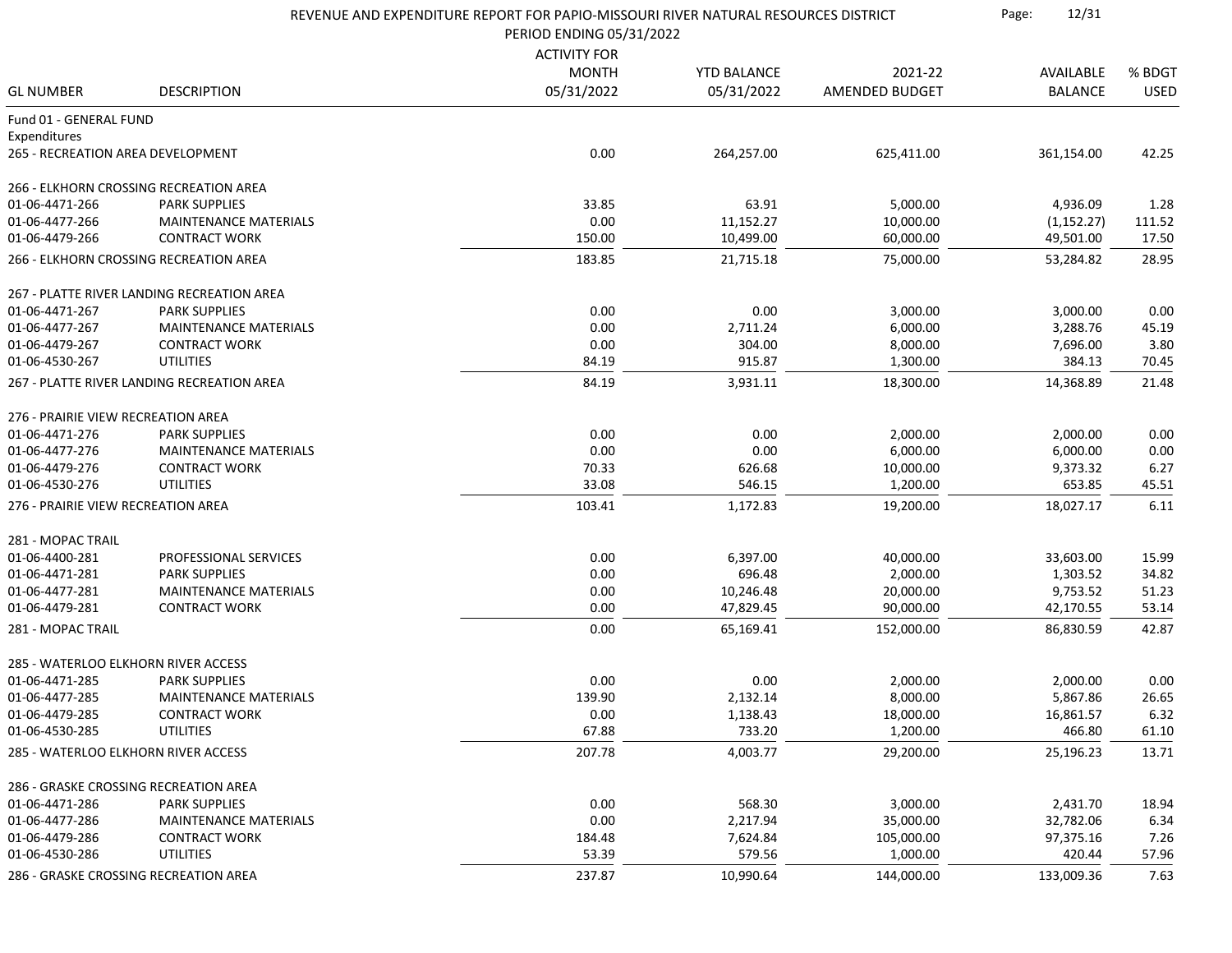# REVENUE AND EXPENDITURE REPORT FOR PAPIO-MISSOURI RIVER NATURAL RESOURCES DISTRICT

PERIOD ENDING 05/31/2022

| GL NUMBER | DESCRIPTION | ACTIVITY FOR MONTH 05/31/2022 | YTD BALANCE 05/31/2022 | 2021-22 AMENDED BUDGET | AVAILABLE BALANCE | % BDGT USED |
|---|---|---|---|---|---|---|
| Fund 01 - GENERAL FUND | | | | | | |
| Expenditures | | | | | | |
| 265 - RECREATION AREA DEVELOPMENT | | 0.00 | 264,257.00 | 625,411.00 | 361,154.00 | 42.25 |
| 266 - ELKHORN CROSSING RECREATION AREA | | | | | | |
| 01-06-4471-266 | PARK SUPPLIES | 33.85 | 63.91 | 5,000.00 | 4,936.09 | 1.28 |
| 01-06-4477-266 | MAINTENANCE MATERIALS | 0.00 | 11,152.27 | 10,000.00 | (1,152.27) | 111.52 |
| 01-06-4479-266 | CONTRACT WORK | 150.00 | 10,499.00 | 60,000.00 | 49,501.00 | 17.50 |
| 266 - ELKHORN CROSSING RECREATION AREA | | 183.85 | 21,715.18 | 75,000.00 | 53,284.82 | 28.95 |
| 267 - PLATTE RIVER LANDING RECREATION AREA | | | | | | |
| 01-06-4471-267 | PARK SUPPLIES | 0.00 | 0.00 | 3,000.00 | 3,000.00 | 0.00 |
| 01-06-4477-267 | MAINTENANCE MATERIALS | 0.00 | 2,711.24 | 6,000.00 | 3,288.76 | 45.19 |
| 01-06-4479-267 | CONTRACT WORK | 0.00 | 304.00 | 8,000.00 | 7,696.00 | 3.80 |
| 01-06-4530-267 | UTILITIES | 84.19 | 915.87 | 1,300.00 | 384.13 | 70.45 |
| 267 - PLATTE RIVER LANDING RECREATION AREA | | 84.19 | 3,931.11 | 18,300.00 | 14,368.89 | 21.48 |
| 276 - PRAIRIE VIEW RECREATION AREA | | | | | | |
| 01-06-4471-276 | PARK SUPPLIES | 0.00 | 0.00 | 2,000.00 | 2,000.00 | 0.00 |
| 01-06-4477-276 | MAINTENANCE MATERIALS | 0.00 | 0.00 | 6,000.00 | 6,000.00 | 0.00 |
| 01-06-4479-276 | CONTRACT WORK | 70.33 | 626.68 | 10,000.00 | 9,373.32 | 6.27 |
| 01-06-4530-276 | UTILITIES | 33.08 | 546.15 | 1,200.00 | 653.85 | 45.51 |
| 276 - PRAIRIE VIEW RECREATION AREA | | 103.41 | 1,172.83 | 19,200.00 | 18,027.17 | 6.11 |
| 281 - MOPAC TRAIL | | | | | | |
| 01-06-4400-281 | PROFESSIONAL SERVICES | 0.00 | 6,397.00 | 40,000.00 | 33,603.00 | 15.99 |
| 01-06-4471-281 | PARK SUPPLIES | 0.00 | 696.48 | 2,000.00 | 1,303.52 | 34.82 |
| 01-06-4477-281 | MAINTENANCE MATERIALS | 0.00 | 10,246.48 | 20,000.00 | 9,753.52 | 51.23 |
| 01-06-4479-281 | CONTRACT WORK | 0.00 | 47,829.45 | 90,000.00 | 42,170.55 | 53.14 |
| 281 - MOPAC TRAIL | | 0.00 | 65,169.41 | 152,000.00 | 86,830.59 | 42.87 |
| 285 - WATERLOO ELKHORN RIVER ACCESS | | | | | | |
| 01-06-4471-285 | PARK SUPPLIES | 0.00 | 0.00 | 2,000.00 | 2,000.00 | 0.00 |
| 01-06-4477-285 | MAINTENANCE MATERIALS | 139.90 | 2,132.14 | 8,000.00 | 5,867.86 | 26.65 |
| 01-06-4479-285 | CONTRACT WORK | 0.00 | 1,138.43 | 18,000.00 | 16,861.57 | 6.32 |
| 01-06-4530-285 | UTILITIES | 67.88 | 733.20 | 1,200.00 | 466.80 | 61.10 |
| 285 - WATERLOO ELKHORN RIVER ACCESS | | 207.78 | 4,003.77 | 29,200.00 | 25,196.23 | 13.71 |
| 286 - GRASKE CROSSING RECREATION AREA | | | | | | |
| 01-06-4471-286 | PARK SUPPLIES | 0.00 | 568.30 | 3,000.00 | 2,431.70 | 18.94 |
| 01-06-4477-286 | MAINTENANCE MATERIALS | 0.00 | 2,217.94 | 35,000.00 | 32,782.06 | 6.34 |
| 01-06-4479-286 | CONTRACT WORK | 184.48 | 7,624.84 | 105,000.00 | 97,375.16 | 7.26 |
| 01-06-4530-286 | UTILITIES | 53.39 | 579.56 | 1,000.00 | 420.44 | 57.96 |
| 286 - GRASKE CROSSING RECREATION AREA | | 237.87 | 10,990.64 | 144,000.00 | 133,009.36 | 7.63 |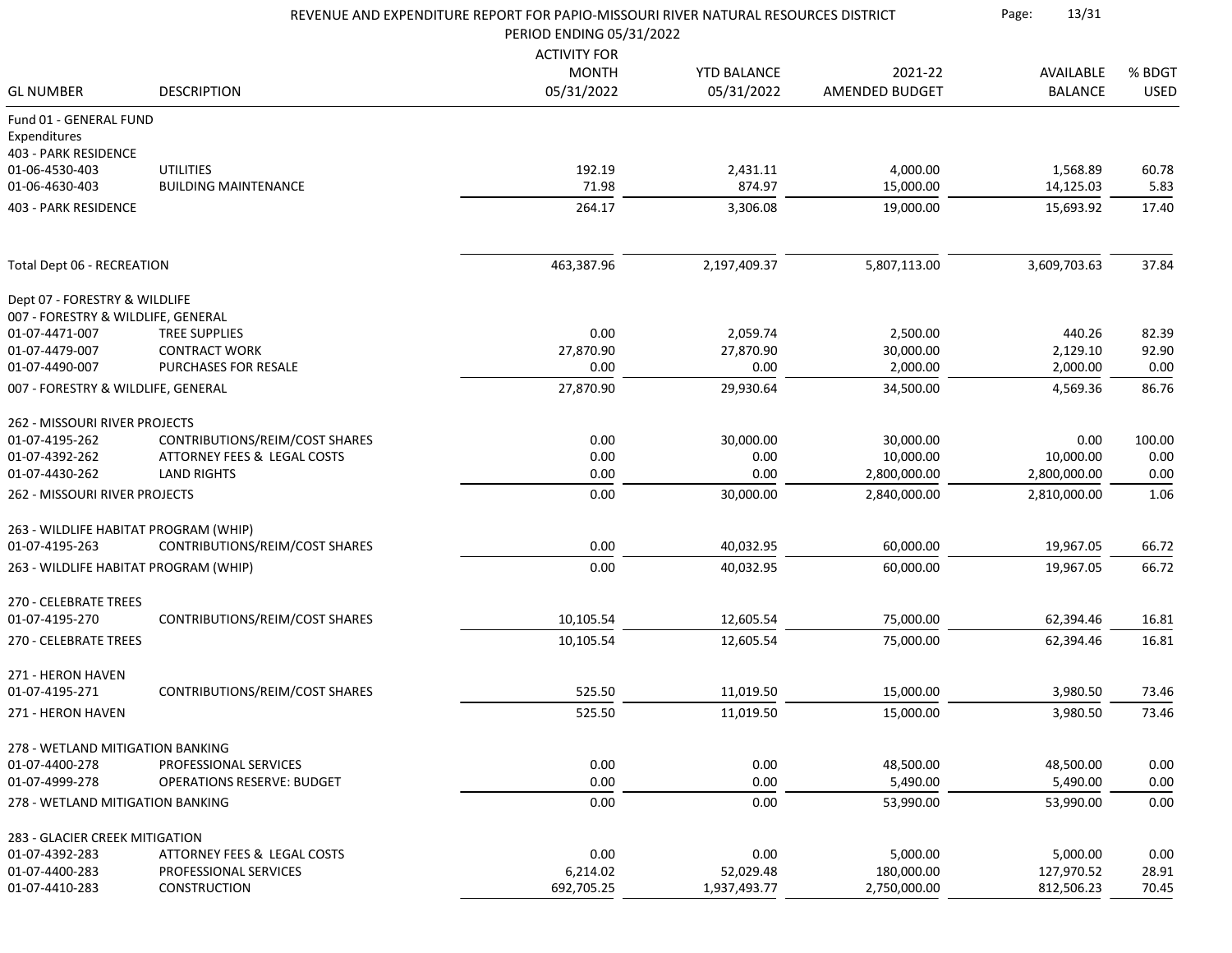# REVENUE AND EXPENDITURE REPORT FOR PAPIO-MISSOURI RIVER NATURAL RESOURCES DISTRICT

PERIOD ENDING 05/31/2022

| GL NUMBER | DESCRIPTION | ACTIVITY FOR MONTH 05/31/2022 | YTD BALANCE 05/31/2022 | 2021-22 AMENDED BUDGET | AVAILABLE BALANCE | % BDGT USED |
|---|---|---|---|---|---|---|
| Fund 01 - GENERAL FUND | | | | | | |
| Expenditures | | | | | | |
| 403 - PARK RESIDENCE | | | | | | |
| 01-06-4530-403 | UTILITIES | 192.19 | 2,431.11 | 4,000.00 | 1,568.89 | 60.78 |
| 01-06-4630-403 | BUILDING MAINTENANCE | 71.98 | 874.97 | 15,000.00 | 14,125.03 | 5.83 |
| 403 - PARK RESIDENCE | | 264.17 | 3,306.08 | 19,000.00 | 15,693.92 | 17.40 |
| Total Dept 06 - RECREATION | | 463,387.96 | 2,197,409.37 | 5,807,113.00 | 3,609,703.63 | 37.84 |
| Dept 07 - FORESTRY & WILDLIFE | | | | | | |
| 007 - FORESTRY & WILDLIFE, GENERAL | | | | | | |
| 01-07-4471-007 | TREE SUPPLIES | 0.00 | 2,059.74 | 2,500.00 | 440.26 | 82.39 |
| 01-07-4479-007 | CONTRACT WORK | 27,870.90 | 27,870.90 | 30,000.00 | 2,129.10 | 92.90 |
| 01-07-4490-007 | PURCHASES FOR RESALE | 0.00 | 0.00 | 2,000.00 | 2,000.00 | 0.00 |
| 007 - FORESTRY & WILDLIFE, GENERAL | | 27,870.90 | 29,930.64 | 34,500.00 | 4,569.36 | 86.76 |
| 262 - MISSOURI RIVER PROJECTS | | | | | | |
| 01-07-4195-262 | CONTRIBUTIONS/REIM/COST SHARES | 0.00 | 30,000.00 | 30,000.00 | 0.00 | 100.00 |
| 01-07-4392-262 | ATTORNEY FEES & LEGAL COSTS | 0.00 | 0.00 | 10,000.00 | 10,000.00 | 0.00 |
| 01-07-4430-262 | LAND RIGHTS | 0.00 | 0.00 | 2,800,000.00 | 2,800,000.00 | 0.00 |
| 262 - MISSOURI RIVER PROJECTS | | 0.00 | 30,000.00 | 2,840,000.00 | 2,810,000.00 | 1.06 |
| 263 - WILDLIFE HABITAT PROGRAM (WHIP) | | | | | | |
| 01-07-4195-263 | CONTRIBUTIONS/REIM/COST SHARES | 0.00 | 40,032.95 | 60,000.00 | 19,967.05 | 66.72 |
| 263 - WILDLIFE HABITAT PROGRAM (WHIP) | | 0.00 | 40,032.95 | 60,000.00 | 19,967.05 | 66.72 |
| 270 - CELEBRATE TREES | | | | | | |
| 01-07-4195-270 | CONTRIBUTIONS/REIM/COST SHARES | 10,105.54 | 12,605.54 | 75,000.00 | 62,394.46 | 16.81 |
| 270 - CELEBRATE TREES | | 10,105.54 | 12,605.54 | 75,000.00 | 62,394.46 | 16.81 |
| 271 - HERON HAVEN | | | | | | |
| 01-07-4195-271 | CONTRIBUTIONS/REIM/COST SHARES | 525.50 | 11,019.50 | 15,000.00 | 3,980.50 | 73.46 |
| 271 - HERON HAVEN | | 525.50 | 11,019.50 | 15,000.00 | 3,980.50 | 73.46 |
| 278 - WETLAND MITIGATION BANKING | | | | | | |
| 01-07-4400-278 | PROFESSIONAL SERVICES | 0.00 | 0.00 | 48,500.00 | 48,500.00 | 0.00 |
| 01-07-4999-278 | OPERATIONS RESERVE: BUDGET | 0.00 | 0.00 | 5,490.00 | 5,490.00 | 0.00 |
| 278 - WETLAND MITIGATION BANKING | | 0.00 | 0.00 | 53,990.00 | 53,990.00 | 0.00 |
| 283 - GLACIER CREEK MITIGATION | | | | | | |
| 01-07-4392-283 | ATTORNEY FEES & LEGAL COSTS | 0.00 | 0.00 | 5,000.00 | 5,000.00 | 0.00 |
| 01-07-4400-283 | PROFESSIONAL SERVICES | 6,214.02 | 52,029.48 | 180,000.00 | 127,970.52 | 28.91 |
| 01-07-4410-283 | CONSTRUCTION | 692,705.25 | 1,937,493.77 | 2,750,000.00 | 812,506.23 | 70.45 |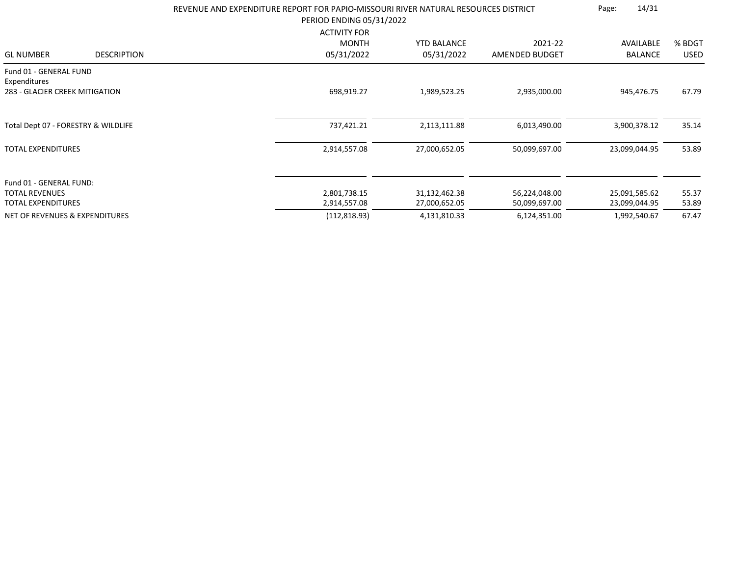REVENUE AND EXPENDITURE REPORT FOR PAPIO-MISSOURI RIVER NATURAL RESOURCES DISTRICT

PERIOD ENDING 05/31/2022

| GL NUMBER | DESCRIPTION | ACTIVITY FOR MONTH 05/31/2022 | YTD BALANCE 05/31/2022 | 2021-22 AMENDED BUDGET | AVAILABLE BALANCE | % BDGT USED |
|---|---|---|---|---|---|---|
| Fund 01 - GENERAL FUND | | | | | | |
| Expenditures | | | | | | |
| 283 - GLACIER CREEK MITIGATION | | 698,919.27 | 1,989,523.25 | 2,935,000.00 | 945,476.75 | 67.79 |
| Total Dept 07 - FORESTRY & WILDLIFE | | 737,421.21 | 2,113,111.88 | 6,013,490.00 | 3,900,378.12 | 35.14 |
| TOTAL EXPENDITURES | | 2,914,557.08 | 27,000,652.05 | 50,099,697.00 | 23,099,044.95 | 53.89 |
| Fund 01 - GENERAL FUND: | | | | | | |
| TOTAL REVENUES | | 2,801,738.15 | 31,132,462.38 | 56,224,048.00 | 25,091,585.62 | 55.37 |
| TOTAL EXPENDITURES | | 2,914,557.08 | 27,000,652.05 | 50,099,697.00 | 23,099,044.95 | 53.89 |
| NET OF REVENUES & EXPENDITURES | | (112,818.93) | 4,131,810.33 | 6,124,351.00 | 1,992,540.67 | 67.47 |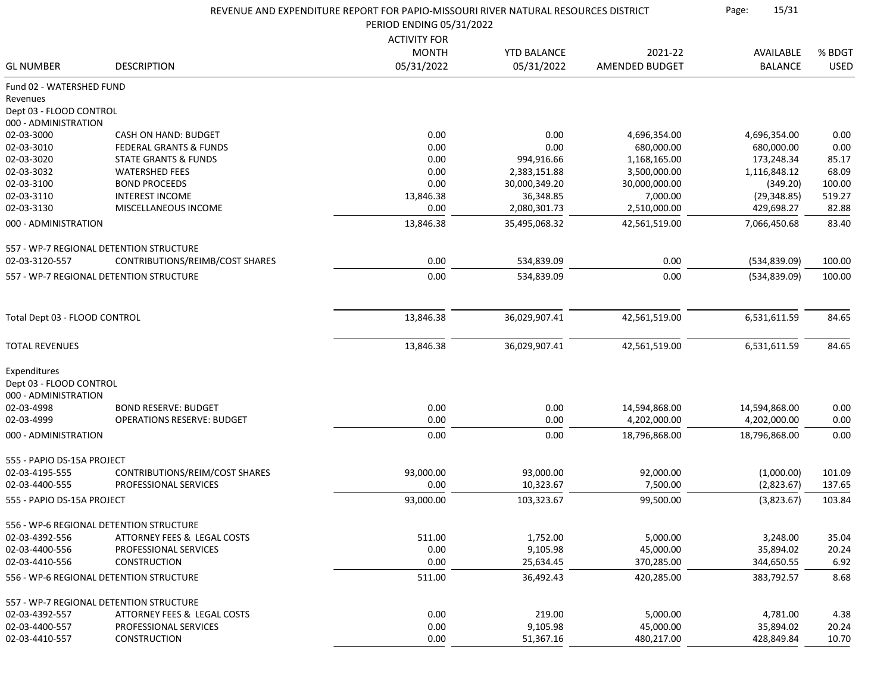# REVENUE AND EXPENDITURE REPORT FOR PAPIO-MISSOURI RIVER NATURAL RESOURCES DISTRICT

PERIOD ENDING 05/31/2022

| GL NUMBER | DESCRIPTION | ACTIVITY FOR MONTH 05/31/2022 | YTD BALANCE 05/31/2022 | 2021-22 AMENDED BUDGET | AVAILABLE BALANCE | % BDGT USED |
|---|---|---|---|---|---|---|
| Fund 02 - WATERSHED FUND | | | | | | |
| Revenues | | | | | | |
| Dept 03 - FLOOD CONTROL | | | | | | |
| 000 - ADMINISTRATION | | | | | | |
| 02-03-3000 | CASH ON HAND: BUDGET | 0.00 | 0.00 | 4,696,354.00 | 4,696,354.00 | 0.00 |
| 02-03-3010 | FEDERAL GRANTS & FUNDS | 0.00 | 0.00 | 680,000.00 | 680,000.00 | 0.00 |
| 02-03-3020 | STATE GRANTS & FUNDS | 0.00 | 994,916.66 | 1,168,165.00 | 173,248.34 | 85.17 |
| 02-03-3032 | WATERSHED FEES | 0.00 | 2,383,151.88 | 3,500,000.00 | 1,116,848.12 | 68.09 |
| 02-03-3100 | BOND PROCEEDS | 0.00 | 30,000,349.20 | 30,000,000.00 | (349.20) | 100.00 |
| 02-03-3110 | INTEREST INCOME | 13,846.38 | 36,348.85 | 7,000.00 | (29,348.85) | 519.27 |
| 02-03-3130 | MISCELLANEOUS INCOME | 0.00 | 2,080,301.73 | 2,510,000.00 | 429,698.27 | 82.88 |
| 000 - ADMINISTRATION | | 13,846.38 | 35,495,068.32 | 42,561,519.00 | 7,066,450.68 | 83.40 |
| 557 - WP-7 REGIONAL DETENTION STRUCTURE | | | | | | |
| 02-03-3120-557 | CONTRIBUTIONS/REIMB/COST SHARES | 0.00 | 534,839.09 | 0.00 | (534,839.09) | 100.00 |
| 557 - WP-7 REGIONAL DETENTION STRUCTURE | | 0.00 | 534,839.09 | 0.00 | (534,839.09) | 100.00 |
| Total Dept 03 - FLOOD CONTROL | | 13,846.38 | 36,029,907.41 | 42,561,519.00 | 6,531,611.59 | 84.65 |
| TOTAL REVENUES | | 13,846.38 | 36,029,907.41 | 42,561,519.00 | 6,531,611.59 | 84.65 |
| Expenditures | | | | | | |
| Dept 03 - FLOOD CONTROL | | | | | | |
| 000 - ADMINISTRATION | | | | | | |
| 02-03-4998 | BOND RESERVE: BUDGET | 0.00 | 0.00 | 14,594,868.00 | 14,594,868.00 | 0.00 |
| 02-03-4999 | OPERATIONS RESERVE: BUDGET | 0.00 | 0.00 | 4,202,000.00 | 4,202,000.00 | 0.00 |
| 000 - ADMINISTRATION | | 0.00 | 0.00 | 18,796,868.00 | 18,796,868.00 | 0.00 |
| 555 - PAPIO DS-15A PROJECT | | | | | | |
| 02-03-4195-555 | CONTRIBUTIONS/REIM/COST SHARES | 93,000.00 | 93,000.00 | 92,000.00 | (1,000.00) | 101.09 |
| 02-03-4400-555 | PROFESSIONAL SERVICES | 0.00 | 10,323.67 | 7,500.00 | (2,823.67) | 137.65 |
| 555 - PAPIO DS-15A PROJECT | | 93,000.00 | 103,323.67 | 99,500.00 | (3,823.67) | 103.84 |
| 556 - WP-6 REGIONAL DETENTION STRUCTURE | | | | | | |
| 02-03-4392-556 | ATTORNEY FEES & LEGAL COSTS | 511.00 | 1,752.00 | 5,000.00 | 3,248.00 | 35.04 |
| 02-03-4400-556 | PROFESSIONAL SERVICES | 0.00 | 9,105.98 | 45,000.00 | 35,894.02 | 20.24 |
| 02-03-4410-556 | CONSTRUCTION | 0.00 | 25,634.45 | 370,285.00 | 344,650.55 | 6.92 |
| 556 - WP-6 REGIONAL DETENTION STRUCTURE | | 511.00 | 36,492.43 | 420,285.00 | 383,792.57 | 8.68 |
| 557 - WP-7 REGIONAL DETENTION STRUCTURE | | | | | | |
| 02-03-4392-557 | ATTORNEY FEES & LEGAL COSTS | 0.00 | 219.00 | 5,000.00 | 4,781.00 | 4.38 |
| 02-03-4400-557 | PROFESSIONAL SERVICES | 0.00 | 9,105.98 | 45,000.00 | 35,894.02 | 20.24 |
| 02-03-4410-557 | CONSTRUCTION | 0.00 | 51,367.16 | 480,217.00 | 428,849.84 | 10.70 |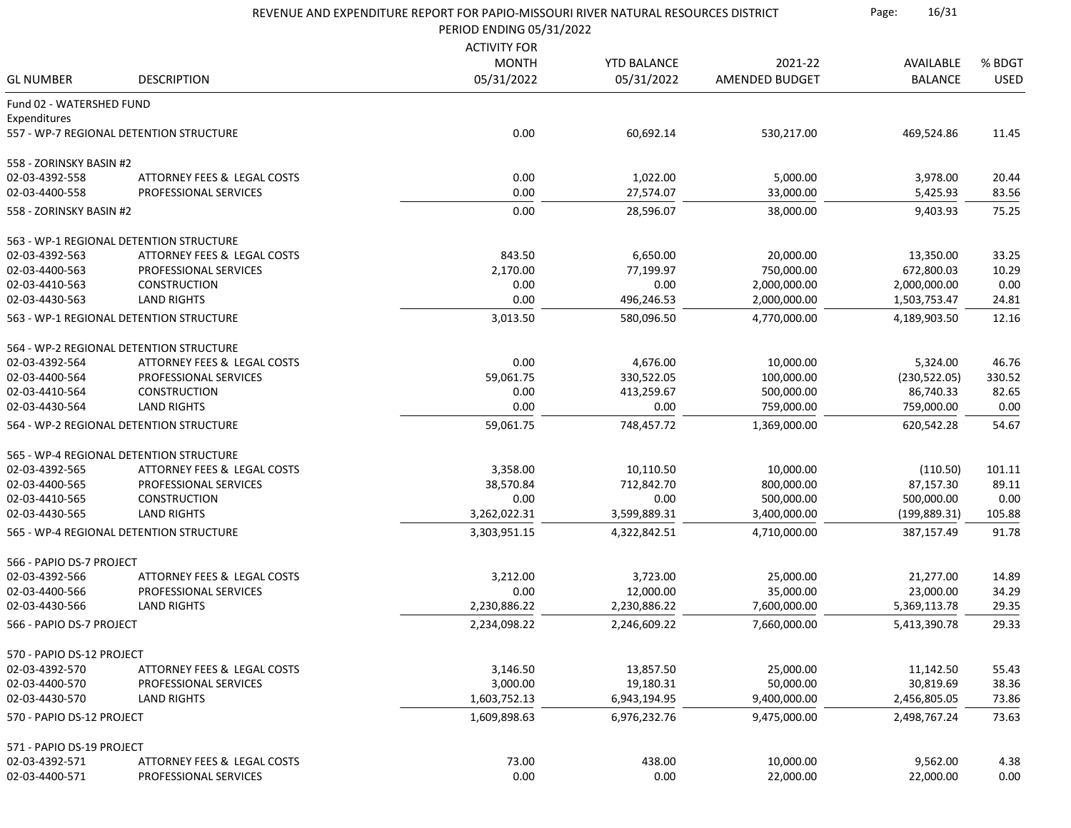# REVENUE AND EXPENDITURE REPORT FOR PAPIO-MISSOURI RIVER NATURAL RESOURCES DISTRICT

PERIOD ENDING 05/31/2022

| GL NUMBER | DESCRIPTION | ACTIVITY FOR MONTH 05/31/2022 | YTD BALANCE 05/31/2022 | 2021-22 AMENDED BUDGET | AVAILABLE BALANCE | % BDGT USED |
|---|---|---|---|---|---|---|
| Fund 02 - WATERSHED FUND | | | | | | |
| Expenditures | | | | | | |
| 557 - WP-7 REGIONAL DETENTION STRUCTURE | | 0.00 | 60,692.14 | 530,217.00 | 469,524.86 | 11.45 |
| 558 - ZORINSKY BASIN #2 | | | | | | |
| 02-03-4392-558 | ATTORNEY FEES & LEGAL COSTS | 0.00 | 1,022.00 | 5,000.00 | 3,978.00 | 20.44 |
| 02-03-4400-558 | PROFESSIONAL SERVICES | 0.00 | 27,574.07 | 33,000.00 | 5,425.93 | 83.56 |
| 558 - ZORINSKY BASIN #2 | | 0.00 | 28,596.07 | 38,000.00 | 9,403.93 | 75.25 |
| 563 - WP-1 REGIONAL DETENTION STRUCTURE | | | | | | |
| 02-03-4392-563 | ATTORNEY FEES & LEGAL COSTS | 843.50 | 6,650.00 | 20,000.00 | 13,350.00 | 33.25 |
| 02-03-4400-563 | PROFESSIONAL SERVICES | 2,170.00 | 77,199.97 | 750,000.00 | 672,800.03 | 10.29 |
| 02-03-4410-563 | CONSTRUCTION | 0.00 | 0.00 | 2,000,000.00 | 2,000,000.00 | 0.00 |
| 02-03-4430-563 | LAND RIGHTS | 0.00 | 496,246.53 | 2,000,000.00 | 1,503,753.47 | 24.81 |
| 563 - WP-1 REGIONAL DETENTION STRUCTURE | | 3,013.50 | 580,096.50 | 4,770,000.00 | 4,189,903.50 | 12.16 |
| 564 - WP-2 REGIONAL DETENTION STRUCTURE | | | | | | |
| 02-03-4392-564 | ATTORNEY FEES & LEGAL COSTS | 0.00 | 4,676.00 | 10,000.00 | 5,324.00 | 46.76 |
| 02-03-4400-564 | PROFESSIONAL SERVICES | 59,061.75 | 330,522.05 | 100,000.00 | (230,522.05) | 330.52 |
| 02-03-4410-564 | CONSTRUCTION | 0.00 | 413,259.67 | 500,000.00 | 86,740.33 | 82.65 |
| 02-03-4430-564 | LAND RIGHTS | 0.00 | 0.00 | 759,000.00 | 759,000.00 | 0.00 |
| 564 - WP-2 REGIONAL DETENTION STRUCTURE | | 59,061.75 | 748,457.72 | 1,369,000.00 | 620,542.28 | 54.67 |
| 565 - WP-4 REGIONAL DETENTION STRUCTURE | | | | | | |
| 02-03-4392-565 | ATTORNEY FEES & LEGAL COSTS | 3,358.00 | 10,110.50 | 10,000.00 | (110.50) | 101.11 |
| 02-03-4400-565 | PROFESSIONAL SERVICES | 38,570.84 | 712,842.70 | 800,000.00 | 87,157.30 | 89.11 |
| 02-03-4410-565 | CONSTRUCTION | 0.00 | 0.00 | 500,000.00 | 500,000.00 | 0.00 |
| 02-03-4430-565 | LAND RIGHTS | 3,262,022.31 | 3,599,889.31 | 3,400,000.00 | (199,889.31) | 105.88 |
| 565 - WP-4 REGIONAL DETENTION STRUCTURE | | 3,303,951.15 | 4,322,842.51 | 4,710,000.00 | 387,157.49 | 91.78 |
| 566 - PAPIO DS-7 PROJECT | | | | | | |
| 02-03-4392-566 | ATTORNEY FEES & LEGAL COSTS | 3,212.00 | 3,723.00 | 25,000.00 | 21,277.00 | 14.89 |
| 02-03-4400-566 | PROFESSIONAL SERVICES | 0.00 | 12,000.00 | 35,000.00 | 23,000.00 | 34.29 |
| 02-03-4430-566 | LAND RIGHTS | 2,230,886.22 | 2,230,886.22 | 7,600,000.00 | 5,369,113.78 | 29.35 |
| 566 - PAPIO DS-7 PROJECT | | 2,234,098.22 | 2,246,609.22 | 7,660,000.00 | 5,413,390.78 | 29.33 |
| 570 - PAPIO DS-12 PROJECT | | | | | | |
| 02-03-4392-570 | ATTORNEY FEES & LEGAL COSTS | 3,146.50 | 13,857.50 | 25,000.00 | 11,142.50 | 55.43 |
| 02-03-4400-570 | PROFESSIONAL SERVICES | 3,000.00 | 19,180.31 | 50,000.00 | 30,819.69 | 38.36 |
| 02-03-4430-570 | LAND RIGHTS | 1,603,752.13 | 6,943,194.95 | 9,400,000.00 | 2,456,805.05 | 73.86 |
| 570 - PAPIO DS-12 PROJECT | | 1,609,898.63 | 6,976,232.76 | 9,475,000.00 | 2,498,767.24 | 73.63 |
| 571 - PAPIO DS-19 PROJECT | | | | | | |
| 02-03-4392-571 | ATTORNEY FEES & LEGAL COSTS | 73.00 | 438.00 | 10,000.00 | 9,562.00 | 4.38 |
| 02-03-4400-571 | PROFESSIONAL SERVICES | 0.00 | 0.00 | 22,000.00 | 22,000.00 | 0.00 |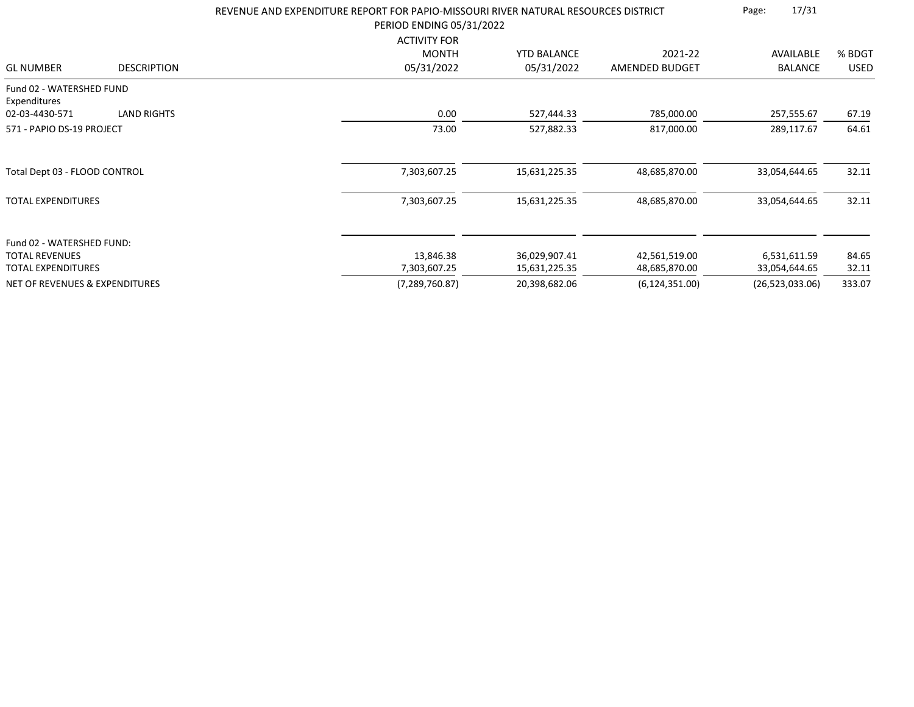REVENUE AND EXPENDITURE REPORT FOR PAPIO-MISSOURI RIVER NATURAL RESOURCES DISTRICT

PERIOD ENDING 05/31/2022

| GL NUMBER | DESCRIPTION | ACTIVITY FOR MONTH 05/31/2022 | YTD BALANCE 05/31/2022 | 2021-22 AMENDED BUDGET | AVAILABLE BALANCE | % BDGT USED |
|---|---|---|---|---|---|---|
| Fund 02 - WATERSHED FUND | | | | | | |
| Expenditures | | | | | | |
| 02-03-4430-571 | LAND RIGHTS | 0.00 | 527,444.33 | 785,000.00 | 257,555.67 | 67.19 |
| 571 - PAPIO DS-19 PROJECT | | 73.00 | 527,882.33 | 817,000.00 | 289,117.67 | 64.61 |
| Total Dept 03 - FLOOD CONTROL | | 7,303,607.25 | 15,631,225.35 | 48,685,870.00 | 33,054,644.65 | 32.11 |
| TOTAL EXPENDITURES | | 7,303,607.25 | 15,631,225.35 | 48,685,870.00 | 33,054,644.65 | 32.11 |
| Fund 02 - WATERSHED FUND: | | | | | | |
| TOTAL REVENUES | | 13,846.38 | 36,029,907.41 | 42,561,519.00 | 6,531,611.59 | 84.65 |
| TOTAL EXPENDITURES | | 7,303,607.25 | 15,631,225.35 | 48,685,870.00 | 33,054,644.65 | 32.11 |
| NET OF REVENUES & EXPENDITURES | | (7,289,760.87) | 20,398,682.06 | (6,124,351.00) | (26,523,033.06) | 333.07 |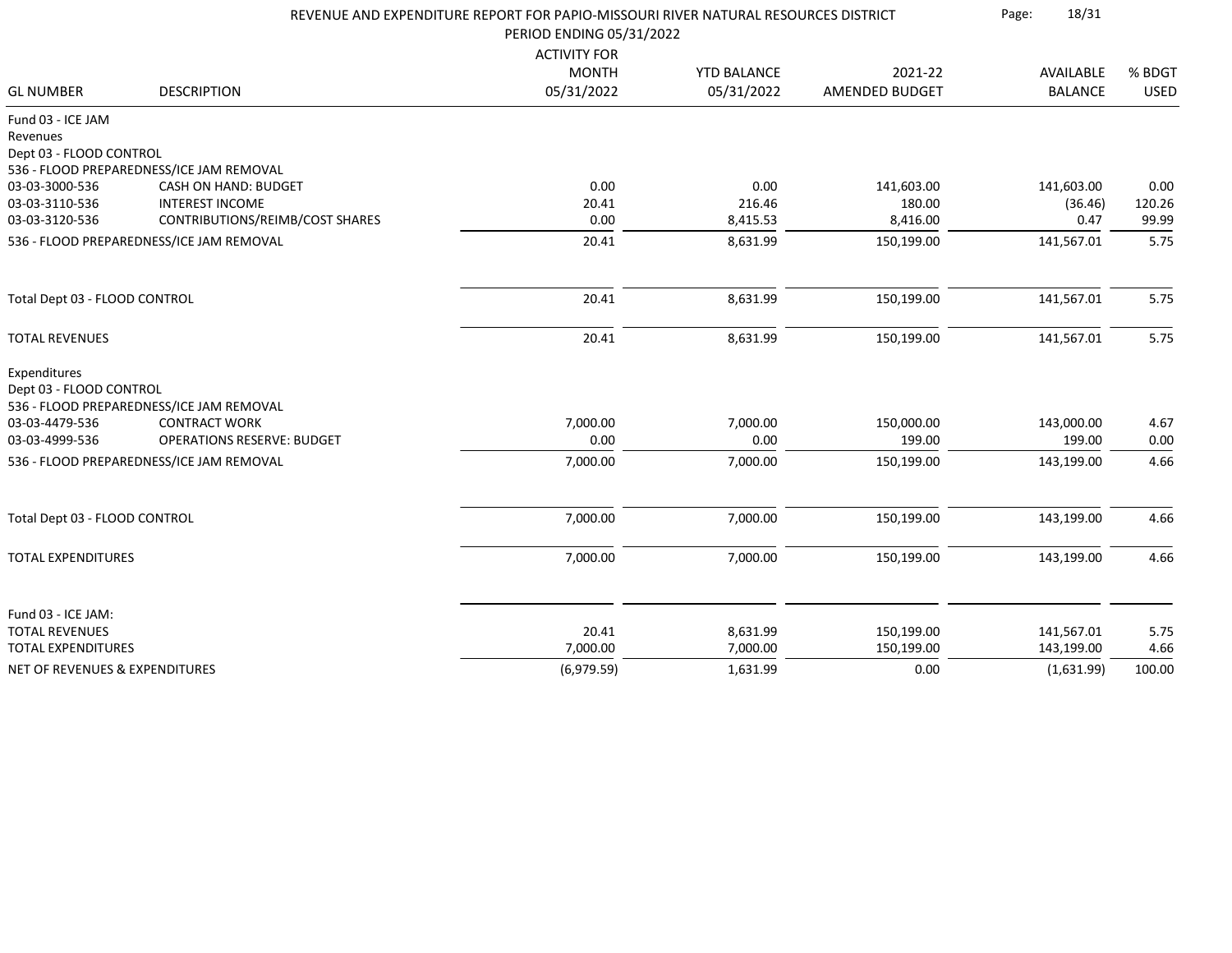# REVENUE AND EXPENDITURE REPORT FOR PAPIO-MISSOURI RIVER NATURAL RESOURCES DISTRICT

PERIOD ENDING 05/31/2022

| GL NUMBER | DESCRIPTION | ACTIVITY FOR MONTH 05/31/2022 | YTD BALANCE 05/31/2022 | 2021-22 AMENDED BUDGET | AVAILABLE BALANCE | % BDGT USED |
|---|---|---|---|---|---|---|
| Fund 03 - ICE JAM | | | | | | |
| Revenues | | | | | | |
| Dept 03 - FLOOD CONTROL | | | | | | |
| 536 - FLOOD PREPAREDNESS/ICE JAM REMOVAL | | | | | | |
| 03-03-3000-536 | CASH ON HAND: BUDGET | 0.00 | 0.00 | 141,603.00 | 141,603.00 | 0.00 |
| 03-03-3110-536 | INTEREST INCOME | 20.41 | 216.46 | 180.00 | (36.46) | 120.26 |
| 03-03-3120-536 | CONTRIBUTIONS/REIMB/COST SHARES | 0.00 | 8,415.53 | 8,416.00 | 0.47 | 99.99 |
| 536 - FLOOD PREPAREDNESS/ICE JAM REMOVAL | | 20.41 | 8,631.99 | 150,199.00 | 141,567.01 | 5.75 |
| Total Dept 03 - FLOOD CONTROL | | 20.41 | 8,631.99 | 150,199.00 | 141,567.01 | 5.75 |
| TOTAL REVENUES | | 20.41 | 8,631.99 | 150,199.00 | 141,567.01 | 5.75 |
| Expenditures | | | | | | |
| Dept 03 - FLOOD CONTROL | | | | | | |
| 536 - FLOOD PREPAREDNESS/ICE JAM REMOVAL | | | | | | |
| 03-03-4479-536 | CONTRACT WORK | 7,000.00 | 7,000.00 | 150,000.00 | 143,000.00 | 4.67 |
| 03-03-4999-536 | OPERATIONS RESERVE: BUDGET | 0.00 | 0.00 | 199.00 | 199.00 | 0.00 |
| 536 - FLOOD PREPAREDNESS/ICE JAM REMOVAL | | 7,000.00 | 7,000.00 | 150,199.00 | 143,199.00 | 4.66 |
| Total Dept 03 - FLOOD CONTROL | | 7,000.00 | 7,000.00 | 150,199.00 | 143,199.00 | 4.66 |
| TOTAL EXPENDITURES | | 7,000.00 | 7,000.00 | 150,199.00 | 143,199.00 | 4.66 |
| Fund 03 - ICE JAM: | | | | | | |
| TOTAL REVENUES | | 20.41 | 8,631.99 | 150,199.00 | 141,567.01 | 5.75 |
| TOTAL EXPENDITURES | | 7,000.00 | 7,000.00 | 150,199.00 | 143,199.00 | 4.66 |
| NET OF REVENUES & EXPENDITURES | | (6,979.59) | 1,631.99 | 0.00 | (1,631.99) | 100.00 |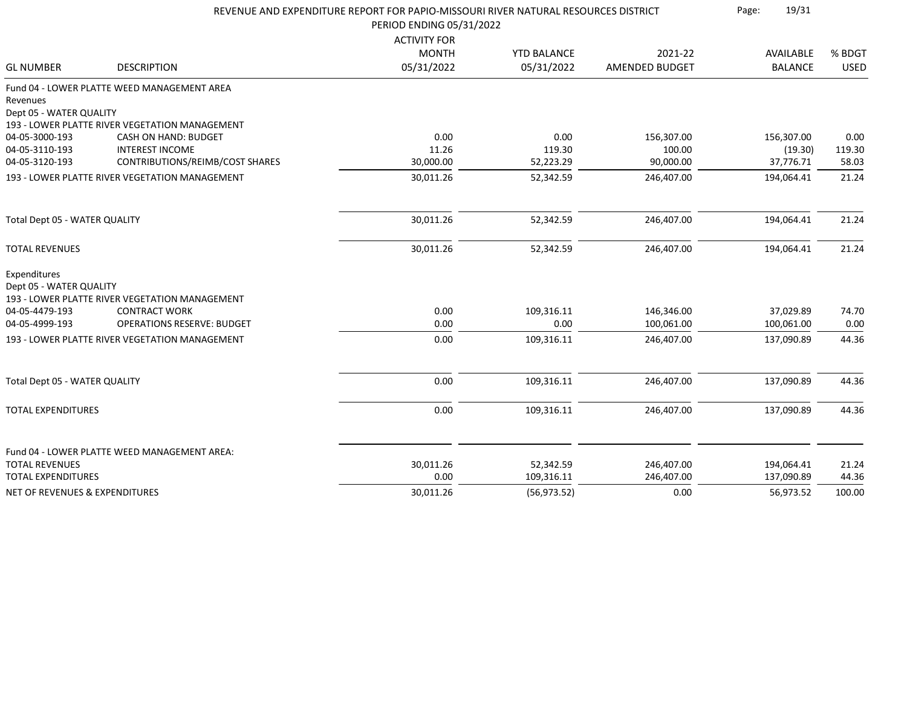# REVENUE AND EXPENDITURE REPORT FOR PAPIO-MISSOURI RIVER NATURAL RESOURCES DISTRICT

PERIOD ENDING 05/31/2022

| GL NUMBER | DESCRIPTION | ACTIVITY FOR MONTH 05/31/2022 | YTD BALANCE 05/31/2022 | 2021-22 AMENDED BUDGET | AVAILABLE BALANCE | % BDGT USED |
|---|---|---|---|---|---|---|
| Fund 04 - LOWER PLATTE WEED MANAGEMENT AREA | | | | | | |
| Revenues | | | | | | |
| Dept 05 - WATER QUALITY | | | | | | |
| 193 - LOWER PLATTE RIVER VEGETATION MANAGEMENT | | | | | | |
| 04-05-3000-193 | CASH ON HAND: BUDGET | 0.00 | 0.00 | 156,307.00 | 156,307.00 | 0.00 |
| 04-05-3110-193 | INTEREST INCOME | 11.26 | 119.30 | 100.00 | (19.30) | 119.30 |
| 04-05-3120-193 | CONTRIBUTIONS/REIMB/COST SHARES | 30,000.00 | 52,223.29 | 90,000.00 | 37,776.71 | 58.03 |
| 193 - LOWER PLATTE RIVER VEGETATION MANAGEMENT | | 30,011.26 | 52,342.59 | 246,407.00 | 194,064.41 | 21.24 |
| Total Dept 05 - WATER QUALITY | | 30,011.26 | 52,342.59 | 246,407.00 | 194,064.41 | 21.24 |
| TOTAL REVENUES | | 30,011.26 | 52,342.59 | 246,407.00 | 194,064.41 | 21.24 |
| Expenditures | | | | | | |
| Dept 05 - WATER QUALITY | | | | | | |
| 193 - LOWER PLATTE RIVER VEGETATION MANAGEMENT | | | | | | |
| 04-05-4479-193 | CONTRACT WORK | 0.00 | 109,316.11 | 146,346.00 | 37,029.89 | 74.70 |
| 04-05-4999-193 | OPERATIONS RESERVE: BUDGET | 0.00 | 0.00 | 100,061.00 | 100,061.00 | 0.00 |
| 193 - LOWER PLATTE RIVER VEGETATION MANAGEMENT | | 0.00 | 109,316.11 | 246,407.00 | 137,090.89 | 44.36 |
| Total Dept 05 - WATER QUALITY | | 0.00 | 109,316.11 | 246,407.00 | 137,090.89 | 44.36 |
| TOTAL EXPENDITURES | | 0.00 | 109,316.11 | 246,407.00 | 137,090.89 | 44.36 |
| Fund 04 - LOWER PLATTE WEED MANAGEMENT AREA: | | | | | | |
| TOTAL REVENUES | | 30,011.26 | 52,342.59 | 246,407.00 | 194,064.41 | 21.24 |
| TOTAL EXPENDITURES | | 0.00 | 109,316.11 | 246,407.00 | 137,090.89 | 44.36 |
| NET OF REVENUES & EXPENDITURES | | 30,011.26 | (56,973.52) | 0.00 | 56,973.52 | 100.00 |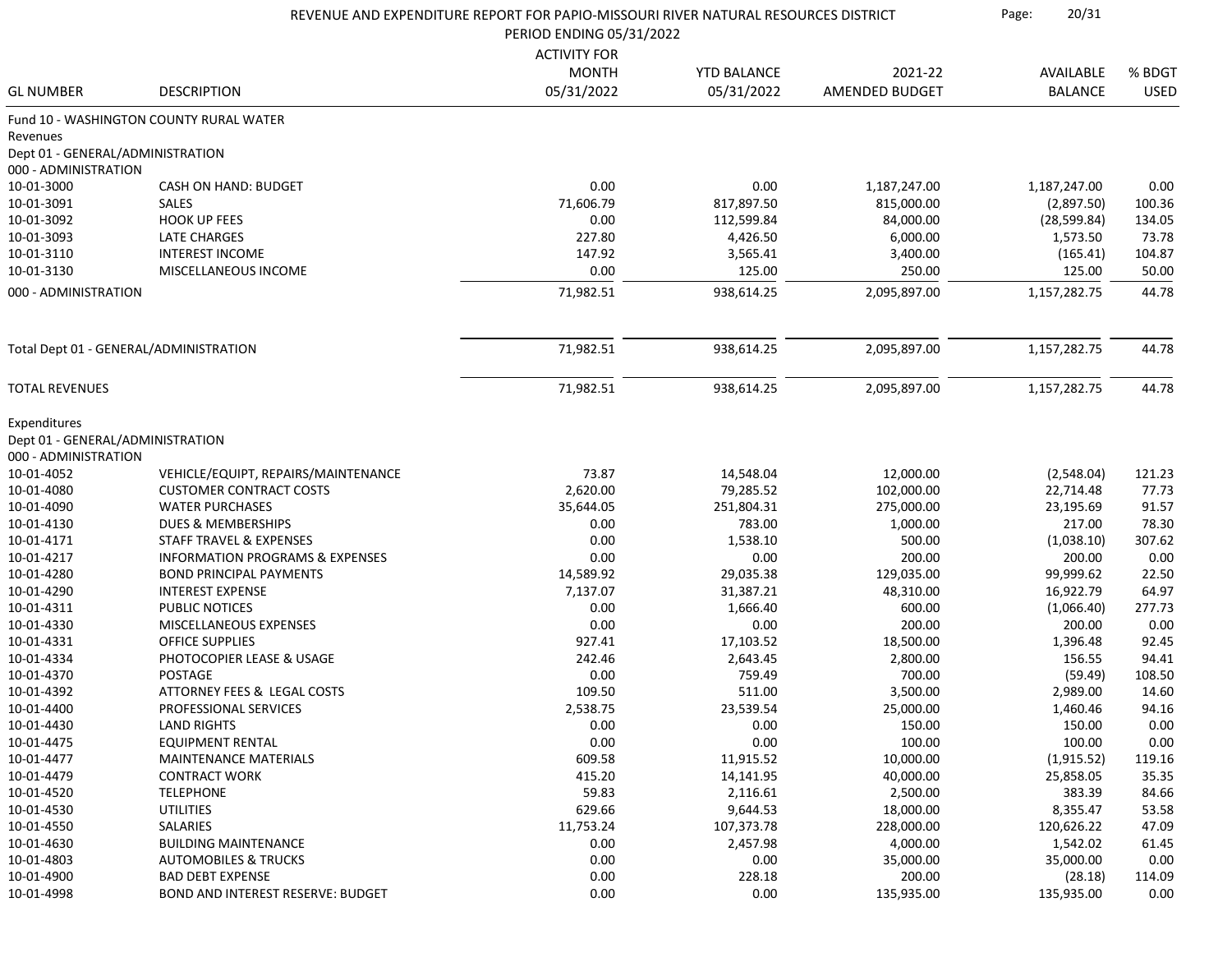# REVENUE AND EXPENDITURE REPORT FOR PAPIO-MISSOURI RIVER NATURAL RESOURCES DISTRICT

PERIOD ENDING 05/31/2022

| GL NUMBER | DESCRIPTION | ACTIVITY FOR MONTH 05/31/2022 | YTD BALANCE 05/31/2022 | 2021-22 AMENDED BUDGET | AVAILABLE BALANCE | % BDGT USED |
|---|---|---|---|---|---|---|
| Fund 10 - WASHINGTON COUNTY RURAL WATER | | | | | | |
| Revenues | | | | | | |
| Dept 01 - GENERAL/ADMINISTRATION | | | | | | |
| 000 - ADMINISTRATION | | | | | | |
| 10-01-3000 | CASH ON HAND: BUDGET | 0.00 | 0.00 | 1,187,247.00 | 1,187,247.00 | 0.00 |
| 10-01-3091 | SALES | 71,606.79 | 817,897.50 | 815,000.00 | (2,897.50) | 100.36 |
| 10-01-3092 | HOOK UP FEES | 0.00 | 112,599.84 | 84,000.00 | (28,599.84) | 134.05 |
| 10-01-3093 | LATE CHARGES | 227.80 | 4,426.50 | 6,000.00 | 1,573.50 | 73.78 |
| 10-01-3110 | INTEREST INCOME | 147.92 | 3,565.41 | 3,400.00 | (165.41) | 104.87 |
| 10-01-3130 | MISCELLANEOUS INCOME | 0.00 | 125.00 | 250.00 | 125.00 | 50.00 |
| 000 - ADMINISTRATION | | 71,982.51 | 938,614.25 | 2,095,897.00 | 1,157,282.75 | 44.78 |
| Total Dept 01 - GENERAL/ADMINISTRATION | | 71,982.51 | 938,614.25 | 2,095,897.00 | 1,157,282.75 | 44.78 |
| TOTAL REVENUES | | 71,982.51 | 938,614.25 | 2,095,897.00 | 1,157,282.75 | 44.78 |
| Expenditures | | | | | | |
| Dept 01 - GENERAL/ADMINISTRATION | | | | | | |
| 000 - ADMINISTRATION | | | | | | |
| 10-01-4052 | VEHICLE/EQUIPT, REPAIRS/MAINTENANCE | 73.87 | 14,548.04 | 12,000.00 | (2,548.04) | 121.23 |
| 10-01-4080 | CUSTOMER CONTRACT COSTS | 2,620.00 | 79,285.52 | 102,000.00 | 22,714.48 | 77.73 |
| 10-01-4090 | WATER PURCHASES | 35,644.05 | 251,804.31 | 275,000.00 | 23,195.69 | 91.57 |
| 10-01-4130 | DUES & MEMBERSHIPS | 0.00 | 783.00 | 1,000.00 | 217.00 | 78.30 |
| 10-01-4171 | STAFF TRAVEL & EXPENSES | 0.00 | 1,538.10 | 500.00 | (1,038.10) | 307.62 |
| 10-01-4217 | INFORMATION PROGRAMS & EXPENSES | 0.00 | 0.00 | 200.00 | 200.00 | 0.00 |
| 10-01-4280 | BOND PRINCIPAL PAYMENTS | 14,589.92 | 29,035.38 | 129,035.00 | 99,999.62 | 22.50 |
| 10-01-4290 | INTEREST EXPENSE | 7,137.07 | 31,387.21 | 48,310.00 | 16,922.79 | 64.97 |
| 10-01-4311 | PUBLIC NOTICES | 0.00 | 1,666.40 | 600.00 | (1,066.40) | 277.73 |
| 10-01-4330 | MISCELLANEOUS EXPENSES | 0.00 | 0.00 | 200.00 | 200.00 | 0.00 |
| 10-01-4331 | OFFICE SUPPLIES | 927.41 | 17,103.52 | 18,500.00 | 1,396.48 | 92.45 |
| 10-01-4334 | PHOTOCOPIER LEASE & USAGE | 242.46 | 2,643.45 | 2,800.00 | 156.55 | 94.41 |
| 10-01-4370 | POSTAGE | 0.00 | 759.49 | 700.00 | (59.49) | 108.50 |
| 10-01-4392 | ATTORNEY FEES & LEGAL COSTS | 109.50 | 511.00 | 3,500.00 | 2,989.00 | 14.60 |
| 10-01-4400 | PROFESSIONAL SERVICES | 2,538.75 | 23,539.54 | 25,000.00 | 1,460.46 | 94.16 |
| 10-01-4430 | LAND RIGHTS | 0.00 | 0.00 | 150.00 | 150.00 | 0.00 |
| 10-01-4475 | EQUIPMENT RENTAL | 0.00 | 0.00 | 100.00 | 100.00 | 0.00 |
| 10-01-4477 | MAINTENANCE MATERIALS | 609.58 | 11,915.52 | 10,000.00 | (1,915.52) | 119.16 |
| 10-01-4479 | CONTRACT WORK | 415.20 | 14,141.95 | 40,000.00 | 25,858.05 | 35.35 |
| 10-01-4520 | TELEPHONE | 59.83 | 2,116.61 | 2,500.00 | 383.39 | 84.66 |
| 10-01-4530 | UTILITIES | 629.66 | 9,644.53 | 18,000.00 | 8,355.47 | 53.58 |
| 10-01-4550 | SALARIES | 11,753.24 | 107,373.78 | 228,000.00 | 120,626.22 | 47.09 |
| 10-01-4630 | BUILDING MAINTENANCE | 0.00 | 2,457.98 | 4,000.00 | 1,542.02 | 61.45 |
| 10-01-4803 | AUTOMOBILES & TRUCKS | 0.00 | 0.00 | 35,000.00 | 35,000.00 | 0.00 |
| 10-01-4900 | BAD DEBT EXPENSE | 0.00 | 228.18 | 200.00 | (28.18) | 114.09 |
| 10-01-4998 | BOND AND INTEREST RESERVE: BUDGET | 0.00 | 0.00 | 135,935.00 | 135,935.00 | 0.00 |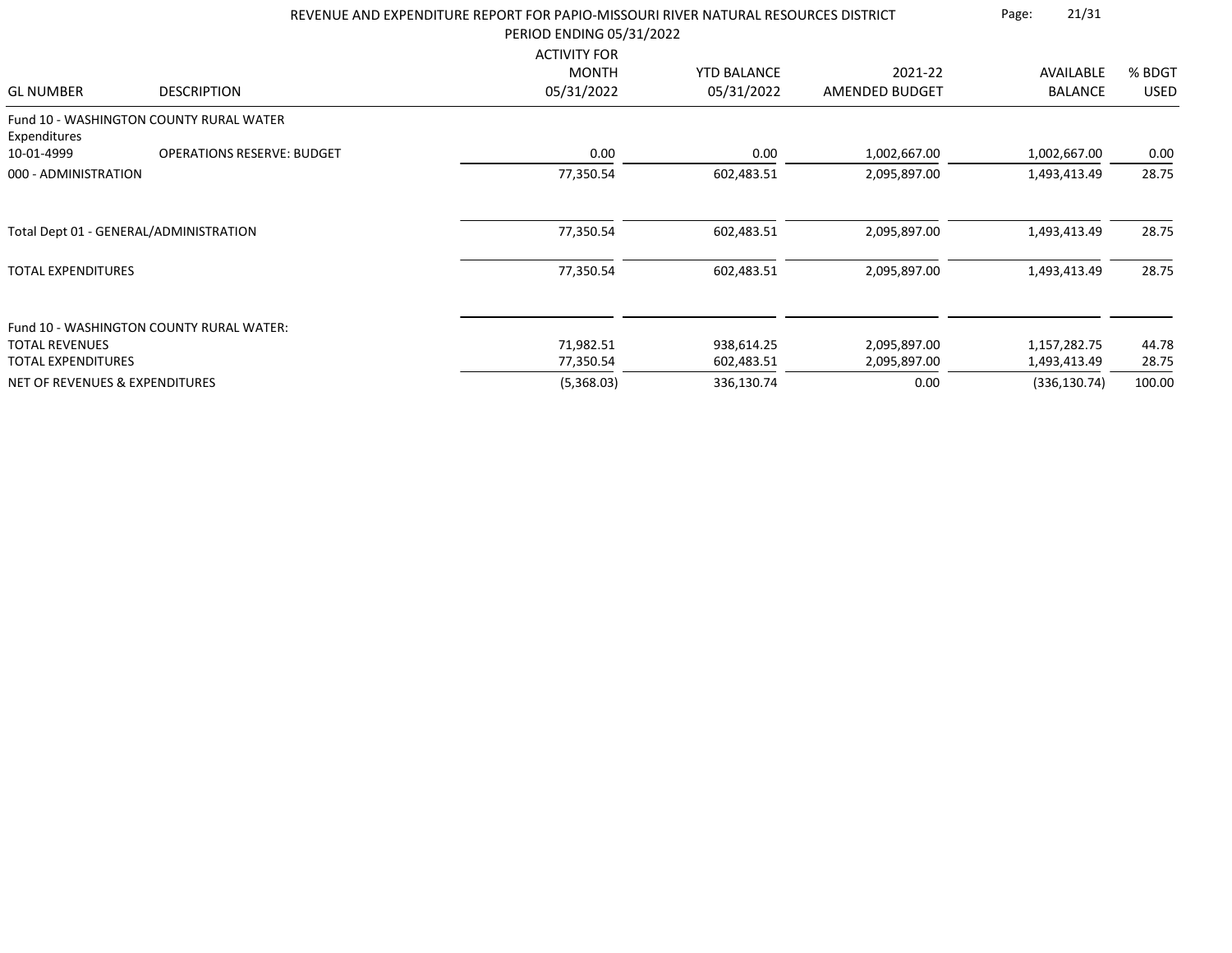REVENUE AND EXPENDITURE REPORT FOR PAPIO-MISSOURI RIVER NATURAL RESOURCES DISTRICT

PERIOD ENDING 05/31/2022

| GL NUMBER | DESCRIPTION | ACTIVITY FOR MONTH 05/31/2022 | YTD BALANCE 05/31/2022 | 2021-22 AMENDED BUDGET | AVAILABLE BALANCE | % BDGT USED |
|---|---|---|---|---|---|---|
| Fund 10 - WASHINGTON COUNTY RURAL WATER | | | | | | |
| Expenditures | | | | | | |
| 10-01-4999 | OPERATIONS RESERVE: BUDGET | 0.00 | 0.00 | 1,002,667.00 | 1,002,667.00 | 0.00 |
| 000 - ADMINISTRATION | | 77,350.54 | 602,483.51 | 2,095,897.00 | 1,493,413.49 | 28.75 |
| Total Dept 01 - GENERAL/ADMINISTRATION | | 77,350.54 | 602,483.51 | 2,095,897.00 | 1,493,413.49 | 28.75 |
| TOTAL EXPENDITURES | | 77,350.54 | 602,483.51 | 2,095,897.00 | 1,493,413.49 | 28.75 |
| Fund 10 - WASHINGTON COUNTY RURAL WATER: | | | | | | |
| TOTAL REVENUES | | 71,982.51 | 938,614.25 | 2,095,897.00 | 1,157,282.75 | 44.78 |
| TOTAL EXPENDITURES | | 77,350.54 | 602,483.51 | 2,095,897.00 | 1,493,413.49 | 28.75 |
| NET OF REVENUES & EXPENDITURES | | (5,368.03) | 336,130.74 | 0.00 | (336,130.74) | 100.00 |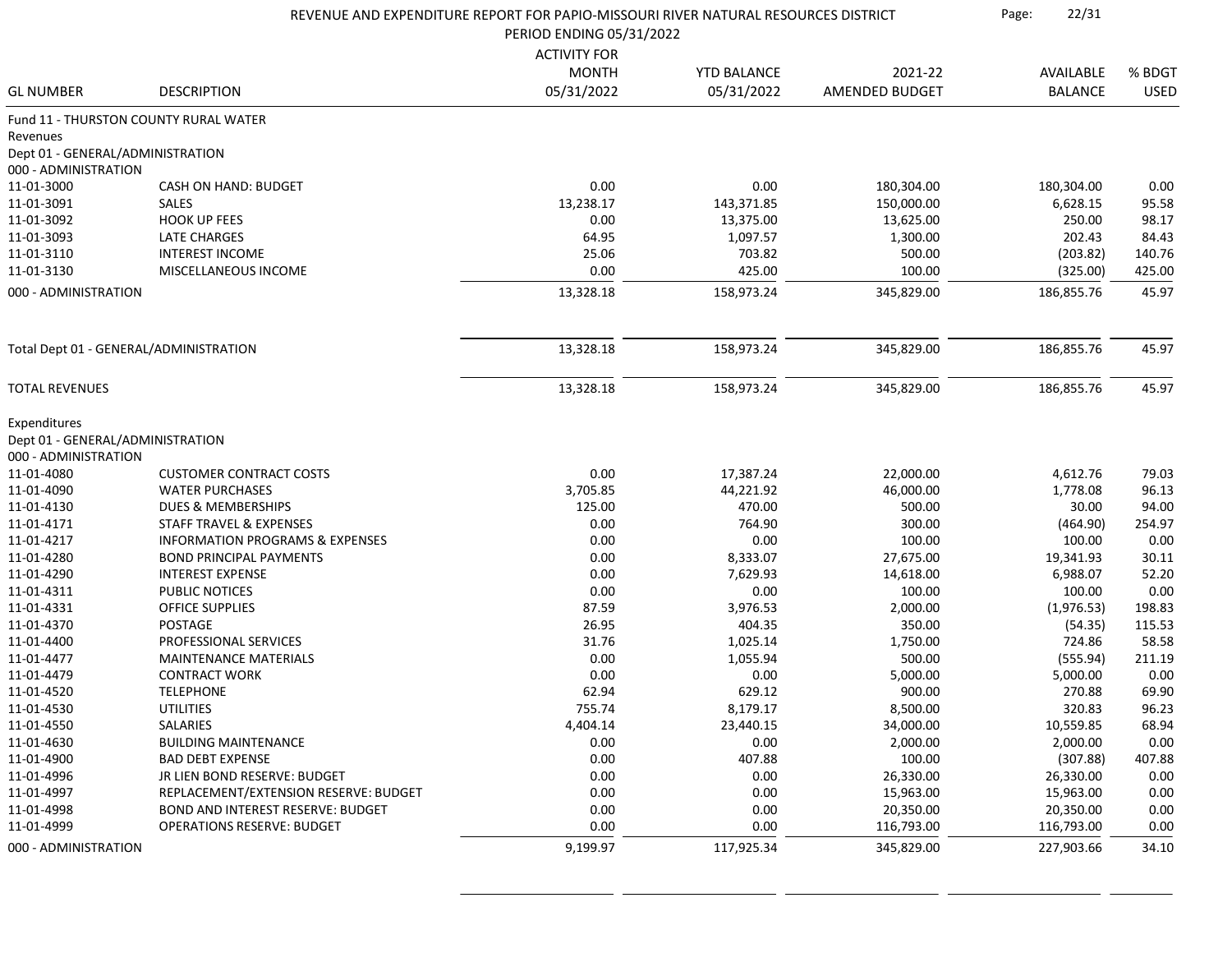# REVENUE AND EXPENDITURE REPORT FOR PAPIO-MISSOURI RIVER NATURAL RESOURCES DISTRICT

PERIOD ENDING 05/31/2022

| GL NUMBER | DESCRIPTION | ACTIVITY FOR MONTH 05/31/2022 | YTD BALANCE 05/31/2022 | 2021-22 AMENDED BUDGET | AVAILABLE BALANCE | % BDGT USED |
|---|---|---|---|---|---|---|
| Fund 11 - THURSTON COUNTY RURAL WATER | | | | | | |
| Revenues | | | | | | |
| Dept 01 - GENERAL/ADMINISTRATION | | | | | | |
| 000 - ADMINISTRATION | | | | | | |
| 11-01-3000 | CASH ON HAND: BUDGET | 0.00 | 0.00 | 180,304.00 | 180,304.00 | 0.00 |
| 11-01-3091 | SALES | 13,238.17 | 143,371.85 | 150,000.00 | 6,628.15 | 95.58 |
| 11-01-3092 | HOOK UP FEES | 0.00 | 13,375.00 | 13,625.00 | 250.00 | 98.17 |
| 11-01-3093 | LATE CHARGES | 64.95 | 1,097.57 | 1,300.00 | 202.43 | 84.43 |
| 11-01-3110 | INTEREST INCOME | 25.06 | 703.82 | 500.00 | (203.82) | 140.76 |
| 11-01-3130 | MISCELLANEOUS INCOME | 0.00 | 425.00 | 100.00 | (325.00) | 425.00 |
| 000 - ADMINISTRATION | | 13,328.18 | 158,973.24 | 345,829.00 | 186,855.76 | 45.97 |
| Total Dept 01 - GENERAL/ADMINISTRATION | | 13,328.18 | 158,973.24 | 345,829.00 | 186,855.76 | 45.97 |
| TOTAL REVENUES | | 13,328.18 | 158,973.24 | 345,829.00 | 186,855.76 | 45.97 |
| Expenditures | | | | | | |
| Dept 01 - GENERAL/ADMINISTRATION | | | | | | |
| 000 - ADMINISTRATION | | | | | | |
| 11-01-4080 | CUSTOMER CONTRACT COSTS | 0.00 | 17,387.24 | 22,000.00 | 4,612.76 | 79.03 |
| 11-01-4090 | WATER PURCHASES | 3,705.85 | 44,221.92 | 46,000.00 | 1,778.08 | 96.13 |
| 11-01-4130 | DUES & MEMBERSHIPS | 125.00 | 470.00 | 500.00 | 30.00 | 94.00 |
| 11-01-4171 | STAFF TRAVEL & EXPENSES | 0.00 | 764.90 | 300.00 | (464.90) | 254.97 |
| 11-01-4217 | INFORMATION PROGRAMS & EXPENSES | 0.00 | 0.00 | 100.00 | 100.00 | 0.00 |
| 11-01-4280 | BOND PRINCIPAL PAYMENTS | 0.00 | 8,333.07 | 27,675.00 | 19,341.93 | 30.11 |
| 11-01-4290 | INTEREST EXPENSE | 0.00 | 7,629.93 | 14,618.00 | 6,988.07 | 52.20 |
| 11-01-4311 | PUBLIC NOTICES | 0.00 | 0.00 | 100.00 | 100.00 | 0.00 |
| 11-01-4331 | OFFICE SUPPLIES | 87.59 | 3,976.53 | 2,000.00 | (1,976.53) | 198.83 |
| 11-01-4370 | POSTAGE | 26.95 | 404.35 | 350.00 | (54.35) | 115.53 |
| 11-01-4400 | PROFESSIONAL SERVICES | 31.76 | 1,025.14 | 1,750.00 | 724.86 | 58.58 |
| 11-01-4477 | MAINTENANCE MATERIALS | 0.00 | 1,055.94 | 500.00 | (555.94) | 211.19 |
| 11-01-4479 | CONTRACT WORK | 0.00 | 0.00 | 5,000.00 | 5,000.00 | 0.00 |
| 11-01-4520 | TELEPHONE | 62.94 | 629.12 | 900.00 | 270.88 | 69.90 |
| 11-01-4530 | UTILITIES | 755.74 | 8,179.17 | 8,500.00 | 320.83 | 96.23 |
| 11-01-4550 | SALARIES | 4,404.14 | 23,440.15 | 34,000.00 | 10,559.85 | 68.94 |
| 11-01-4630 | BUILDING MAINTENANCE | 0.00 | 0.00 | 2,000.00 | 2,000.00 | 0.00 |
| 11-01-4900 | BAD DEBT EXPENSE | 0.00 | 407.88 | 100.00 | (307.88) | 407.88 |
| 11-01-4996 | JR LIEN BOND RESERVE: BUDGET | 0.00 | 0.00 | 26,330.00 | 26,330.00 | 0.00 |
| 11-01-4997 | REPLACEMENT/EXTENSION RESERVE: BUDGET | 0.00 | 0.00 | 15,963.00 | 15,963.00 | 0.00 |
| 11-01-4998 | BOND AND INTEREST RESERVE: BUDGET | 0.00 | 0.00 | 20,350.00 | 20,350.00 | 0.00 |
| 11-01-4999 | OPERATIONS RESERVE: BUDGET | 0.00 | 0.00 | 116,793.00 | 116,793.00 | 0.00 |
| 000 - ADMINISTRATION | | 9,199.97 | 117,925.34 | 345,829.00 | 227,903.66 | 34.10 |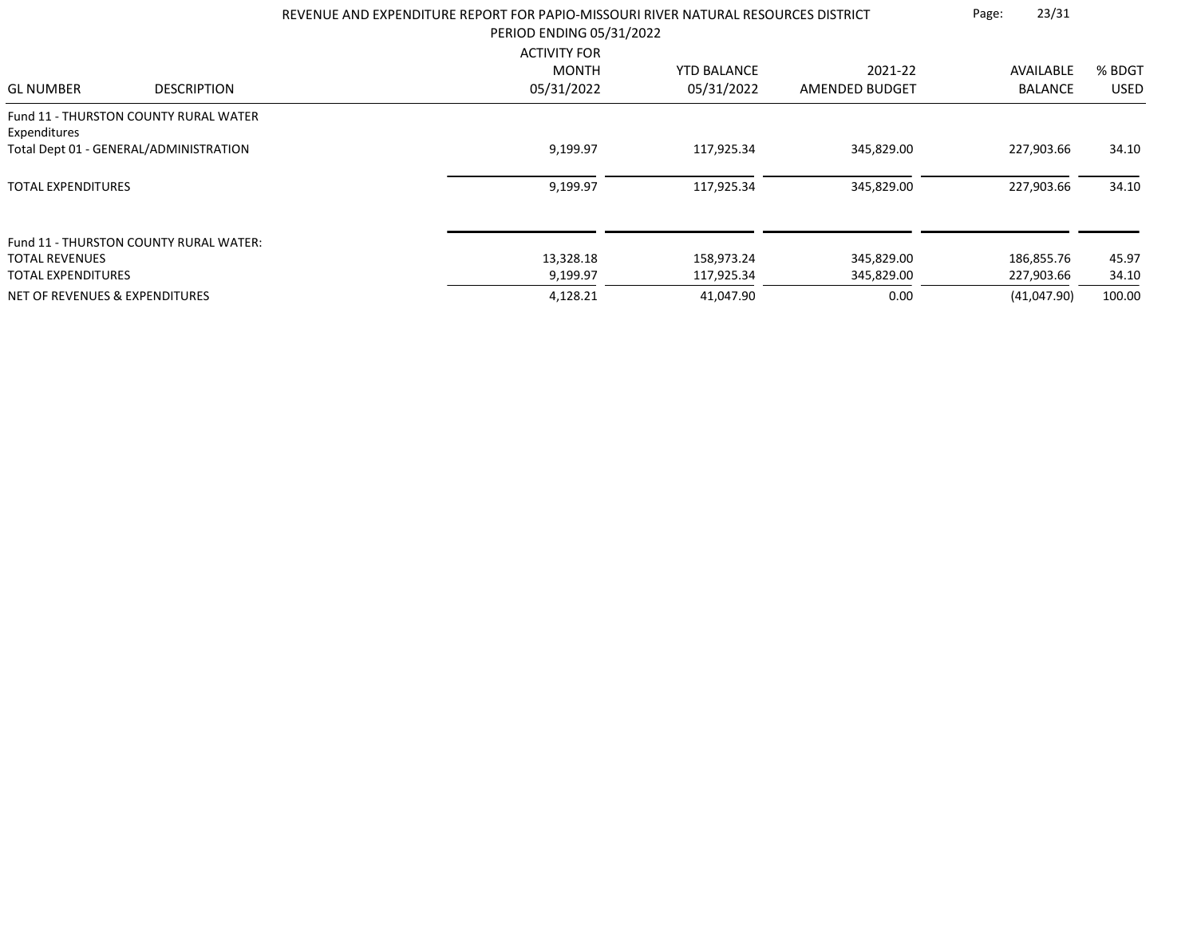REVENUE AND EXPENDITURE REPORT FOR PAPIO-MISSOURI RIVER NATURAL RESOURCES DISTRICT

PERIOD ENDING 05/31/2022

| GL NUMBER | DESCRIPTION | ACTIVITY FOR MONTH 05/31/2022 | YTD BALANCE 05/31/2022 | 2021-22 AMENDED BUDGET | AVAILABLE BALANCE | % BDGT USED |
|---|---|---|---|---|---|---|
| Fund 11 - THURSTON COUNTY RURAL WATER | | | | | | |
| Expenditures | | | | | | |
| Total Dept 01 - GENERAL/ADMINISTRATION | | 9,199.97 | 117,925.34 | 345,829.00 | 227,903.66 | 34.10 |
| TOTAL EXPENDITURES | | 9,199.97 | 117,925.34 | 345,829.00 | 227,903.66 | 34.10 |
| Fund 11 - THURSTON COUNTY RURAL WATER: | | | | | | |
| TOTAL REVENUES | | 13,328.18 | 158,973.24 | 345,829.00 | 186,855.76 | 45.97 |
| TOTAL EXPENDITURES | | 9,199.97 | 117,925.34 | 345,829.00 | 227,903.66 | 34.10 |
| NET OF REVENUES & EXPENDITURES | | 4,128.21 | 41,047.90 | 0.00 | (41,047.90) | 100.00 |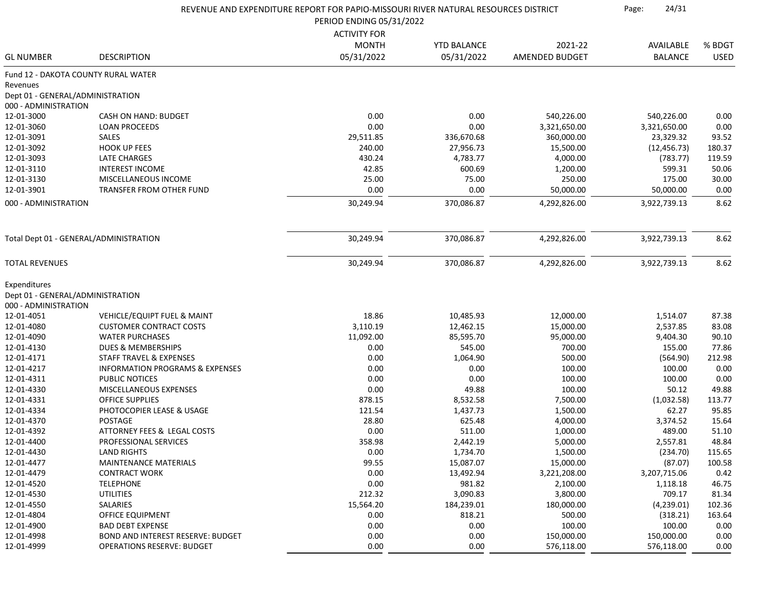# REVENUE AND EXPENDITURE REPORT FOR PAPIO-MISSOURI RIVER NATURAL RESOURCES DISTRICT

PERIOD ENDING 05/31/2022

| GL NUMBER | DESCRIPTION | ACTIVITY FOR MONTH 05/31/2022 | YTD BALANCE 05/31/2022 | 2021-22 AMENDED BUDGET | AVAILABLE BALANCE | % BDGT USED |
|---|---|---|---|---|---|---|
| Fund 12 - DAKOTA COUNTY RURAL WATER | | | | | | |
| Revenues | | | | | | |
| Dept 01 - GENERAL/ADMINISTRATION | | | | | | |
| 000 - ADMINISTRATION | | | | | | |
| 12-01-3000 | CASH ON HAND: BUDGET | 0.00 | 0.00 | 540,226.00 | 540,226.00 | 0.00 |
| 12-01-3060 | LOAN PROCEEDS | 0.00 | 0.00 | 3,321,650.00 | 3,321,650.00 | 0.00 |
| 12-01-3091 | SALES | 29,511.85 | 336,670.68 | 360,000.00 | 23,329.32 | 93.52 |
| 12-01-3092 | HOOK UP FEES | 240.00 | 27,956.73 | 15,500.00 | (12,456.73) | 180.37 |
| 12-01-3093 | LATE CHARGES | 430.24 | 4,783.77 | 4,000.00 | (783.77) | 119.59 |
| 12-01-3110 | INTEREST INCOME | 42.85 | 600.69 | 1,200.00 | 599.31 | 50.06 |
| 12-01-3130 | MISCELLANEOUS INCOME | 25.00 | 75.00 | 250.00 | 175.00 | 30.00 |
| 12-01-3901 | TRANSFER FROM OTHER FUND | 0.00 | 0.00 | 50,000.00 | 50,000.00 | 0.00 |
| 000 - ADMINISTRATION | | 30,249.94 | 370,086.87 | 4,292,826.00 | 3,922,739.13 | 8.62 |
| Total Dept 01 - GENERAL/ADMINISTRATION | | 30,249.94 | 370,086.87 | 4,292,826.00 | 3,922,739.13 | 8.62 |
| TOTAL REVENUES | | 30,249.94 | 370,086.87 | 4,292,826.00 | 3,922,739.13 | 8.62 |
| Expenditures | | | | | | |
| Dept 01 - GENERAL/ADMINISTRATION | | | | | | |
| 000 - ADMINISTRATION | | | | | | |
| 12-01-4051 | VEHICLE/EQUIPT FUEL & MAINT | 18.86 | 10,485.93 | 12,000.00 | 1,514.07 | 87.38 |
| 12-01-4080 | CUSTOMER CONTRACT COSTS | 3,110.19 | 12,462.15 | 15,000.00 | 2,537.85 | 83.08 |
| 12-01-4090 | WATER PURCHASES | 11,092.00 | 85,595.70 | 95,000.00 | 9,404.30 | 90.10 |
| 12-01-4130 | DUES & MEMBERSHIPS | 0.00 | 545.00 | 700.00 | 155.00 | 77.86 |
| 12-01-4171 | STAFF TRAVEL & EXPENSES | 0.00 | 1,064.90 | 500.00 | (564.90) | 212.98 |
| 12-01-4217 | INFORMATION PROGRAMS & EXPENSES | 0.00 | 0.00 | 100.00 | 100.00 | 0.00 |
| 12-01-4311 | PUBLIC NOTICES | 0.00 | 0.00 | 100.00 | 100.00 | 0.00 |
| 12-01-4330 | MISCELLANEOUS EXPENSES | 0.00 | 49.88 | 100.00 | 50.12 | 49.88 |
| 12-01-4331 | OFFICE SUPPLIES | 878.15 | 8,532.58 | 7,500.00 | (1,032.58) | 113.77 |
| 12-01-4334 | PHOTOCOPIER LEASE & USAGE | 121.54 | 1,437.73 | 1,500.00 | 62.27 | 95.85 |
| 12-01-4370 | POSTAGE | 28.80 | 625.48 | 4,000.00 | 3,374.52 | 15.64 |
| 12-01-4392 | ATTORNEY FEES & LEGAL COSTS | 0.00 | 511.00 | 1,000.00 | 489.00 | 51.10 |
| 12-01-4400 | PROFESSIONAL SERVICES | 358.98 | 2,442.19 | 5,000.00 | 2,557.81 | 48.84 |
| 12-01-4430 | LAND RIGHTS | 0.00 | 1,734.70 | 1,500.00 | (234.70) | 115.65 |
| 12-01-4477 | MAINTENANCE MATERIALS | 99.55 | 15,087.07 | 15,000.00 | (87.07) | 100.58 |
| 12-01-4479 | CONTRACT WORK | 0.00 | 13,492.94 | 3,221,208.00 | 3,207,715.06 | 0.42 |
| 12-01-4520 | TELEPHONE | 0.00 | 981.82 | 2,100.00 | 1,118.18 | 46.75 |
| 12-01-4530 | UTILITIES | 212.32 | 3,090.83 | 3,800.00 | 709.17 | 81.34 |
| 12-01-4550 | SALARIES | 15,564.20 | 184,239.01 | 180,000.00 | (4,239.01) | 102.36 |
| 12-01-4804 | OFFICE EQUIPMENT | 0.00 | 818.21 | 500.00 | (318.21) | 163.64 |
| 12-01-4900 | BAD DEBT EXPENSE | 0.00 | 0.00 | 100.00 | 100.00 | 0.00 |
| 12-01-4998 | BOND AND INTEREST RESERVE: BUDGET | 0.00 | 0.00 | 150,000.00 | 150,000.00 | 0.00 |
| 12-01-4999 | OPERATIONS RESERVE: BUDGET | 0.00 | 0.00 | 576,118.00 | 576,118.00 | 0.00 |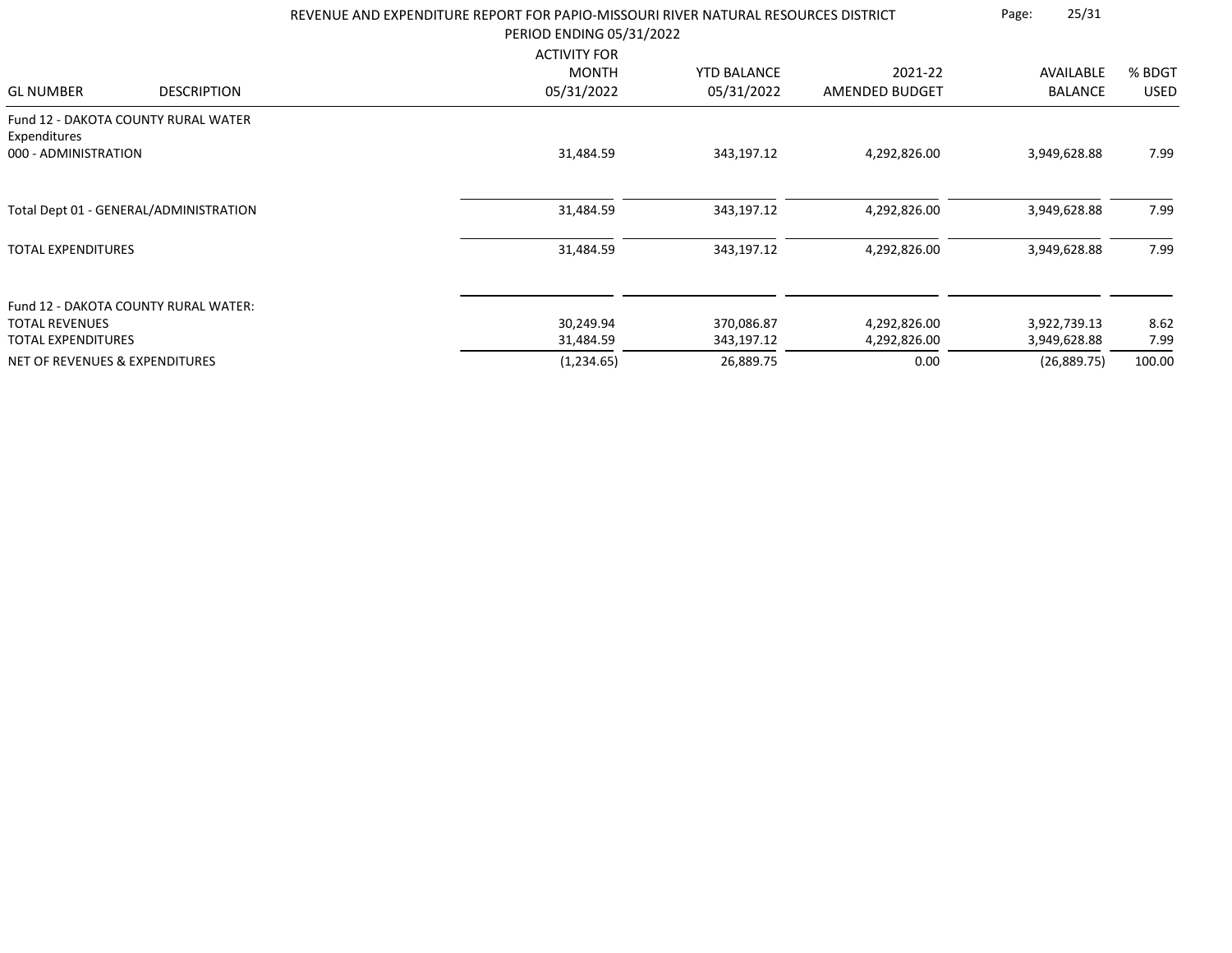REVENUE AND EXPENDITURE REPORT FOR PAPIO-MISSOURI RIVER NATURAL RESOURCES DISTRICT
PERIOD ENDING 05/31/2022

| GL NUMBER | DESCRIPTION | ACTIVITY FOR MONTH 05/31/2022 | YTD BALANCE 05/31/2022 | 2021-22 AMENDED BUDGET | AVAILABLE BALANCE | % BDGT USED |
|---|---|---|---|---|---|---|
| Fund 12 - DAKOTA COUNTY RURAL WATER | | | | | | |
| Expenditures | | | | | | |
| 000 - ADMINISTRATION | | 31,484.59 | 343,197.12 | 4,292,826.00 | 3,949,628.88 | 7.99 |
| Total Dept 01 - GENERAL/ADMINISTRATION | | 31,484.59 | 343,197.12 | 4,292,826.00 | 3,949,628.88 | 7.99 |
| TOTAL EXPENDITURES | | 31,484.59 | 343,197.12 | 4,292,826.00 | 3,949,628.88 | 7.99 |
| Fund 12 - DAKOTA COUNTY RURAL WATER: | | | | | | |
| TOTAL REVENUES | | 30,249.94 | 370,086.87 | 4,292,826.00 | 3,922,739.13 | 8.62 |
| TOTAL EXPENDITURES | | 31,484.59 | 343,197.12 | 4,292,826.00 | 3,949,628.88 | 7.99 |
| NET OF REVENUES & EXPENDITURES | | (1,234.65) | 26,889.75 | 0.00 | (26,889.75) | 100.00 |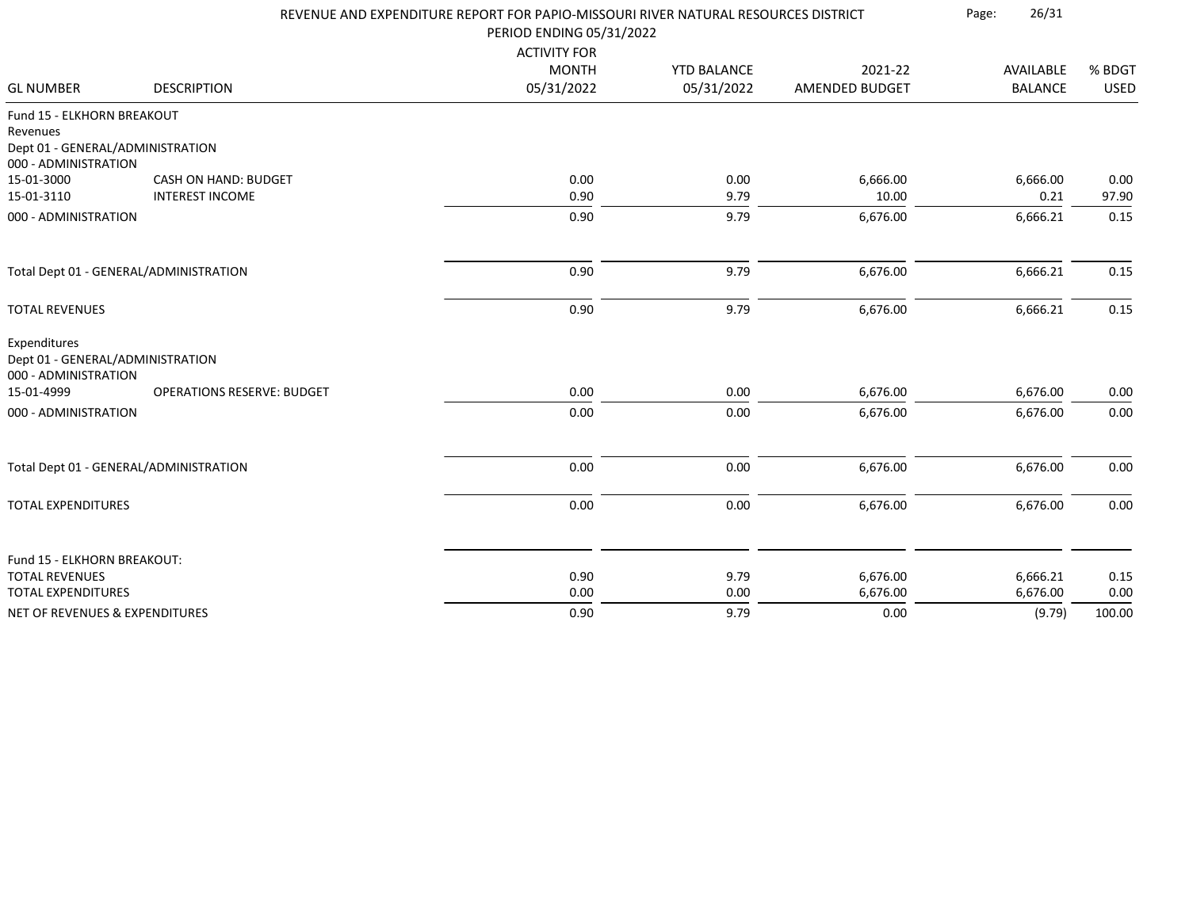# REVENUE AND EXPENDITURE REPORT FOR PAPIO-MISSOURI RIVER NATURAL RESOURCES DISTRICT

PERIOD ENDING 05/31/2022

| GL NUMBER | DESCRIPTION | ACTIVITY FOR MONTH 05/31/2022 | YTD BALANCE 05/31/2022 | 2021-22 AMENDED BUDGET | AVAILABLE BALANCE | % BDGT USED |
|---|---|---|---|---|---|---|
| Fund 15 - ELKHORN BREAKOUT | | | | | | |
| Revenues | | | | | | |
| Dept 01 - GENERAL/ADMINISTRATION | | | | | | |
| 000 - ADMINISTRATION | | | | | | |
| 15-01-3000 | CASH ON HAND: BUDGET | 0.00 | 0.00 | 6,666.00 | 6,666.00 | 0.00 |
| 15-01-3110 | INTEREST INCOME | 0.90 | 9.79 | 10.00 | 0.21 | 97.90 |
| 000 - ADMINISTRATION | | 0.90 | 9.79 | 6,676.00 | 6,666.21 | 0.15 |
| Total Dept 01 - GENERAL/ADMINISTRATION | | 0.90 | 9.79 | 6,676.00 | 6,666.21 | 0.15 |
| TOTAL REVENUES | | 0.90 | 9.79 | 6,676.00 | 6,666.21 | 0.15 |
| Expenditures | | | | | | |
| Dept 01 - GENERAL/ADMINISTRATION | | | | | | |
| 000 - ADMINISTRATION | | | | | | |
| 15-01-4999 | OPERATIONS RESERVE: BUDGET | 0.00 | 0.00 | 6,676.00 | 6,676.00 | 0.00 |
| 000 - ADMINISTRATION | | 0.00 | 0.00 | 6,676.00 | 6,676.00 | 0.00 |
| Total Dept 01 - GENERAL/ADMINISTRATION | | 0.00 | 0.00 | 6,676.00 | 6,676.00 | 0.00 |
| TOTAL EXPENDITURES | | 0.00 | 0.00 | 6,676.00 | 6,676.00 | 0.00 |
| Fund 15 - ELKHORN BREAKOUT: | | | | | | |
| TOTAL REVENUES | | 0.90 | 9.79 | 6,676.00 | 6,666.21 | 0.15 |
| TOTAL EXPENDITURES | | 0.00 | 0.00 | 6,676.00 | 6,676.00 | 0.00 |
| NET OF REVENUES & EXPENDITURES | | 0.90 | 9.79 | 0.00 | (9.79) | 100.00 |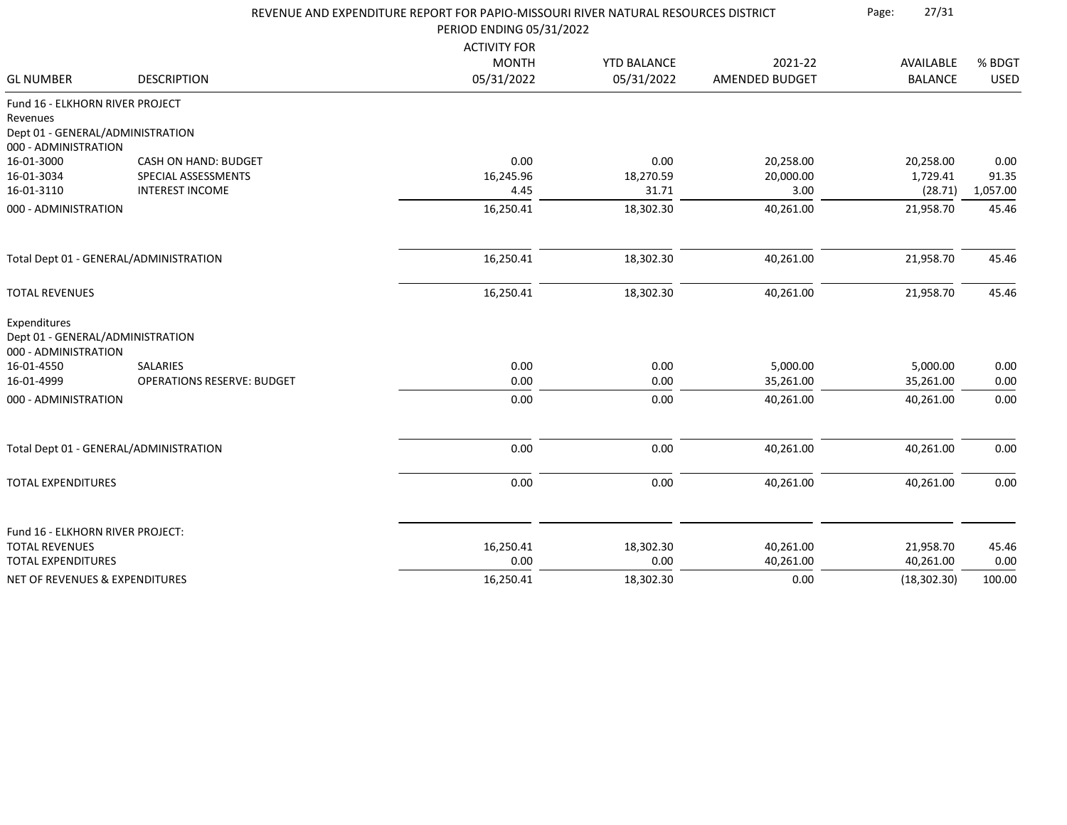# REVENUE AND EXPENDITURE REPORT FOR PAPIO-MISSOURI RIVER NATURAL RESOURCES DISTRICT

PERIOD ENDING 05/31/2022

| GL NUMBER | DESCRIPTION | ACTIVITY FOR MONTH 05/31/2022 | YTD BALANCE 05/31/2022 | 2021-22 AMENDED BUDGET | AVAILABLE BALANCE | % BDGT USED |
|---|---|---|---|---|---|---|
| Fund 16 - ELKHORN RIVER PROJECT | | | | | | |
| Revenues | | | | | | |
| Dept 01 - GENERAL/ADMINISTRATION | | | | | | |
| 000 - ADMINISTRATION | | | | | | |
| 16-01-3000 | CASH ON HAND: BUDGET | 0.00 | 0.00 | 20,258.00 | 20,258.00 | 0.00 |
| 16-01-3034 | SPECIAL ASSESSMENTS | 16,245.96 | 18,270.59 | 20,000.00 | 1,729.41 | 91.35 |
| 16-01-3110 | INTEREST INCOME | 4.45 | 31.71 | 3.00 | (28.71) | 1,057.00 |
| 000 - ADMINISTRATION | | 16,250.41 | 18,302.30 | 40,261.00 | 21,958.70 | 45.46 |
| Total Dept 01 - GENERAL/ADMINISTRATION | | 16,250.41 | 18,302.30 | 40,261.00 | 21,958.70 | 45.46 |
| TOTAL REVENUES | | 16,250.41 | 18,302.30 | 40,261.00 | 21,958.70 | 45.46 |
| Expenditures | | | | | | |
| Dept 01 - GENERAL/ADMINISTRATION | | | | | | |
| 000 - ADMINISTRATION | | | | | | |
| 16-01-4550 | SALARIES | 0.00 | 0.00 | 5,000.00 | 5,000.00 | 0.00 |
| 16-01-4999 | OPERATIONS RESERVE: BUDGET | 0.00 | 0.00 | 35,261.00 | 35,261.00 | 0.00 |
| 000 - ADMINISTRATION | | 0.00 | 0.00 | 40,261.00 | 40,261.00 | 0.00 |
| Total Dept 01 - GENERAL/ADMINISTRATION | | 0.00 | 0.00 | 40,261.00 | 40,261.00 | 0.00 |
| TOTAL EXPENDITURES | | 0.00 | 0.00 | 40,261.00 | 40,261.00 | 0.00 |
| Fund 16 - ELKHORN RIVER PROJECT: | | | | | | |
| TOTAL REVENUES | | 16,250.41 | 18,302.30 | 40,261.00 | 21,958.70 | 45.46 |
| TOTAL EXPENDITURES | | 0.00 | 0.00 | 40,261.00 | 40,261.00 | 0.00 |
| NET OF REVENUES & EXPENDITURES | | 16,250.41 | 18,302.30 | 0.00 | (18,302.30) | 100.00 |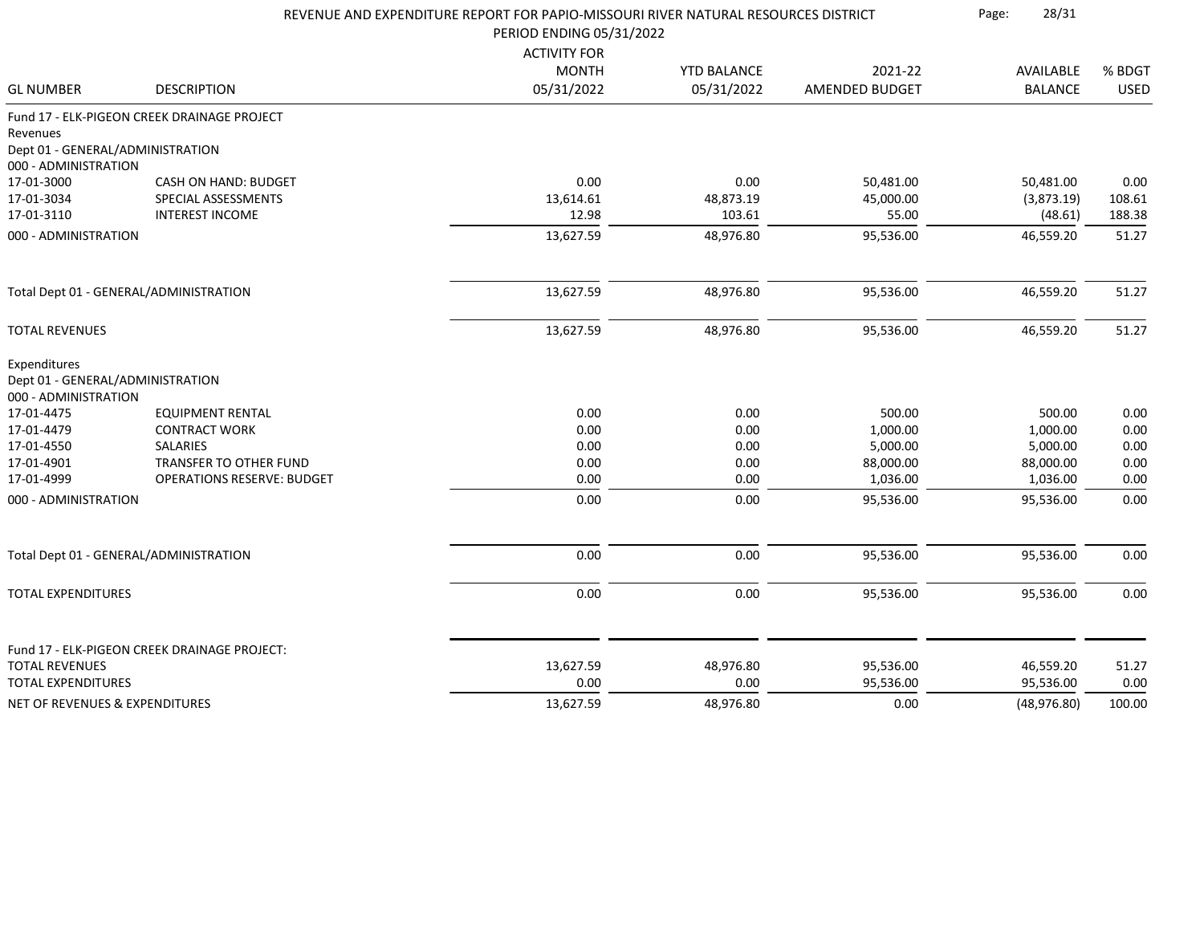# REVENUE AND EXPENDITURE REPORT FOR PAPIO-MISSOURI RIVER NATURAL RESOURCES DISTRICT

PERIOD ENDING 05/31/2022

| GL NUMBER | DESCRIPTION | ACTIVITY FOR MONTH 05/31/2022 | YTD BALANCE 05/31/2022 | 2021-22 AMENDED BUDGET | AVAILABLE BALANCE | % BDGT USED |
|---|---|---|---|---|---|---|
| Fund 17 - ELK-PIGEON CREEK DRAINAGE PROJECT | | | | | | |
| Revenues | | | | | | |
| Dept 01 - GENERAL/ADMINISTRATION | | | | | | |
| 000 - ADMINISTRATION | | | | | | |
| 17-01-3000 | CASH ON HAND: BUDGET | 0.00 | 0.00 | 50,481.00 | 50,481.00 | 0.00 |
| 17-01-3034 | SPECIAL ASSESSMENTS | 13,614.61 | 48,873.19 | 45,000.00 | (3,873.19) | 108.61 |
| 17-01-3110 | INTEREST INCOME | 12.98 | 103.61 | 55.00 | (48.61) | 188.38 |
| 000 - ADMINISTRATION | | 13,627.59 | 48,976.80 | 95,536.00 | 46,559.20 | 51.27 |
| Total Dept 01 - GENERAL/ADMINISTRATION | | 13,627.59 | 48,976.80 | 95,536.00 | 46,559.20 | 51.27 |
| TOTAL REVENUES | | 13,627.59 | 48,976.80 | 95,536.00 | 46,559.20 | 51.27 |
| Expenditures | | | | | | |
| Dept 01 - GENERAL/ADMINISTRATION | | | | | | |
| 000 - ADMINISTRATION | | | | | | |
| 17-01-4475 | EQUIPMENT RENTAL | 0.00 | 0.00 | 500.00 | 500.00 | 0.00 |
| 17-01-4479 | CONTRACT WORK | 0.00 | 0.00 | 1,000.00 | 1,000.00 | 0.00 |
| 17-01-4550 | SALARIES | 0.00 | 0.00 | 5,000.00 | 5,000.00 | 0.00 |
| 17-01-4901 | TRANSFER TO OTHER FUND | 0.00 | 0.00 | 88,000.00 | 88,000.00 | 0.00 |
| 17-01-4999 | OPERATIONS RESERVE: BUDGET | 0.00 | 0.00 | 1,036.00 | 1,036.00 | 0.00 |
| 000 - ADMINISTRATION | | 0.00 | 0.00 | 95,536.00 | 95,536.00 | 0.00 |
| Total Dept 01 - GENERAL/ADMINISTRATION | | 0.00 | 0.00 | 95,536.00 | 95,536.00 | 0.00 |
| TOTAL EXPENDITURES | | 0.00 | 0.00 | 95,536.00 | 95,536.00 | 0.00 |
| Fund 17 - ELK-PIGEON CREEK DRAINAGE PROJECT: | | | | | | |
| TOTAL REVENUES | | 13,627.59 | 48,976.80 | 95,536.00 | 46,559.20 | 51.27 |
| TOTAL EXPENDITURES | | 0.00 | 0.00 | 95,536.00 | 95,536.00 | 0.00 |
| NET OF REVENUES & EXPENDITURES | | 13,627.59 | 48,976.80 | 0.00 | (48,976.80) | 100.00 |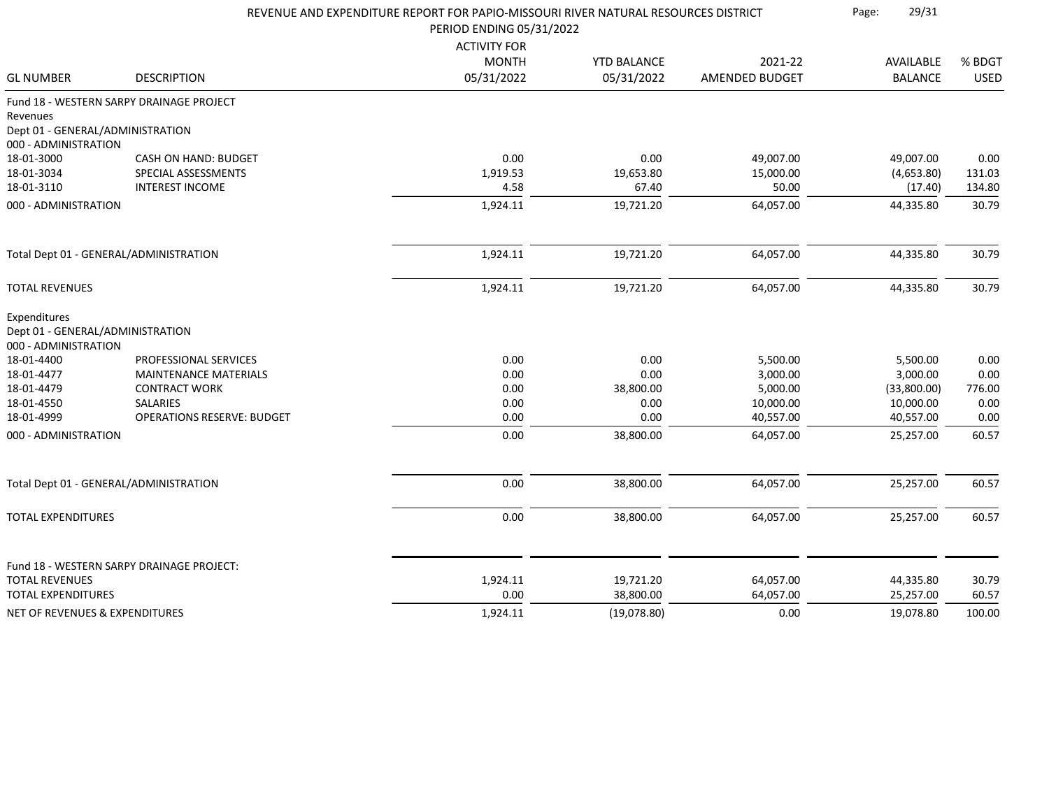# REVENUE AND EXPENDITURE REPORT FOR PAPIO-MISSOURI RIVER NATURAL RESOURCES DISTRICT

PERIOD ENDING 05/31/2022

| GL NUMBER | DESCRIPTION | ACTIVITY FOR MONTH 05/31/2022 | YTD BALANCE 05/31/2022 | 2021-22 AMENDED BUDGET | AVAILABLE BALANCE | % BDGT USED |
|---|---|---|---|---|---|---|
| **Fund 18 - WESTERN SARPY DRAINAGE PROJECT** | | | | | | |
| Revenues | | | | | | |
| Dept 01 - GENERAL/ADMINISTRATION | | | | | | |
| 000 - ADMINISTRATION | | | | | | |
| 18-01-3000 | CASH ON HAND: BUDGET | 0.00 | 0.00 | 49,007.00 | 49,007.00 | 0.00 |
| 18-01-3034 | SPECIAL ASSESSMENTS | 1,919.53 | 19,653.80 | 15,000.00 | (4,653.80) | 131.03 |
| 18-01-3110 | INTEREST INCOME | 4.58 | 67.40 | 50.00 | (17.40) | 134.80 |
| 000 - ADMINISTRATION | | 1,924.11 | 19,721.20 | 64,057.00 | 44,335.80 | 30.79 |
| Total Dept 01 - GENERAL/ADMINISTRATION | | 1,924.11 | 19,721.20 | 64,057.00 | 44,335.80 | 30.79 |
| TOTAL REVENUES | | 1,924.11 | 19,721.20 | 64,057.00 | 44,335.80 | 30.79 |
| Expenditures | | | | | | |
| Dept 01 - GENERAL/ADMINISTRATION | | | | | | |
| 000 - ADMINISTRATION | | | | | | |
| 18-01-4400 | PROFESSIONAL SERVICES | 0.00 | 0.00 | 5,500.00 | 5,500.00 | 0.00 |
| 18-01-4477 | MAINTENANCE MATERIALS | 0.00 | 0.00 | 3,000.00 | 3,000.00 | 0.00 |
| 18-01-4479 | CONTRACT WORK | 0.00 | 38,800.00 | 5,000.00 | (33,800.00) | 776.00 |
| 18-01-4550 | SALARIES | 0.00 | 0.00 | 10,000.00 | 10,000.00 | 0.00 |
| 18-01-4999 | OPERATIONS RESERVE: BUDGET | 0.00 | 0.00 | 40,557.00 | 40,557.00 | 0.00 |
| 000 - ADMINISTRATION | | 0.00 | 38,800.00 | 64,057.00 | 25,257.00 | 60.57 |
| Total Dept 01 - GENERAL/ADMINISTRATION | | 0.00 | 38,800.00 | 64,057.00 | 25,257.00 | 60.57 |
| TOTAL EXPENDITURES | | 0.00 | 38,800.00 | 64,057.00 | 25,257.00 | 60.57 |
| **Fund 18 - WESTERN SARPY DRAINAGE PROJECT:** | | | | | | |
| TOTAL REVENUES | | 1,924.11 | 19,721.20 | 64,057.00 | 44,335.80 | 30.79 |
| TOTAL EXPENDITURES | | 0.00 | 38,800.00 | 64,057.00 | 25,257.00 | 60.57 |
| NET OF REVENUES & EXPENDITURES | | 1,924.11 | (19,078.80) | 0.00 | 19,078.80 | 100.00 |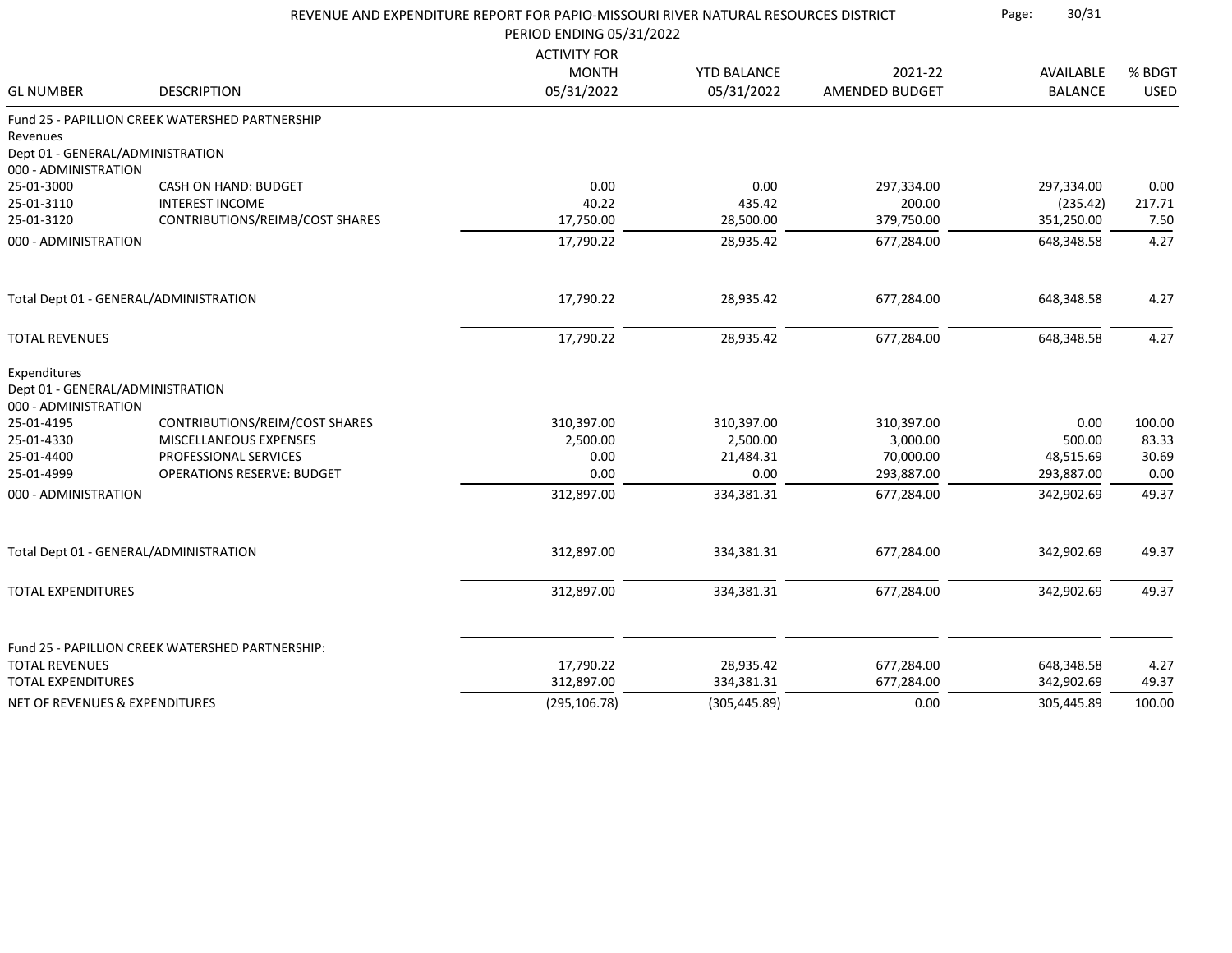# REVENUE AND EXPENDITURE REPORT FOR PAPIO-MISSOURI RIVER NATURAL RESOURCES DISTRICT

PERIOD ENDING 05/31/2022

| GL NUMBER | DESCRIPTION | ACTIVITY FOR MONTH 05/31/2022 | YTD BALANCE 05/31/2022 | 2021-22 AMENDED BUDGET | AVAILABLE BALANCE | % BDGT USED |
|---|---|---|---|---|---|---|
| Fund 25 - PAPILLION CREEK WATERSHED PARTNERSHIP | | | | | | |
| Revenues | | | | | | |
| Dept 01 - GENERAL/ADMINISTRATION | | | | | | |
| 000 - ADMINISTRATION | | | | | | |
| 25-01-3000 | CASH ON HAND: BUDGET | 0.00 | 0.00 | 297,334.00 | 297,334.00 | 0.00 |
| 25-01-3110 | INTEREST INCOME | 40.22 | 435.42 | 200.00 | (235.42) | 217.71 |
| 25-01-3120 | CONTRIBUTIONS/REIMB/COST SHARES | 17,750.00 | 28,500.00 | 379,750.00 | 351,250.00 | 7.50 |
| 000 - ADMINISTRATION | | 17,790.22 | 28,935.42 | 677,284.00 | 648,348.58 | 4.27 |
| Total Dept 01 - GENERAL/ADMINISTRATION | | 17,790.22 | 28,935.42 | 677,284.00 | 648,348.58 | 4.27 |
| TOTAL REVENUES | | 17,790.22 | 28,935.42 | 677,284.00 | 648,348.58 | 4.27 |
| Expenditures | | | | | | |
| Dept 01 - GENERAL/ADMINISTRATION | | | | | | |
| 000 - ADMINISTRATION | | | | | | |
| 25-01-4195 | CONTRIBUTIONS/REIM/COST SHARES | 310,397.00 | 310,397.00 | 310,397.00 | 0.00 | 100.00 |
| 25-01-4330 | MISCELLANEOUS EXPENSES | 2,500.00 | 2,500.00 | 3,000.00 | 500.00 | 83.33 |
| 25-01-4400 | PROFESSIONAL SERVICES | 0.00 | 21,484.31 | 70,000.00 | 48,515.69 | 30.69 |
| 25-01-4999 | OPERATIONS RESERVE: BUDGET | 0.00 | 0.00 | 293,887.00 | 293,887.00 | 0.00 |
| 000 - ADMINISTRATION | | 312,897.00 | 334,381.31 | 677,284.00 | 342,902.69 | 49.37 |
| Total Dept 01 - GENERAL/ADMINISTRATION | | 312,897.00 | 334,381.31 | 677,284.00 | 342,902.69 | 49.37 |
| TOTAL EXPENDITURES | | 312,897.00 | 334,381.31 | 677,284.00 | 342,902.69 | 49.37 |
| Fund 25 - PAPILLION CREEK WATERSHED PARTNERSHIP: | | | | | | |
| TOTAL REVENUES | | 17,790.22 | 28,935.42 | 677,284.00 | 648,348.58 | 4.27 |
| TOTAL EXPENDITURES | | 312,897.00 | 334,381.31 | 677,284.00 | 342,902.69 | 49.37 |
| NET OF REVENUES & EXPENDITURES | | (295,106.78) | (305,445.89) | 0.00 | 305,445.89 | 100.00 |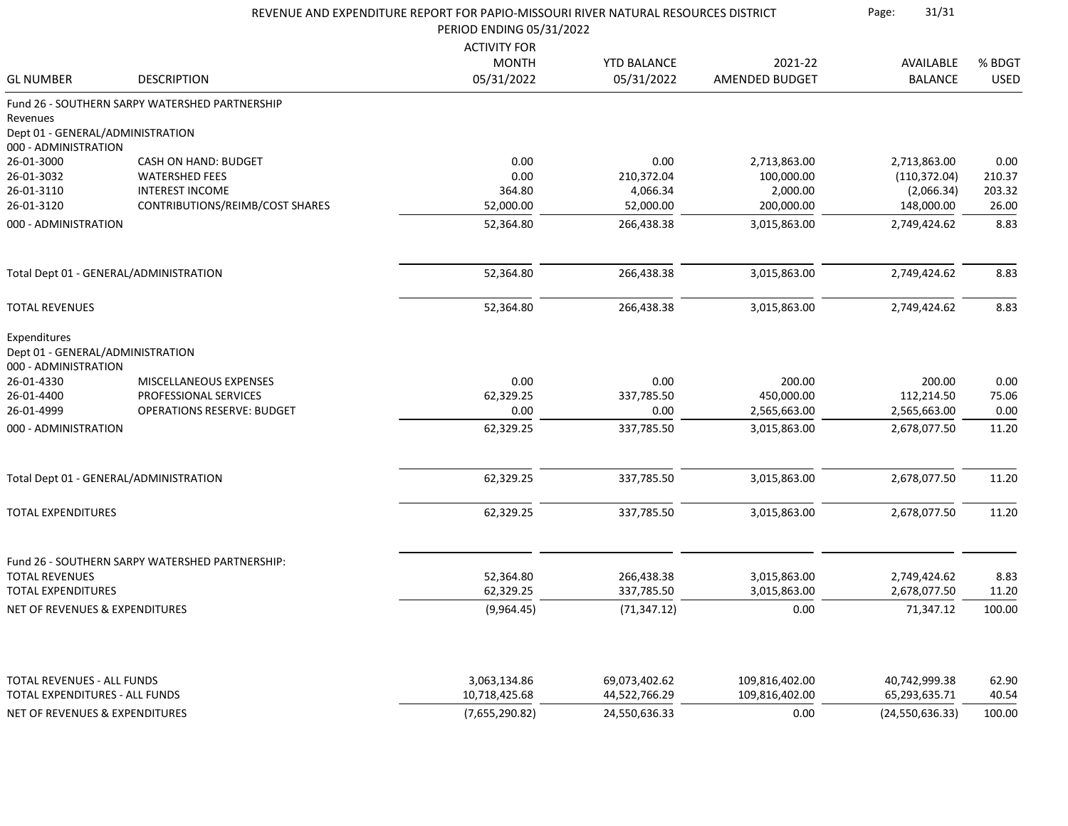# REVENUE AND EXPENDITURE REPORT FOR PAPIO-MISSOURI RIVER NATURAL RESOURCES DISTRICT

PERIOD ENDING 05/31/2022

| GL NUMBER | DESCRIPTION | ACTIVITY FOR MONTH 05/31/2022 | YTD BALANCE 05/31/2022 | 2021-22 AMENDED BUDGET | AVAILABLE BALANCE | % BDGT USED |
|---|---|---|---|---|---|---|
| Fund 26 - SOUTHERN SARPY WATERSHED PARTNERSHIP | | | | | | |
| Revenues | | | | | | |
| Dept 01 - GENERAL/ADMINISTRATION | | | | | | |
| 000 - ADMINISTRATION | | | | | | |
| 26-01-3000 | CASH ON HAND: BUDGET | 0.00 | 0.00 | 2,713,863.00 | 2,713,863.00 | 0.00 |
| 26-01-3032 | WATERSHED FEES | 0.00 | 210,372.04 | 100,000.00 | (110,372.04) | 210.37 |
| 26-01-3110 | INTEREST INCOME | 364.80 | 4,066.34 | 2,000.00 | (2,066.34) | 203.32 |
| 26-01-3120 | CONTRIBUTIONS/REIMB/COST SHARES | 52,000.00 | 52,000.00 | 200,000.00 | 148,000.00 | 26.00 |
| 000 - ADMINISTRATION | | 52,364.80 | 266,438.38 | 3,015,863.00 | 2,749,424.62 | 8.83 |
| Total Dept 01 - GENERAL/ADMINISTRATION | | 52,364.80 | 266,438.38 | 3,015,863.00 | 2,749,424.62 | 8.83 |
| TOTAL REVENUES | | 52,364.80 | 266,438.38 | 3,015,863.00 | 2,749,424.62 | 8.83 |
| Expenditures | | | | | | |
| Dept 01 - GENERAL/ADMINISTRATION | | | | | | |
| 000 - ADMINISTRATION | | | | | | |
| 26-01-4330 | MISCELLANEOUS EXPENSES | 0.00 | 0.00 | 200.00 | 200.00 | 0.00 |
| 26-01-4400 | PROFESSIONAL SERVICES | 62,329.25 | 337,785.50 | 450,000.00 | 112,214.50 | 75.06 |
| 26-01-4999 | OPERATIONS RESERVE: BUDGET | 0.00 | 0.00 | 2,565,663.00 | 2,565,663.00 | 0.00 |
| 000 - ADMINISTRATION | | 62,329.25 | 337,785.50 | 3,015,863.00 | 2,678,077.50 | 11.20 |
| Total Dept 01 - GENERAL/ADMINISTRATION | | 62,329.25 | 337,785.50 | 3,015,863.00 | 2,678,077.50 | 11.20 |
| TOTAL EXPENDITURES | | 62,329.25 | 337,785.50 | 3,015,863.00 | 2,678,077.50 | 11.20 |
| Fund 26 - SOUTHERN SARPY WATERSHED PARTNERSHIP: | | | | | | |
| TOTAL REVENUES | | 52,364.80 | 266,438.38 | 3,015,863.00 | 2,749,424.62 | 8.83 |
| TOTAL EXPENDITURES | | 62,329.25 | 337,785.50 | 3,015,863.00 | 2,678,077.50 | 11.20 |
| NET OF REVENUES & EXPENDITURES | | (9,964.45) | (71,347.12) | 0.00 | 71,347.12 | 100.00 |
| TOTAL REVENUES - ALL FUNDS | | 3,063,134.86 | 69,073,402.62 | 109,816,402.00 | 40,742,999.38 | 62.90 |
| TOTAL EXPENDITURES - ALL FUNDS | | 10,718,425.68 | 44,522,766.29 | 109,816,402.00 | 65,293,635.71 | 40.54 |
| NET OF REVENUES & EXPENDITURES | | (7,655,290.82) | 24,550,636.33 | 0.00 | (24,550,636.33) | 100.00 |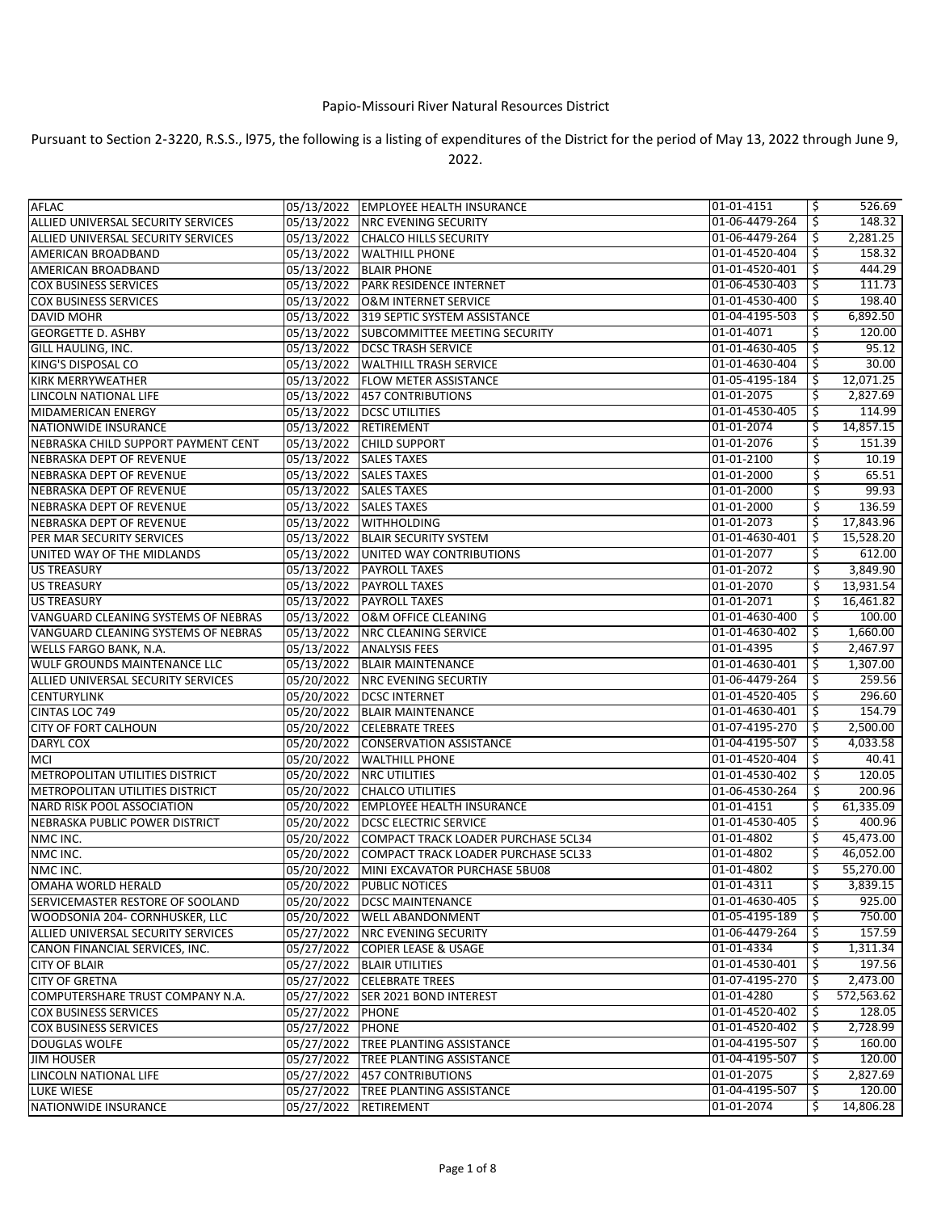Papio-Missouri River Natural Resources District

Pursuant to Section 2-3220, R.S.S., l975, the following is a listing of expenditures of the District for the period of May 13, 2022 through June 9, 2022.

| | | | | |
|---|---|---|---|---|
| AFLAC | 05/13/2022 | EMPLOYEE HEALTH INSURANCE | 01-01-4151 | $ 526.69 |
| ALLIED UNIVERSAL SECURITY SERVICES | 05/13/2022 | NRC EVENING SECURITY | 01-06-4479-264 | $ 148.32 |
| ALLIED UNIVERSAL SECURITY SERVICES | 05/13/2022 | CHALCO HILLS SECURITY | 01-06-4479-264 | $ 2,281.25 |
| AMERICAN BROADBAND | 05/13/2022 | WALTHILL PHONE | 01-01-4520-404 | $ 158.32 |
| AMERICAN BROADBAND | 05/13/2022 | BLAIR PHONE | 01-01-4520-401 | $ 444.29 |
| COX BUSINESS SERVICES | 05/13/2022 | PARK RESIDENCE INTERNET | 01-06-4530-403 | $ 111.73 |
| COX BUSINESS SERVICES | 05/13/2022 | O&M INTERNET SERVICE | 01-01-4530-400 | $ 198.40 |
| DAVID MOHR | 05/13/2022 | 319 SEPTIC SYSTEM ASSISTANCE | 01-04-4195-503 | $ 6,892.50 |
| GEORGETTE D. ASHBY | 05/13/2022 | SUBCOMMITTEE MEETING SECURITY | 01-01-4071 | $ 120.00 |
| GILL HAULING, INC. | 05/13/2022 | DCSC TRASH SERVICE | 01-01-4630-405 | $ 95.12 |
| KING'S DISPOSAL CO | 05/13/2022 | WALTHILL TRASH SERVICE | 01-01-4630-404 | $ 30.00 |
| KIRK MERRYWEATHER | 05/13/2022 | FLOW METER ASSISTANCE | 01-05-4195-184 | $ 12,071.25 |
| LINCOLN NATIONAL LIFE | 05/13/2022 | 457 CONTRIBUTIONS | 01-01-2075 | $ 2,827.69 |
| MIDAMERICAN ENERGY | 05/13/2022 | DCSC UTILITIES | 01-01-4530-405 | $ 114.99 |
| NATIONWIDE INSURANCE | 05/13/2022 | RETIREMENT | 01-01-2074 | $ 14,857.15 |
| NEBRASKA CHILD SUPPORT PAYMENT CENT | 05/13/2022 | CHILD SUPPORT | 01-01-2076 | $ 151.39 |
| NEBRASKA DEPT OF REVENUE | 05/13/2022 | SALES TAXES | 01-01-2100 | $ 10.19 |
| NEBRASKA DEPT OF REVENUE | 05/13/2022 | SALES TAXES | 01-01-2000 | $ 65.51 |
| NEBRASKA DEPT OF REVENUE | 05/13/2022 | SALES TAXES | 01-01-2000 | $ 99.93 |
| NEBRASKA DEPT OF REVENUE | 05/13/2022 | SALES TAXES | 01-01-2000 | $ 136.59 |
| NEBRASKA DEPT OF REVENUE | 05/13/2022 | WITHHOLDING | 01-01-2073 | $ 17,843.96 |
| PER MAR SECURITY SERVICES | 05/13/2022 | BLAIR SECURITY SYSTEM | 01-01-4630-401 | $ 15,528.20 |
| UNITED WAY OF THE MIDLANDS | 05/13/2022 | UNITED WAY CONTRIBUTIONS | 01-01-2077 | $ 612.00 |
| US TREASURY | 05/13/2022 | PAYROLL TAXES | 01-01-2072 | $ 3,849.90 |
| US TREASURY | 05/13/2022 | PAYROLL TAXES | 01-01-2070 | $ 13,931.54 |
| US TREASURY | 05/13/2022 | PAYROLL TAXES | 01-01-2071 | $ 16,461.82 |
| VANGUARD CLEANING SYSTEMS OF NEBRAS | 05/13/2022 | O&M OFFICE CLEANING | 01-01-4630-400 | $ 100.00 |
| VANGUARD CLEANING SYSTEMS OF NEBRAS | 05/13/2022 | NRC CLEANING SERVICE | 01-01-4630-402 | $ 1,660.00 |
| WELLS FARGO BANK, N.A. | 05/13/2022 | ANALYSIS FEES | 01-01-4395 | $ 2,467.97 |
| WULF GROUNDS MAINTENANCE LLC | 05/13/2022 | BLAIR MAINTENANCE | 01-01-4630-401 | $ 1,307.00 |
| ALLIED UNIVERSAL SECURITY SERVICES | 05/20/2022 | NRC EVENING SECURTIY | 01-06-4479-264 | $ 259.56 |
| CENTURYLINK | 05/20/2022 | DCSC INTERNET | 01-01-4520-405 | $ 296.60 |
| CINTAS LOC 749 | 05/20/2022 | BLAIR MAINTENANCE | 01-01-4630-401 | $ 154.79 |
| CITY OF FORT CALHOUN | 05/20/2022 | CELEBRATE TREES | 01-07-4195-270 | $ 2,500.00 |
| DARYL COX | 05/20/2022 | CONSERVATION ASSISTANCE | 01-04-4195-507 | $ 4,033.58 |
| MCI | 05/20/2022 | WALTHILL PHONE | 01-01-4520-404 | $ 40.41 |
| METROPOLITAN UTILITIES DISTRICT | 05/20/2022 | NRC UTILITIES | 01-01-4530-402 | $ 120.05 |
| METROPOLITAN UTILITIES DISTRICT | 05/20/2022 | CHALCO UTILITIES | 01-06-4530-264 | $ 200.96 |
| NARD RISK POOL ASSOCIATION | 05/20/2022 | EMPLOYEE HEALTH INSURANCE | 01-01-4151 | $ 61,335.09 |
| NEBRASKA PUBLIC POWER DISTRICT | 05/20/2022 | DCSC ELECTRIC SERVICE | 01-01-4530-405 | $ 400.96 |
| NMC INC. | 05/20/2022 | COMPACT TRACK LOADER PURCHASE 5CL34 | 01-01-4802 | $ 45,473.00 |
| NMC INC. | 05/20/2022 | COMPACT TRACK LOADER PURCHASE 5CL33 | 01-01-4802 | $ 46,052.00 |
| NMC INC. | 05/20/2022 | MINI EXCAVATOR PURCHASE 5BU08 | 01-01-4802 | $ 55,270.00 |
| OMAHA WORLD HERALD | 05/20/2022 | PUBLIC NOTICES | 01-01-4311 | $ 3,839.15 |
| SERVICEMASTER RESTORE OF SOOLAND | 05/20/2022 | DCSC MAINTENANCE | 01-01-4630-405 | $ 925.00 |
| WOODSONIA 204- CORNHUSKER, LLC | 05/20/2022 | WELL ABANDONMENT | 01-05-4195-189 | $ 750.00 |
| ALLIED UNIVERSAL SECURITY SERVICES | 05/27/2022 | NRC EVENING SECURITY | 01-06-4479-264 | $ 157.59 |
| CANON FINANCIAL SERVICES, INC. | 05/27/2022 | COPIER LEASE & USAGE | 01-01-4334 | $ 1,311.34 |
| CITY OF BLAIR | 05/27/2022 | BLAIR UTILITIES | 01-01-4530-401 | $ 197.56 |
| CITY OF GRETNA | 05/27/2022 | CELEBRATE TREES | 01-07-4195-270 | $ 2,473.00 |
| COMPUTERSHARE TRUST COMPANY N.A. | 05/27/2022 | SER 2021 BOND INTEREST | 01-01-4280 | $ 572,563.62 |
| COX BUSINESS SERVICES | 05/27/2022 | PHONE | 01-01-4520-402 | $ 128.05 |
| COX BUSINESS SERVICES | 05/27/2022 | PHONE | 01-01-4520-402 | $ 2,728.99 |
| DOUGLAS WOLFE | 05/27/2022 | TREE PLANTING ASSISTANCE | 01-04-4195-507 | $ 160.00 |
| JIM HOUSER | 05/27/2022 | TREE PLANTING ASSISTANCE | 01-04-4195-507 | $ 120.00 |
| LINCOLN NATIONAL LIFE | 05/27/2022 | 457 CONTRIBUTIONS | 01-01-2075 | $ 2,827.69 |
| LUKE WIESE | 05/27/2022 | TREE PLANTING ASSISTANCE | 01-04-4195-507 | $ 120.00 |
| NATIONWIDE INSURANCE | 05/27/2022 | RETIREMENT | 01-01-2074 | $ 14,806.28 |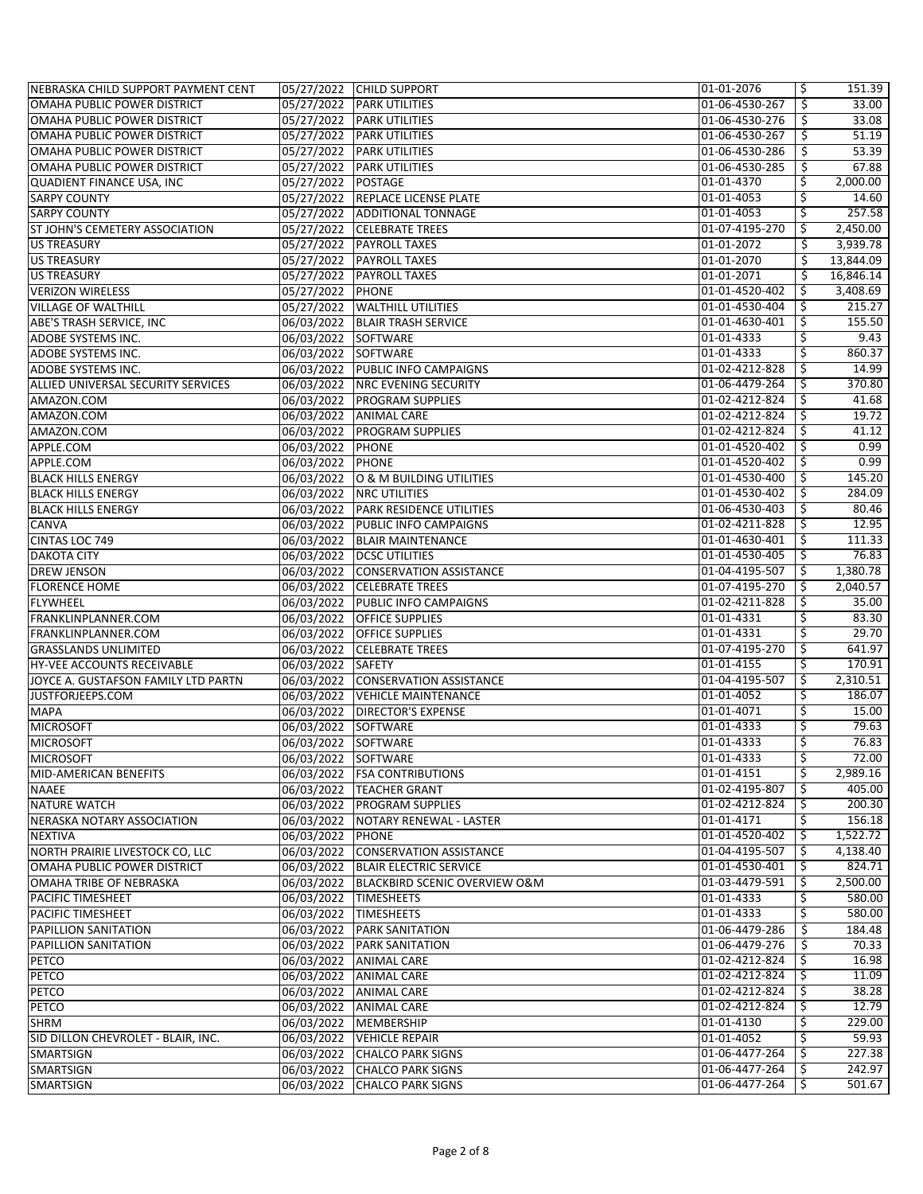| | | | | |
|---|---|---|---|---|
| NEBRASKA CHILD SUPPORT PAYMENT CENT | 05/27/2022 | CHILD SUPPORT | 01-01-2076 | $ 151.39 |
| OMAHA PUBLIC POWER DISTRICT | 05/27/2022 | PARK UTILITIES | 01-06-4530-267 | $ 33.00 |
| OMAHA PUBLIC POWER DISTRICT | 05/27/2022 | PARK UTILITIES | 01-06-4530-276 | $ 33.08 |
| OMAHA PUBLIC POWER DISTRICT | 05/27/2022 | PARK UTILITIES | 01-06-4530-267 | $ 51.19 |
| OMAHA PUBLIC POWER DISTRICT | 05/27/2022 | PARK UTILITIES | 01-06-4530-286 | $ 53.39 |
| OMAHA PUBLIC POWER DISTRICT | 05/27/2022 | PARK UTILITIES | 01-06-4530-285 | $ 67.88 |
| QUADIENT FINANCE USA, INC | 05/27/2022 | POSTAGE | 01-01-4370 | $ 2,000.00 |
| SARPY COUNTY | 05/27/2022 | REPLACE LICENSE PLATE | 01-01-4053 | $ 14.60 |
| SARPY COUNTY | 05/27/2022 | ADDITIONAL TONNAGE | 01-01-4053 | $ 257.58 |
| ST JOHN'S CEMETERY ASSOCIATION | 05/27/2022 | CELEBRATE TREES | 01-07-4195-270 | $ 2,450.00 |
| US TREASURY | 05/27/2022 | PAYROLL TAXES | 01-01-2072 | $ 3,939.78 |
| US TREASURY | 05/27/2022 | PAYROLL TAXES | 01-01-2070 | $ 13,844.09 |
| US TREASURY | 05/27/2022 | PAYROLL TAXES | 01-01-2071 | $ 16,846.14 |
| VERIZON WIRELESS | 05/27/2022 | PHONE | 01-01-4520-402 | $ 3,408.69 |
| VILLAGE OF WALTHILL | 05/27/2022 | WALTHILL UTILITIES | 01-01-4530-404 | $ 215.27 |
| ABE'S TRASH SERVICE, INC | 06/03/2022 | BLAIR TRASH SERVICE | 01-01-4630-401 | $ 155.50 |
| ADOBE SYSTEMS INC. | 06/03/2022 | SOFTWARE | 01-01-4333 | $ 9.43 |
| ADOBE SYSTEMS INC. | 06/03/2022 | SOFTWARE | 01-01-4333 | $ 860.37 |
| ADOBE SYSTEMS INC. | 06/03/2022 | PUBLIC INFO CAMPAIGNS | 01-02-4212-828 | $ 14.99 |
| ALLIED UNIVERSAL SECURITY SERVICES | 06/03/2022 | NRC EVENING SECURITY | 01-06-4479-264 | $ 370.80 |
| AMAZON.COM | 06/03/2022 | PROGRAM SUPPLIES | 01-02-4212-824 | $ 41.68 |
| AMAZON.COM | 06/03/2022 | ANIMAL CARE | 01-02-4212-824 | $ 19.72 |
| AMAZON.COM | 06/03/2022 | PROGRAM SUPPLIES | 01-02-4212-824 | $ 41.12 |
| APPLE.COM | 06/03/2022 | PHONE | 01-01-4520-402 | $ 0.99 |
| APPLE.COM | 06/03/2022 | PHONE | 01-01-4520-402 | $ 0.99 |
| BLACK HILLS ENERGY | 06/03/2022 | O & M BUILDING UTILITIES | 01-01-4530-400 | $ 145.20 |
| BLACK HILLS ENERGY | 06/03/2022 | NRC UTILITIES | 01-01-4530-402 | $ 284.09 |
| BLACK HILLS ENERGY | 06/03/2022 | PARK RESIDENCE UTILITIES | 01-06-4530-403 | $ 80.46 |
| CANVA | 06/03/2022 | PUBLIC INFO CAMPAIGNS | 01-02-4211-828 | $ 12.95 |
| CINTAS LOC 749 | 06/03/2022 | BLAIR MAINTENANCE | 01-01-4630-401 | $ 111.33 |
| DAKOTA CITY | 06/03/2022 | DCSC UTILITIES | 01-01-4530-405 | $ 76.83 |
| DREW JENSON | 06/03/2022 | CONSERVATION ASSISTANCE | 01-04-4195-507 | $ 1,380.78 |
| FLORENCE HOME | 06/03/2022 | CELEBRATE TREES | 01-07-4195-270 | $ 2,040.57 |
| FLYWHEEL | 06/03/2022 | PUBLIC INFO CAMPAIGNS | 01-02-4211-828 | $ 35.00 |
| FRANKLINPLANNER.COM | 06/03/2022 | OFFICE SUPPLIES | 01-01-4331 | $ 83.30 |
| FRANKLINPLANNER.COM | 06/03/2022 | OFFICE SUPPLIES | 01-01-4331 | $ 29.70 |
| GRASSLANDS UNLIMITED | 06/03/2022 | CELEBRATE TREES | 01-07-4195-270 | $ 641.97 |
| HY-VEE ACCOUNTS RECEIVABLE | 06/03/2022 | SAFETY | 01-01-4155 | $ 170.91 |
| JOYCE A. GUSTAFSON FAMILY LTD PARTN | 06/03/2022 | CONSERVATION ASSISTANCE | 01-04-4195-507 | $ 2,310.51 |
| JUSTFORJEEPS.COM | 06/03/2022 | VEHICLE MAINTENANCE | 01-01-4052 | $ 186.07 |
| MAPA | 06/03/2022 | DIRECTOR'S EXPENSE | 01-01-4071 | $ 15.00 |
| MICROSOFT | 06/03/2022 | SOFTWARE | 01-01-4333 | $ 79.63 |
| MICROSOFT | 06/03/2022 | SOFTWARE | 01-01-4333 | $ 76.83 |
| MICROSOFT | 06/03/2022 | SOFTWARE | 01-01-4333 | $ 72.00 |
| MID-AMERICAN BENEFITS | 06/03/2022 | FSA CONTRIBUTIONS | 01-01-4151 | $ 2,989.16 |
| NAAEE | 06/03/2022 | TEACHER GRANT | 01-02-4195-807 | $ 405.00 |
| NATURE WATCH | 06/03/2022 | PROGRAM SUPPLIES | 01-02-4212-824 | $ 200.30 |
| NERASKA NOTARY ASSOCIATION | 06/03/2022 | NOTARY RENEWAL - LASTER | 01-01-4171 | $ 156.18 |
| NEXTIVA | 06/03/2022 | PHONE | 01-01-4520-402 | $ 1,522.72 |
| NORTH PRAIRIE LIVESTOCK CO, LLC | 06/03/2022 | CONSERVATION ASSISTANCE | 01-04-4195-507 | $ 4,138.40 |
| OMAHA PUBLIC POWER DISTRICT | 06/03/2022 | BLAIR ELECTRIC SERVICE | 01-01-4530-401 | $ 824.71 |
| OMAHA TRIBE OF NEBRASKA | 06/03/2022 | BLACKBIRD SCENIC OVERVIEW O&M | 01-03-4479-591 | $ 2,500.00 |
| PACIFIC TIMESHEET | 06/03/2022 | TIMESHEETS | 01-01-4333 | $ 580.00 |
| PACIFIC TIMESHEET | 06/03/2022 | TIMESHEETS | 01-01-4333 | $ 580.00 |
| PAPILLION SANITATION | 06/03/2022 | PARK SANITATION | 01-06-4479-286 | $ 184.48 |
| PAPILLION SANITATION | 06/03/2022 | PARK SANITATION | 01-06-4479-276 | $ 70.33 |
| PETCO | 06/03/2022 | ANIMAL CARE | 01-02-4212-824 | $ 16.98 |
| PETCO | 06/03/2022 | ANIMAL CARE | 01-02-4212-824 | $ 11.09 |
| PETCO | 06/03/2022 | ANIMAL CARE | 01-02-4212-824 | $ 38.28 |
| PETCO | 06/03/2022 | ANIMAL CARE | 01-02-4212-824 | $ 12.79 |
| SHRM | 06/03/2022 | MEMBERSHIP | 01-01-4130 | $ 229.00 |
| SID DILLON CHEVROLET - BLAIR, INC. | 06/03/2022 | VEHICLE REPAIR | 01-01-4052 | $ 59.93 |
| SMARTSIGN | 06/03/2022 | CHALCO PARK SIGNS | 01-06-4477-264 | $ 227.38 |
| SMARTSIGN | 06/03/2022 | CHALCO PARK SIGNS | 01-06-4477-264 | $ 242.97 |
| SMARTSIGN | 06/03/2022 | CHALCO PARK SIGNS | 01-06-4477-264 | $ 501.67 |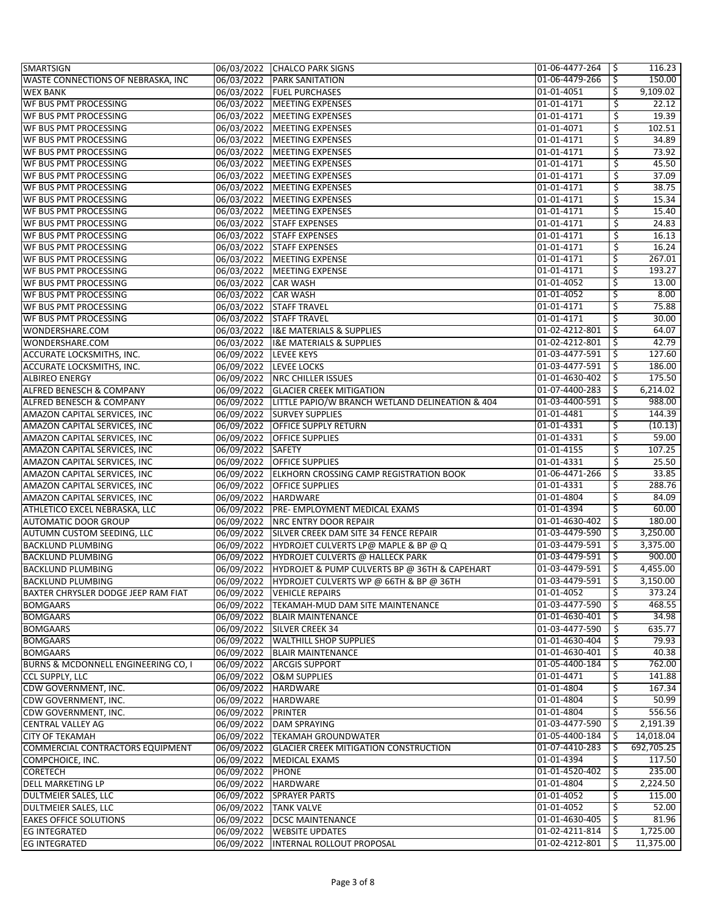| | | | | |
|---|---|---|---|---|
| SMARTSIGN | 06/03/2022 | CHALCO PARK SIGNS | 01-06-4477-264 | $ 116.23 |
| WASTE CONNECTIONS OF NEBRASKA, INC | 06/03/2022 | PARK SANITATION | 01-06-4479-266 | $ 150.00 |
| WEX BANK | 06/03/2022 | FUEL PURCHASES | 01-01-4051 | $ 9,109.02 |
| WF BUS PMT PROCESSING | 06/03/2022 | MEETING EXPENSES | 01-01-4171 | $ 22.12 |
| WF BUS PMT PROCESSING | 06/03/2022 | MEETING EXPENSES | 01-01-4171 | $ 19.39 |
| WF BUS PMT PROCESSING | 06/03/2022 | MEETING EXPENSES | 01-01-4071 | $ 102.51 |
| WF BUS PMT PROCESSING | 06/03/2022 | MEETING EXPENSES | 01-01-4171 | $ 34.89 |
| WF BUS PMT PROCESSING | 06/03/2022 | MEETING EXPENSES | 01-01-4171 | $ 73.92 |
| WF BUS PMT PROCESSING | 06/03/2022 | MEETING EXPENSES | 01-01-4171 | $ 45.50 |
| WF BUS PMT PROCESSING | 06/03/2022 | MEETING EXPENSES | 01-01-4171 | $ 37.09 |
| WF BUS PMT PROCESSING | 06/03/2022 | MEETING EXPENSES | 01-01-4171 | $ 38.75 |
| WF BUS PMT PROCESSING | 06/03/2022 | MEETING EXPENSES | 01-01-4171 | $ 15.34 |
| WF BUS PMT PROCESSING | 06/03/2022 | MEETING EXPENSES | 01-01-4171 | $ 15.40 |
| WF BUS PMT PROCESSING | 06/03/2022 | STAFF EXPENSES | 01-01-4171 | $ 24.83 |
| WF BUS PMT PROCESSING | 06/03/2022 | STAFF EXPENSES | 01-01-4171 | $ 16.13 |
| WF BUS PMT PROCESSING | 06/03/2022 | STAFF EXPENSES | 01-01-4171 | $ 16.24 |
| WF BUS PMT PROCESSING | 06/03/2022 | MEETING EXPENSE | 01-01-4171 | $ 267.01 |
| WF BUS PMT PROCESSING | 06/03/2022 | MEETING EXPENSE | 01-01-4171 | $ 193.27 |
| WF BUS PMT PROCESSING | 06/03/2022 | CAR WASH | 01-01-4052 | $ 13.00 |
| WF BUS PMT PROCESSING | 06/03/2022 | CAR WASH | 01-01-4052 | $ 8.00 |
| WF BUS PMT PROCESSING | 06/03/2022 | STAFF TRAVEL | 01-01-4171 | $ 75.88 |
| WF BUS PMT PROCESSING | 06/03/2022 | STAFF TRAVEL | 01-01-4171 | $ 30.00 |
| WONDERSHARE.COM | 06/03/2022 | I&E MATERIALS & SUPPLIES | 01-02-4212-801 | $ 64.07 |
| WONDERSHARE.COM | 06/03/2022 | I&E MATERIALS & SUPPLIES | 01-02-4212-801 | $ 42.79 |
| ACCURATE LOCKSMITHS, INC. | 06/09/2022 | LEVEE KEYS | 01-03-4477-591 | $ 127.60 |
| ACCURATE LOCKSMITHS, INC. | 06/09/2022 | LEVEE LOCKS | 01-03-4477-591 | $ 186.00 |
| ALBIREO ENERGY | 06/09/2022 | NRC CHILLER ISSUES | 01-01-4630-402 | $ 175.50 |
| ALFRED BENESCH & COMPANY | 06/09/2022 | GLACIER CREEK MITIGATION | 01-07-4400-283 | $ 6,214.02 |
| ALFRED BENESCH & COMPANY | 06/09/2022 | LITTLE PAPIO/W BRANCH WETLAND DELINEATION & 404 | 01-03-4400-591 | $ 988.00 |
| AMAZON CAPITAL SERVICES, INC | 06/09/2022 | SURVEY SUPPLIES | 01-01-4481 | $ 144.39 |
| AMAZON CAPITAL SERVICES, INC | 06/09/2022 | OFFICE SUPPLY RETURN | 01-01-4331 | $ (10.13) |
| AMAZON CAPITAL SERVICES, INC | 06/09/2022 | OFFICE SUPPLIES | 01-01-4331 | $ 59.00 |
| AMAZON CAPITAL SERVICES, INC | 06/09/2022 | SAFETY | 01-01-4155 | $ 107.25 |
| AMAZON CAPITAL SERVICES, INC | 06/09/2022 | OFFICE SUPPLIES | 01-01-4331 | $ 25.50 |
| AMAZON CAPITAL SERVICES, INC | 06/09/2022 | ELKHORN CROSSING CAMP REGISTRATION BOOK | 01-06-4471-266 | $ 33.85 |
| AMAZON CAPITAL SERVICES, INC | 06/09/2022 | OFFICE SUPPLIES | 01-01-4331 | $ 288.76 |
| AMAZON CAPITAL SERVICES, INC | 06/09/2022 | HARDWARE | 01-01-4804 | $ 84.09 |
| ATHLETICO EXCEL NEBRASKA, LLC | 06/09/2022 | PRE- EMPLOYMENT MEDICAL EXAMS | 01-01-4394 | $ 60.00 |
| AUTOMATIC DOOR GROUP | 06/09/2022 | NRC ENTRY DOOR REPAIR | 01-01-4630-402 | $ 180.00 |
| AUTUMN CUSTOM SEEDING, LLC | 06/09/2022 | SILVER CREEK DAM SITE 34 FENCE REPAIR | 01-03-4479-590 | $ 3,250.00 |
| BACKLUND PLUMBING | 06/09/2022 | HYDROJET CULVERTS LP@ MAPLE & BP @ Q | 01-03-4479-591 | $ 3,375.00 |
| BACKLUND PLUMBING | 06/09/2022 | HYDROJET CULVERTS @ HALLECK PARK | 01-03-4479-591 | $ 900.00 |
| BACKLUND PLUMBING | 06/09/2022 | HYDROJET & PUMP CULVERTS BP @ 36TH & CAPEHART | 01-03-4479-591 | $ 4,455.00 |
| BACKLUND PLUMBING | 06/09/2022 | HYDROJET CULVERTS WP @ 66TH & BP @ 36TH | 01-03-4479-591 | $ 3,150.00 |
| BAXTER CHRYSLER DODGE JEEP RAM FIAT | 06/09/2022 | VEHICLE REPAIRS | 01-01-4052 | $ 373.24 |
| BOMGAARS | 06/09/2022 | TEKAMAH-MUD DAM SITE MAINTENANCE | 01-03-4477-590 | $ 468.55 |
| BOMGAARS | 06/09/2022 | BLAIR MAINTENANCE | 01-01-4630-401 | $ 34.98 |
| BOMGAARS | 06/09/2022 | SILVER CREEK 34 | 01-03-4477-590 | $ 635.77 |
| BOMGAARS | 06/09/2022 | WALTHILL SHOP SUPPLIES | 01-01-4630-404 | $ 79.93 |
| BOMGAARS | 06/09/2022 | BLAIR MAINTENANCE | 01-01-4630-401 | $ 40.38 |
| BURNS & MCDONNELL ENGINEERING CO, I | 06/09/2022 | ARCGIS SUPPORT | 01-05-4400-184 | $ 762.00 |
| CCL SUPPLY, LLC | 06/09/2022 | O&M SUPPLIES | 01-01-4471 | $ 141.88 |
| CDW GOVERNMENT, INC. | 06/09/2022 | HARDWARE | 01-01-4804 | $ 167.34 |
| CDW GOVERNMENT, INC. | 06/09/2022 | HARDWARE | 01-01-4804 | $ 50.99 |
| CDW GOVERNMENT, INC. | 06/09/2022 | PRINTER | 01-01-4804 | $ 556.56 |
| CENTRAL VALLEY AG | 06/09/2022 | DAM SPRAYING | 01-03-4477-590 | $ 2,191.39 |
| CITY OF TEKAMAH | 06/09/2022 | TEKAMAH GROUNDWATER | 01-05-4400-184 | $ 14,018.04 |
| COMMERCIAL CONTRACTORS EQUIPMENT | 06/09/2022 | GLACIER CREEK MITIGATION CONSTRUCTION | 01-07-4410-283 | $ 692,705.25 |
| COMPCHOICE, INC. | 06/09/2022 | MEDICAL EXAMS | 01-01-4394 | $ 117.50 |
| CORETECH | 06/09/2022 | PHONE | 01-01-4520-402 | $ 235.00 |
| DELL MARKETING LP | 06/09/2022 | HARDWARE | 01-01-4804 | $ 2,224.50 |
| DULTMEIER SALES, LLC | 06/09/2022 | SPRAYER PARTS | 01-01-4052 | $ 115.00 |
| DULTMEIER SALES, LLC | 06/09/2022 | TANK VALVE | 01-01-4052 | $ 52.00 |
| EAKES OFFICE SOLUTIONS | 06/09/2022 | DCSC MAINTENANCE | 01-01-4630-405 | $ 81.96 |
| EG INTEGRATED | 06/09/2022 | WEBSITE UPDATES | 01-02-4211-814 | $ 1,725.00 |
| EG INTEGRATED | 06/09/2022 | INTERNAL ROLLOUT PROPOSAL | 01-02-4212-801 | $ 11,375.00 |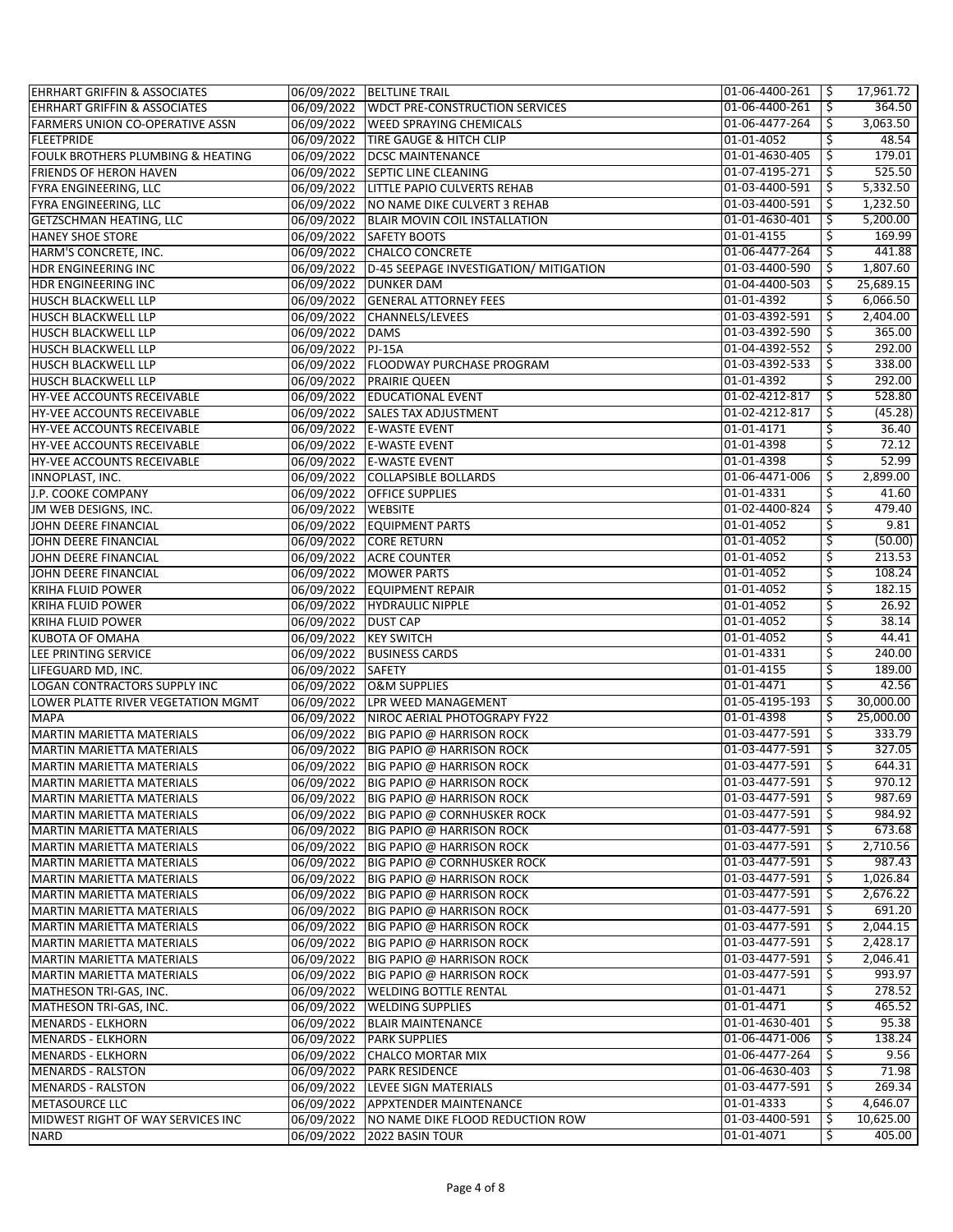| | | | | | |
|---|---|---|---|---|---|
| EHRHART GRIFFIN & ASSOCIATES | 06/09/2022 | BELTLINE TRAIL | 01-06-4400-261 | $ | 17,961.72 |
| EHRHART GRIFFIN & ASSOCIATES | 06/09/2022 | WDCT PRE-CONSTRUCTION SERVICES | 01-06-4400-261 | $ | 364.50 |
| FARMERS UNION CO-OPERATIVE ASSN | 06/09/2022 | WEED SPRAYING CHEMICALS | 01-06-4477-264 | $ | 3,063.50 |
| FLEETPRIDE | 06/09/2022 | TIRE GAUGE & HITCH CLIP | 01-01-4052 | $ | 48.54 |
| FOULK BROTHERS PLUMBING & HEATING | 06/09/2022 | DCSC MAINTENANCE | 01-01-4630-405 | $ | 179.01 |
| FRIENDS OF HERON HAVEN | 06/09/2022 | SEPTIC LINE CLEANING | 01-07-4195-271 | $ | 525.50 |
| FYRA ENGINEERING, LLC | 06/09/2022 | LITTLE PAPIO CULVERTS REHAB | 01-03-4400-591 | $ | 5,332.50 |
| FYRA ENGINEERING, LLC | 06/09/2022 | NO NAME DIKE CULVERT 3 REHAB | 01-03-4400-591 | $ | 1,232.50 |
| GETZSCHMAN HEATING, LLC | 06/09/2022 | BLAIR MOVIN COIL INSTALLATION | 01-01-4630-401 | $ | 5,200.00 |
| HANEY SHOE STORE | 06/09/2022 | SAFETY BOOTS | 01-01-4155 | $ | 169.99 |
| HARM'S CONCRETE, INC. | 06/09/2022 | CHALCO CONCRETE | 01-06-4477-264 | $ | 441.88 |
| HDR ENGINEERING INC | 06/09/2022 | D-45 SEEPAGE INVESTIGATION/ MITIGATION | 01-03-4400-590 | $ | 1,807.60 |
| HDR ENGINEERING INC | 06/09/2022 | DUNKER DAM | 01-04-4400-503 | $ | 25,689.15 |
| HUSCH BLACKWELL LLP | 06/09/2022 | GENERAL ATTORNEY FEES | 01-01-4392 | $ | 6,066.50 |
| HUSCH BLACKWELL LLP | 06/09/2022 | CHANNELS/LEVEES | 01-03-4392-591 | $ | 2,404.00 |
| HUSCH BLACKWELL LLP | 06/09/2022 | DAMS | 01-03-4392-590 | $ | 365.00 |
| HUSCH BLACKWELL LLP | 06/09/2022 | PJ-15A | 01-04-4392-552 | $ | 292.00 |
| HUSCH BLACKWELL LLP | 06/09/2022 | FLOODWAY PURCHASE PROGRAM | 01-03-4392-533 | $ | 338.00 |
| HUSCH BLACKWELL LLP | 06/09/2022 | PRAIRIE QUEEN | 01-01-4392 | $ | 292.00 |
| HY-VEE ACCOUNTS RECEIVABLE | 06/09/2022 | EDUCATIONAL EVENT | 01-02-4212-817 | $ | 528.80 |
| HY-VEE ACCOUNTS RECEIVABLE | 06/09/2022 | SALES TAX ADJUSTMENT | 01-02-4212-817 | $ | (45.28) |
| HY-VEE ACCOUNTS RECEIVABLE | 06/09/2022 | E-WASTE EVENT | 01-01-4171 | $ | 36.40 |
| HY-VEE ACCOUNTS RECEIVABLE | 06/09/2022 | E-WASTE EVENT | 01-01-4398 | $ | 72.12 |
| HY-VEE ACCOUNTS RECEIVABLE | 06/09/2022 | E-WASTE EVENT | 01-01-4398 | $ | 52.99 |
| INNOPLAST, INC. | 06/09/2022 | COLLAPSIBLE BOLLARDS | 01-06-4471-006 | $ | 2,899.00 |
| J.P. COOKE COMPANY | 06/09/2022 | OFFICE SUPPLIES | 01-01-4331 | $ | 41.60 |
| JM WEB DESIGNS, INC. | 06/09/2022 | WEBSITE | 01-02-4400-824 | $ | 479.40 |
| JOHN DEERE FINANCIAL | 06/09/2022 | EQUIPMENT PARTS | 01-01-4052 | $ | 9.81 |
| JOHN DEERE FINANCIAL | 06/09/2022 | CORE RETURN | 01-01-4052 | $ | (50.00) |
| JOHN DEERE FINANCIAL | 06/09/2022 | ACRE COUNTER | 01-01-4052 | $ | 213.53 |
| JOHN DEERE FINANCIAL | 06/09/2022 | MOWER PARTS | 01-01-4052 | $ | 108.24 |
| KRIHA FLUID POWER | 06/09/2022 | EQUIPMENT REPAIR | 01-01-4052 | $ | 182.15 |
| KRIHA FLUID POWER | 06/09/2022 | HYDRAULIC NIPPLE | 01-01-4052 | $ | 26.92 |
| KRIHA FLUID POWER | 06/09/2022 | DUST CAP | 01-01-4052 | $ | 38.14 |
| KUBOTA OF OMAHA | 06/09/2022 | KEY SWITCH | 01-01-4052 | $ | 44.41 |
| LEE PRINTING SERVICE | 06/09/2022 | BUSINESS CARDS | 01-01-4331 | $ | 240.00 |
| LIFEGUARD MD, INC. | 06/09/2022 | SAFETY | 01-01-4155 | $ | 189.00 |
| LOGAN CONTRACTORS SUPPLY INC | 06/09/2022 | O&M SUPPLIES | 01-01-4471 | $ | 42.56 |
| LOWER PLATTE RIVER VEGETATION MGMT | 06/09/2022 | LPR WEED MANAGEMENT | 01-05-4195-193 | $ | 30,000.00 |
| MAPA | 06/09/2022 | NIROC AERIAL PHOTOGRAPY FY22 | 01-01-4398 | $ | 25,000.00 |
| MARTIN MARIETTA MATERIALS | 06/09/2022 | BIG PAPIO @ HARRISON ROCK | 01-03-4477-591 | $ | 333.79 |
| MARTIN MARIETTA MATERIALS | 06/09/2022 | BIG PAPIO @ HARRISON ROCK | 01-03-4477-591 | $ | 327.05 |
| MARTIN MARIETTA MATERIALS | 06/09/2022 | BIG PAPIO @ HARRISON ROCK | 01-03-4477-591 | $ | 644.31 |
| MARTIN MARIETTA MATERIALS | 06/09/2022 | BIG PAPIO @ HARRISON ROCK | 01-03-4477-591 | $ | 970.12 |
| MARTIN MARIETTA MATERIALS | 06/09/2022 | BIG PAPIO @ HARRISON ROCK | 01-03-4477-591 | $ | 987.69 |
| MARTIN MARIETTA MATERIALS | 06/09/2022 | BIG PAPIO @ CORNHUSKER ROCK | 01-03-4477-591 | $ | 984.92 |
| MARTIN MARIETTA MATERIALS | 06/09/2022 | BIG PAPIO @ HARRISON ROCK | 01-03-4477-591 | $ | 673.68 |
| MARTIN MARIETTA MATERIALS | 06/09/2022 | BIG PAPIO @ HARRISON ROCK | 01-03-4477-591 | $ | 2,710.56 |
| MARTIN MARIETTA MATERIALS | 06/09/2022 | BIG PAPIO @ CORNHUSKER ROCK | 01-03-4477-591 | $ | 987.43 |
| MARTIN MARIETTA MATERIALS | 06/09/2022 | BIG PAPIO @ HARRISON ROCK | 01-03-4477-591 | $ | 1,026.84 |
| MARTIN MARIETTA MATERIALS | 06/09/2022 | BIG PAPIO @ HARRISON ROCK | 01-03-4477-591 | $ | 2,676.22 |
| MARTIN MARIETTA MATERIALS | 06/09/2022 | BIG PAPIO @ HARRISON ROCK | 01-03-4477-591 | $ | 691.20 |
| MARTIN MARIETTA MATERIALS | 06/09/2022 | BIG PAPIO @ HARRISON ROCK | 01-03-4477-591 | $ | 2,044.15 |
| MARTIN MARIETTA MATERIALS | 06/09/2022 | BIG PAPIO @ HARRISON ROCK | 01-03-4477-591 | $ | 2,428.17 |
| MARTIN MARIETTA MATERIALS | 06/09/2022 | BIG PAPIO @ HARRISON ROCK | 01-03-4477-591 | $ | 2,046.41 |
| MARTIN MARIETTA MATERIALS | 06/09/2022 | BIG PAPIO @ HARRISON ROCK | 01-03-4477-591 | $ | 993.97 |
| MATHESON TRI-GAS, INC. | 06/09/2022 | WELDING BOTTLE RENTAL | 01-01-4471 | $ | 278.52 |
| MATHESON TRI-GAS, INC. | 06/09/2022 | WELDING SUPPLIES | 01-01-4471 | $ | 465.52 |
| MENARDS - ELKHORN | 06/09/2022 | BLAIR MAINTENANCE | 01-01-4630-401 | $ | 95.38 |
| MENARDS - ELKHORN | 06/09/2022 | PARK SUPPLIES | 01-06-4471-006 | $ | 138.24 |
| MENARDS - ELKHORN | 06/09/2022 | CHALCO MORTAR MIX | 01-06-4477-264 | $ | 9.56 |
| MENARDS - RALSTON | 06/09/2022 | PARK RESIDENCE | 01-06-4630-403 | $ | 71.98 |
| MENARDS - RALSTON | 06/09/2022 | LEVEE SIGN MATERIALS | 01-03-4477-591 | $ | 269.34 |
| METASOURCE LLC | 06/09/2022 | APPXTENDER MAINTENANCE | 01-01-4333 | $ | 4,646.07 |
| MIDWEST RIGHT OF WAY SERVICES INC | 06/09/2022 | NO NAME DIKE FLOOD REDUCTION ROW | 01-03-4400-591 | $ | 10,625.00 |
| NARD | 06/09/2022 | 2022 BASIN TOUR | 01-01-4071 | $ | 405.00 |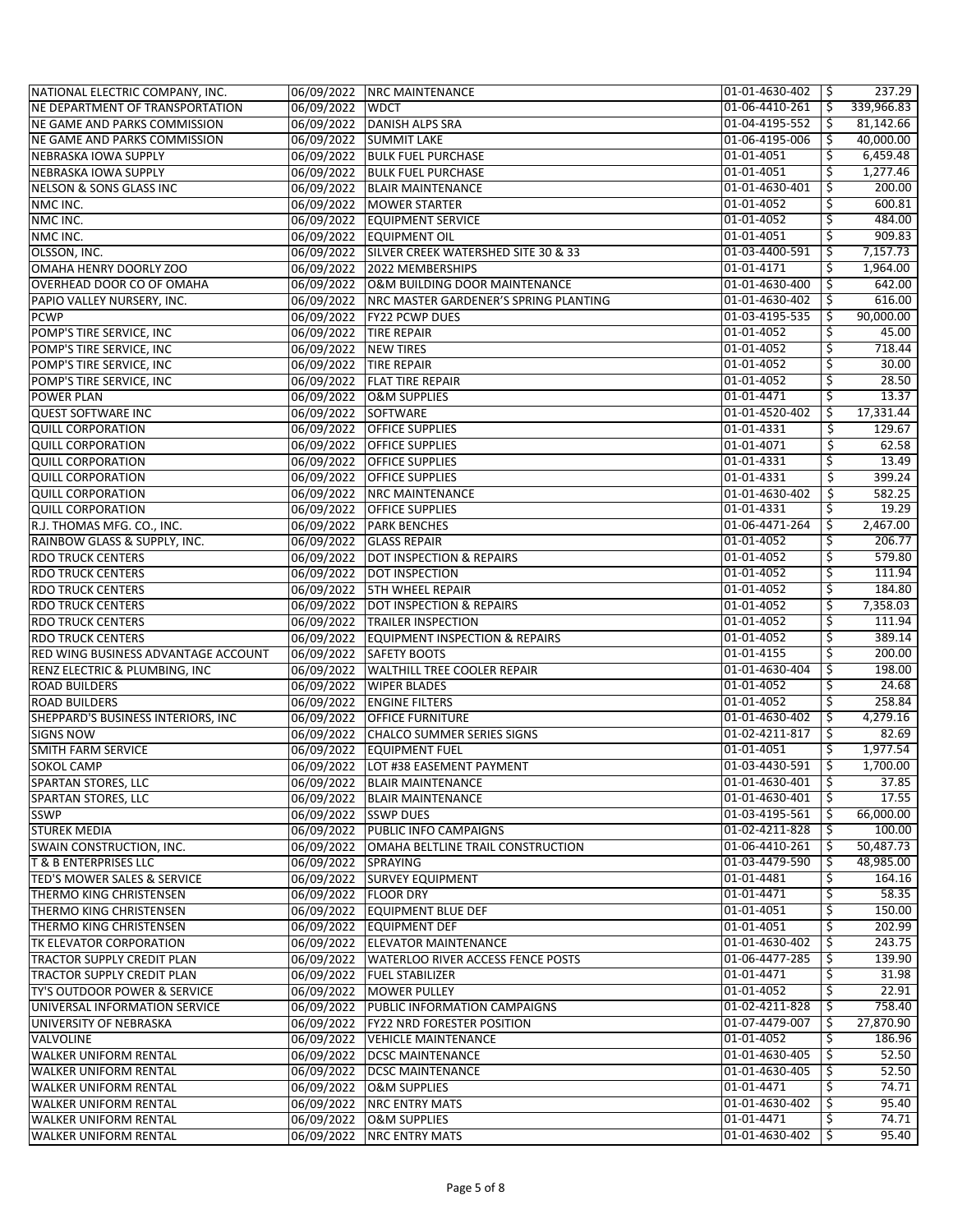| | | | | |
|---|---|---|---|---|
| NATIONAL ELECTRIC COMPANY, INC. | 06/09/2022 | NRC MAINTENANCE | 01-01-4630-402 | $ 237.29 |
| NE DEPARTMENT OF TRANSPORTATION | 06/09/2022 | WDCT | 01-06-4410-261 | $ 339,966.83 |
| NE GAME AND PARKS COMMISSION | 06/09/2022 | DANISH ALPS SRA | 01-04-4195-552 | $ 81,142.66 |
| NE GAME AND PARKS COMMISSION | 06/09/2022 | SUMMIT LAKE | 01-06-4195-006 | $ 40,000.00 |
| NEBRASKA IOWA SUPPLY | 06/09/2022 | BULK FUEL PURCHASE | 01-01-4051 | $ 6,459.48 |
| NEBRASKA IOWA SUPPLY | 06/09/2022 | BULK FUEL PURCHASE | 01-01-4051 | $ 1,277.46 |
| NELSON & SONS GLASS INC | 06/09/2022 | BLAIR MAINTENANCE | 01-01-4630-401 | $ 200.00 |
| NMC INC. | 06/09/2022 | MOWER STARTER | 01-01-4052 | $ 600.81 |
| NMC INC. | 06/09/2022 | EQUIPMENT SERVICE | 01-01-4052 | $ 484.00 |
| NMC INC. | 06/09/2022 | EQUIPMENT OIL | 01-01-4051 | $ 909.83 |
| OLSSON, INC. | 06/09/2022 | SILVER CREEK WATERSHED SITE 30 & 33 | 01-03-4400-591 | $ 7,157.73 |
| OMAHA HENRY DOORLY ZOO | 06/09/2022 | 2022 MEMBERSHIPS | 01-01-4171 | $ 1,964.00 |
| OVERHEAD DOOR CO OF OMAHA | 06/09/2022 | O&M BUILDING DOOR MAINTENANCE | 01-01-4630-400 | $ 642.00 |
| PAPIO VALLEY NURSERY, INC. | 06/09/2022 | NRC MASTER GARDENER'S SPRING PLANTING | 01-01-4630-402 | $ 616.00 |
| PCWP | 06/09/2022 | FY22 PCWP DUES | 01-03-4195-535 | $ 90,000.00 |
| POMP'S TIRE SERVICE, INC | 06/09/2022 | TIRE REPAIR | 01-01-4052 | $ 45.00 |
| POMP'S TIRE SERVICE, INC | 06/09/2022 | NEW TIRES | 01-01-4052 | $ 718.44 |
| POMP'S TIRE SERVICE, INC | 06/09/2022 | TIRE REPAIR | 01-01-4052 | $ 30.00 |
| POMP'S TIRE SERVICE, INC | 06/09/2022 | FLAT TIRE REPAIR | 01-01-4052 | $ 28.50 |
| POWER PLAN | 06/09/2022 | O&M SUPPLIES | 01-01-4471 | $ 13.37 |
| QUEST SOFTWARE INC | 06/09/2022 | SOFTWARE | 01-01-4520-402 | $ 17,331.44 |
| QUILL CORPORATION | 06/09/2022 | OFFICE SUPPLIES | 01-01-4331 | $ 129.67 |
| QUILL CORPORATION | 06/09/2022 | OFFICE SUPPLIES | 01-01-4071 | $ 62.58 |
| QUILL CORPORATION | 06/09/2022 | OFFICE SUPPLIES | 01-01-4331 | $ 13.49 |
| QUILL CORPORATION | 06/09/2022 | OFFICE SUPPLIES | 01-01-4331 | $ 399.24 |
| QUILL CORPORATION | 06/09/2022 | NRC MAINTENANCE | 01-01-4630-402 | $ 582.25 |
| QUILL CORPORATION | 06/09/2022 | OFFICE SUPPLIES | 01-01-4331 | $ 19.29 |
| R.J. THOMAS MFG. CO., INC. | 06/09/2022 | PARK BENCHES | 01-06-4471-264 | $ 2,467.00 |
| RAINBOW GLASS & SUPPLY, INC. | 06/09/2022 | GLASS REPAIR | 01-01-4052 | $ 206.77 |
| RDO TRUCK CENTERS | 06/09/2022 | DOT INSPECTION & REPAIRS | 01-01-4052 | $ 579.80 |
| RDO TRUCK CENTERS | 06/09/2022 | DOT INSPECTION | 01-01-4052 | $ 111.94 |
| RDO TRUCK CENTERS | 06/09/2022 | 5TH WHEEL REPAIR | 01-01-4052 | $ 184.80 |
| RDO TRUCK CENTERS | 06/09/2022 | DOT INSPECTION & REPAIRS | 01-01-4052 | $ 7,358.03 |
| RDO TRUCK CENTERS | 06/09/2022 | TRAILER INSPECTION | 01-01-4052 | $ 111.94 |
| RDO TRUCK CENTERS | 06/09/2022 | EQUIPMENT INSPECTION & REPAIRS | 01-01-4052 | $ 389.14 |
| RED WING BUSINESS ADVANTAGE ACCOUNT | 06/09/2022 | SAFETY BOOTS | 01-01-4155 | $ 200.00 |
| RENZ ELECTRIC & PLUMBING, INC | 06/09/2022 | WALTHILL TREE COOLER REPAIR | 01-01-4630-404 | $ 198.00 |
| ROAD BUILDERS | 06/09/2022 | WIPER BLADES | 01-01-4052 | $ 24.68 |
| ROAD BUILDERS | 06/09/2022 | ENGINE FILTERS | 01-01-4052 | $ 258.84 |
| SHEPPARD'S BUSINESS INTERIORS, INC | 06/09/2022 | OFFICE FURNITURE | 01-01-4630-402 | $ 4,279.16 |
| SIGNS NOW | 06/09/2022 | CHALCO SUMMER SERIES SIGNS | 01-02-4211-817 | $ 82.69 |
| SMITH FARM SERVICE | 06/09/2022 | EQUIPMENT FUEL | 01-01-4051 | $ 1,977.54 |
| SOKOL CAMP | 06/09/2022 | LOT #38 EASEMENT PAYMENT | 01-03-4430-591 | $ 1,700.00 |
| SPARTAN STORES, LLC | 06/09/2022 | BLAIR MAINTENANCE | 01-01-4630-401 | $ 37.85 |
| SPARTAN STORES, LLC | 06/09/2022 | BLAIR MAINTENANCE | 01-01-4630-401 | $ 17.55 |
| SSWP | 06/09/2022 | SSWP DUES | 01-03-4195-561 | $ 66,000.00 |
| STUREK MEDIA | 06/09/2022 | PUBLIC INFO CAMPAIGNS | 01-02-4211-828 | $ 100.00 |
| SWAIN CONSTRUCTION, INC. | 06/09/2022 | OMAHA BELTLINE TRAIL CONSTRUCTION | 01-06-4410-261 | $ 50,487.73 |
| T & B ENTERPRISES LLC | 06/09/2022 | SPRAYING | 01-03-4479-590 | $ 48,985.00 |
| TED'S MOWER SALES & SERVICE | 06/09/2022 | SURVEY EQUIPMENT | 01-01-4481 | $ 164.16 |
| THERMO KING CHRISTENSEN | 06/09/2022 | FLOOR DRY | 01-01-4471 | $ 58.35 |
| THERMO KING CHRISTENSEN | 06/09/2022 | EQUIPMENT BLUE DEF | 01-01-4051 | $ 150.00 |
| THERMO KING CHRISTENSEN | 06/09/2022 | EQUIPMENT DEF | 01-01-4051 | $ 202.99 |
| TK ELEVATOR CORPORATION | 06/09/2022 | ELEVATOR MAINTENANCE | 01-01-4630-402 | $ 243.75 |
| TRACTOR SUPPLY CREDIT PLAN | 06/09/2022 | WATERLOO RIVER ACCESS FENCE POSTS | 01-06-4477-285 | $ 139.90 |
| TRACTOR SUPPLY CREDIT PLAN | 06/09/2022 | FUEL STABILIZER | 01-01-4471 | $ 31.98 |
| TY'S OUTDOOR POWER & SERVICE | 06/09/2022 | MOWER PULLEY | 01-01-4052 | $ 22.91 |
| UNIVERSAL INFORMATION SERVICE | 06/09/2022 | PUBLIC INFORMATION CAMPAIGNS | 01-02-4211-828 | $ 758.40 |
| UNIVERSITY OF NEBRASKA | 06/09/2022 | FY22 NRD FORESTER POSITION | 01-07-4479-007 | $ 27,870.90 |
| VALVOLINE | 06/09/2022 | VEHICLE MAINTENANCE | 01-01-4052 | $ 186.96 |
| WALKER UNIFORM RENTAL | 06/09/2022 | DCSC MAINTENANCE | 01-01-4630-405 | $ 52.50 |
| WALKER UNIFORM RENTAL | 06/09/2022 | DCSC MAINTENANCE | 01-01-4630-405 | $ 52.50 |
| WALKER UNIFORM RENTAL | 06/09/2022 | O&M SUPPLIES | 01-01-4471 | $ 74.71 |
| WALKER UNIFORM RENTAL | 06/09/2022 | NRC ENTRY MATS | 01-01-4630-402 | $ 95.40 |
| WALKER UNIFORM RENTAL | 06/09/2022 | O&M SUPPLIES | 01-01-4471 | $ 74.71 |
| WALKER UNIFORM RENTAL | 06/09/2022 | NRC ENTRY MATS | 01-01-4630-402 | $ 95.40 |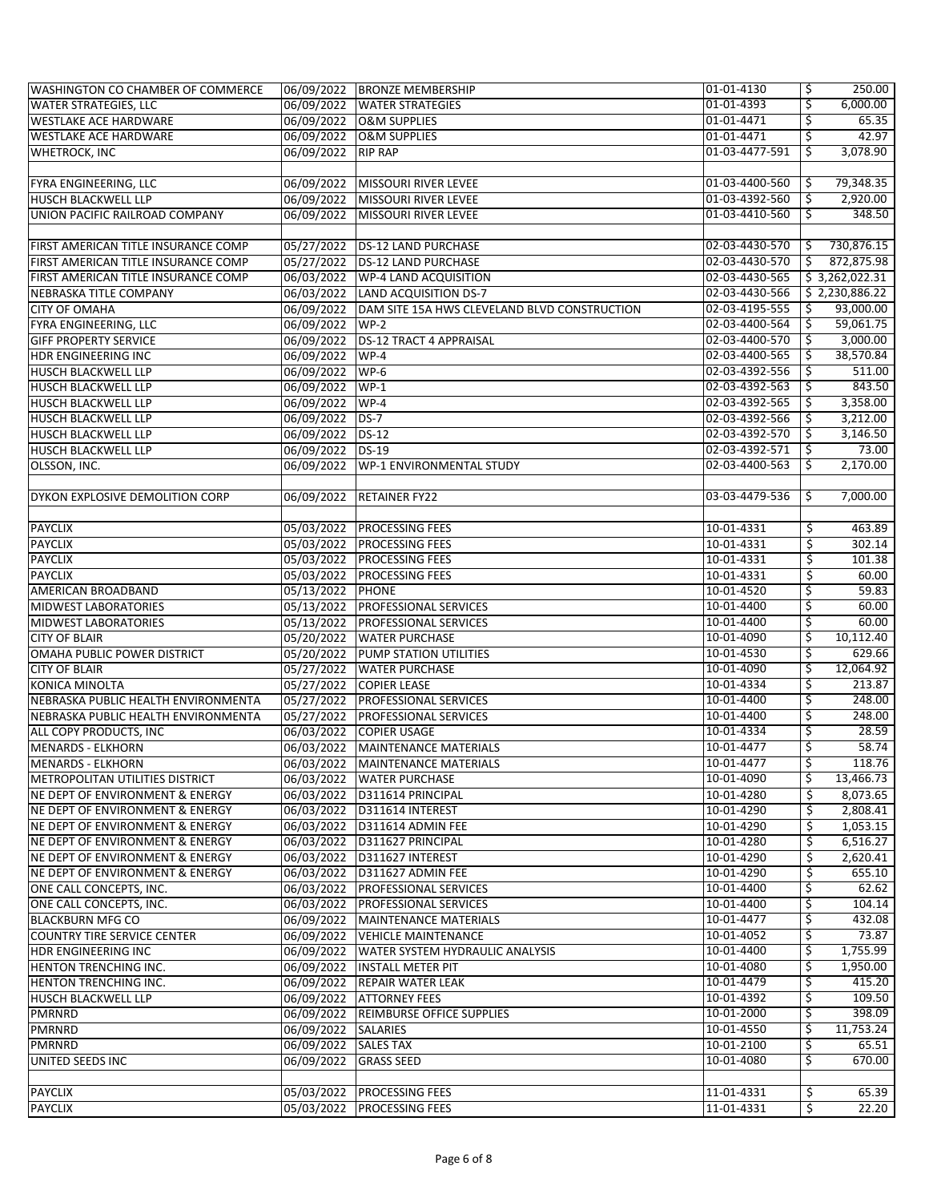| | | | | |
|---|---|---|---|---|
| WASHINGTON CO CHAMBER OF COMMERCE | 06/09/2022 | BRONZE MEMBERSHIP | 01-01-4130 | $ 250.00 |
| WATER STRATEGIES, LLC | 06/09/2022 | WATER STRATEGIES | 01-01-4393 | $ 6,000.00 |
| WESTLAKE ACE HARDWARE | 06/09/2022 | O&M SUPPLIES | 01-01-4471 | $ 65.35 |
| WESTLAKE ACE HARDWARE | 06/09/2022 | O&M SUPPLIES | 01-01-4471 | $ 42.97 |
| WHETROCK, INC | 06/09/2022 | RIP RAP | 01-03-4477-591 | $ 3,078.90 |
| | | | | |
| FYRA ENGINEERING, LLC | 06/09/2022 | MISSOURI RIVER LEVEE | 01-03-4400-560 | $ 79,348.35 |
| HUSCH BLACKWELL LLP | 06/09/2022 | MISSOURI RIVER LEVEE | 01-03-4392-560 | $ 2,920.00 |
| UNION PACIFIC RAILROAD COMPANY | 06/09/2022 | MISSOURI RIVER LEVEE | 01-03-4410-560 | $ 348.50 |
| | | | | |
| FIRST AMERICAN TITLE INSURANCE COMP | 05/27/2022 | DS-12 LAND PURCHASE | 02-03-4430-570 | $ 730,876.15 |
| FIRST AMERICAN TITLE INSURANCE COMP | 05/27/2022 | DS-12 LAND PURCHASE | 02-03-4430-570 | $ 872,875.98 |
| FIRST AMERICAN TITLE INSURANCE COMP | 06/03/2022 | WP-4 LAND ACQUISITION | 02-03-4430-565 | $ 3,262,022.31 |
| NEBRASKA TITLE COMPANY | 06/03/2022 | LAND ACQUISITION DS-7 | 02-03-4430-566 | $ 2,230,886.22 |
| CITY OF OMAHA | 06/09/2022 | DAM SITE 15A HWS CLEVELAND BLVD CONSTRUCTION | 02-03-4195-555 | $ 93,000.00 |
| FYRA ENGINEERING, LLC | 06/09/2022 | WP-2 | 02-03-4400-564 | $ 59,061.75 |
| GIFF PROPERTY SERVICE | 06/09/2022 | DS-12 TRACT 4 APPRAISAL | 02-03-4400-570 | $ 3,000.00 |
| HDR ENGINEERING INC | 06/09/2022 | WP-4 | 02-03-4400-565 | $ 38,570.84 |
| HUSCH BLACKWELL LLP | 06/09/2022 | WP-6 | 02-03-4392-556 | $ 511.00 |
| HUSCH BLACKWELL LLP | 06/09/2022 | WP-1 | 02-03-4392-563 | $ 843.50 |
| HUSCH BLACKWELL LLP | 06/09/2022 | WP-4 | 02-03-4392-565 | $ 3,358.00 |
| HUSCH BLACKWELL LLP | 06/09/2022 | DS-7 | 02-03-4392-566 | $ 3,212.00 |
| HUSCH BLACKWELL LLP | 06/09/2022 | DS-12 | 02-03-4392-570 | $ 3,146.50 |
| HUSCH BLACKWELL LLP | 06/09/2022 | DS-19 | 02-03-4392-571 | $ 73.00 |
| OLSSON, INC. | 06/09/2022 | WP-1 ENVIRONMENTAL STUDY | 02-03-4400-563 | $ 2,170.00 |
| | | | | |
| DYKON EXPLOSIVE DEMOLITION CORP | 06/09/2022 | RETAINER FY22 | 03-03-4479-536 | $ 7,000.00 |
| | | | | |
| PAYCLIX | 05/03/2022 | PROCESSING FEES | 10-01-4331 | $ 463.89 |
| PAYCLIX | 05/03/2022 | PROCESSING FEES | 10-01-4331 | $ 302.14 |
| PAYCLIX | 05/03/2022 | PROCESSING FEES | 10-01-4331 | $ 101.38 |
| PAYCLIX | 05/03/2022 | PROCESSING FEES | 10-01-4331 | $ 60.00 |
| AMERICAN BROADBAND | 05/13/2022 | PHONE | 10-01-4520 | $ 59.83 |
| MIDWEST LABORATORIES | 05/13/2022 | PROFESSIONAL SERVICES | 10-01-4400 | $ 60.00 |
| MIDWEST LABORATORIES | 05/13/2022 | PROFESSIONAL SERVICES | 10-01-4400 | $ 60.00 |
| CITY OF BLAIR | 05/20/2022 | WATER PURCHASE | 10-01-4090 | $ 10,112.40 |
| OMAHA PUBLIC POWER DISTRICT | 05/20/2022 | PUMP STATION UTILITIES | 10-01-4530 | $ 629.66 |
| CITY OF BLAIR | 05/27/2022 | WATER PURCHASE | 10-01-4090 | $ 12,064.92 |
| KONICA MINOLTA | 05/27/2022 | COPIER LEASE | 10-01-4334 | $ 213.87 |
| NEBRASKA PUBLIC HEALTH ENVIRONMENTA | 05/27/2022 | PROFESSIONAL SERVICES | 10-01-4400 | $ 248.00 |
| NEBRASKA PUBLIC HEALTH ENVIRONMENTA | 05/27/2022 | PROFESSIONAL SERVICES | 10-01-4400 | $ 248.00 |
| ALL COPY PRODUCTS, INC | 06/03/2022 | COPIER USAGE | 10-01-4334 | $ 28.59 |
| MENARDS - ELKHORN | 06/03/2022 | MAINTENANCE MATERIALS | 10-01-4477 | $ 58.74 |
| MENARDS - ELKHORN | 06/03/2022 | MAINTENANCE MATERIALS | 10-01-4477 | $ 118.76 |
| METROPOLITAN UTILITIES DISTRICT | 06/03/2022 | WATER PURCHASE | 10-01-4090 | $ 13,466.73 |
| NE DEPT OF ENVIRONMENT & ENERGY | 06/03/2022 | D311614 PRINCIPAL | 10-01-4280 | $ 8,073.65 |
| NE DEPT OF ENVIRONMENT & ENERGY | 06/03/2022 | D311614 INTEREST | 10-01-4290 | $ 2,808.41 |
| NE DEPT OF ENVIRONMENT & ENERGY | 06/03/2022 | D311614 ADMIN FEE | 10-01-4290 | $ 1,053.15 |
| NE DEPT OF ENVIRONMENT & ENERGY | 06/03/2022 | D311627 PRINCIPAL | 10-01-4280 | $ 6,516.27 |
| NE DEPT OF ENVIRONMENT & ENERGY | 06/03/2022 | D311627 INTEREST | 10-01-4290 | $ 2,620.41 |
| NE DEPT OF ENVIRONMENT & ENERGY | 06/03/2022 | D311627 ADMIN FEE | 10-01-4290 | $ 655.10 |
| ONE CALL CONCEPTS, INC. | 06/03/2022 | PROFESSIONAL SERVICES | 10-01-4400 | $ 62.62 |
| ONE CALL CONCEPTS, INC. | 06/03/2022 | PROFESSIONAL SERVICES | 10-01-4400 | $ 104.14 |
| BLACKBURN MFG CO | 06/09/2022 | MAINTENANCE MATERIALS | 10-01-4477 | $ 432.08 |
| COUNTRY TIRE SERVICE CENTER | 06/09/2022 | VEHICLE MAINTENANCE | 10-01-4052 | $ 73.87 |
| HDR ENGINEERING INC | 06/09/2022 | WATER SYSTEM HYDRAULIC ANALYSIS | 10-01-4400 | $ 1,755.99 |
| HENTON TRENCHING INC. | 06/09/2022 | INSTALL METER PIT | 10-01-4080 | $ 1,950.00 |
| HENTON TRENCHING INC. | 06/09/2022 | REPAIR WATER LEAK | 10-01-4479 | $ 415.20 |
| HUSCH BLACKWELL LLP | 06/09/2022 | ATTORNEY FEES | 10-01-4392 | $ 109.50 |
| PMRNRD | 06/09/2022 | REIMBURSE OFFICE SUPPLIES | 10-01-2000 | $ 398.09 |
| PMRNRD | 06/09/2022 | SALARIES | 10-01-4550 | $ 11,753.24 |
| PMRNRD | 06/09/2022 | SALES TAX | 10-01-2100 | $ 65.51 |
| UNITED SEEDS INC | 06/09/2022 | GRASS SEED | 10-01-4080 | $ 670.00 |
| | | | | |
| PAYCLIX | 05/03/2022 | PROCESSING FEES | 11-01-4331 | $ 65.39 |
| PAYCLIX | 05/03/2022 | PROCESSING FEES | 11-01-4331 | $ 22.20 |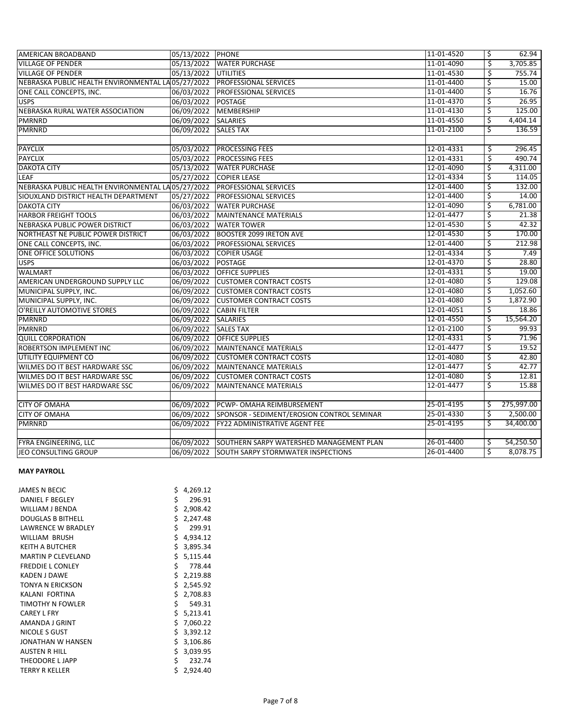| | | | | | |
|---|---|---|---|---|---|
| AMERICAN BROADBAND | 05/13/2022 | PHONE | 11-01-4520 | $ | 62.94 |
| VILLAGE OF PENDER | 05/13/2022 | WATER PURCHASE | 11-01-4090 | $ | 3,705.85 |
| VILLAGE OF PENDER | 05/13/2022 | UTILITIES | 11-01-4530 | $ | 755.74 |
| NEBRASKA PUBLIC HEALTH ENVIRONMENTAL LA | 05/27/2022 | PROFESSIONAL SERVICES | 11-01-4400 | $ | 15.00 |
| ONE CALL CONCEPTS, INC. | 06/03/2022 | PROFESSIONAL SERVICES | 11-01-4400 | $ | 16.76 |
| USPS | 06/03/2022 | POSTAGE | 11-01-4370 | $ | 26.95 |
| NEBRASKA RURAL WATER ASSOCIATION | 06/09/2022 | MEMBERSHIP | 11-01-4130 | $ | 125.00 |
| PMRNRD | 06/09/2022 | SALARIES | 11-01-4550 | $ | 4,404.14 |
| PMRNRD | 06/09/2022 | SALES TAX | 11-01-2100 | $ | 136.59 |
| | | | | | |
| PAYCLIX | 05/03/2022 | PROCESSING FEES | 12-01-4331 | $ | 296.45 |
| PAYCLIX | 05/03/2022 | PROCESSING FEES | 12-01-4331 | $ | 490.74 |
| DAKOTA CITY | 05/13/2022 | WATER PURCHASE | 12-01-4090 | $ | 4,311.00 |
| LEAF | 05/27/2022 | COPIER LEASE | 12-01-4334 | $ | 114.05 |
| NEBRASKA PUBLIC HEALTH ENVIRONMENTAL LA | 05/27/2022 | PROFESSIONAL SERVICES | 12-01-4400 | $ | 132.00 |
| SIOUXLAND DISTRICT HEALTH DEPARTMENT | 05/27/2022 | PROFESSIONAL SERVICES | 12-01-4400 | $ | 14.00 |
| DAKOTA CITY | 06/03/2022 | WATER PURCHASE | 12-01-4090 | $ | 6,781.00 |
| HARBOR FREIGHT TOOLS | 06/03/2022 | MAINTENANCE MATERIALS | 12-01-4477 | $ | 21.38 |
| NEBRASKA PUBLIC POWER DISTRICT | 06/03/2022 | WATER TOWER | 12-01-4530 | $ | 42.32 |
| NORTHEAST NE PUBLIC POWER DISTRICT | 06/03/2022 | BOOSTER 2099 IRETON AVE | 12-01-4530 | $ | 170.00 |
| ONE CALL CONCEPTS, INC. | 06/03/2022 | PROFESSIONAL SERVICES | 12-01-4400 | $ | 212.98 |
| ONE OFFICE SOLUTIONS | 06/03/2022 | COPIER USAGE | 12-01-4334 | $ | 7.49 |
| USPS | 06/03/2022 | POSTAGE | 12-01-4370 | $ | 28.80 |
| WALMART | 06/03/2022 | OFFICE SUPPLIES | 12-01-4331 | $ | 19.00 |
| AMERICAN UNDERGROUND SUPPLY LLC | 06/09/2022 | CUSTOMER CONTRACT COSTS | 12-01-4080 | $ | 129.08 |
| MUNICIPAL SUPPLY, INC. | 06/09/2022 | CUSTOMER CONTRACT COSTS | 12-01-4080 | $ | 1,052.60 |
| MUNICIPAL SUPPLY, INC. | 06/09/2022 | CUSTOMER CONTRACT COSTS | 12-01-4080 | $ | 1,872.90 |
| O'REILLY AUTOMOTIVE STORES | 06/09/2022 | CABIN FILTER | 12-01-4051 | $ | 18.86 |
| PMRNRD | 06/09/2022 | SALARIES | 12-01-4550 | $ | 15,564.20 |
| PMRNRD | 06/09/2022 | SALES TAX | 12-01-2100 | $ | 99.93 |
| QUILL CORPORATION | 06/09/2022 | OFFICE SUPPLIES | 12-01-4331 | $ | 71.96 |
| ROBERTSON IMPLEMENT INC | 06/09/2022 | MAINTENANCE MATERIALS | 12-01-4477 | $ | 19.52 |
| UTILITY EQUIPMENT CO | 06/09/2022 | CUSTOMER CONTRACT COSTS | 12-01-4080 | $ | 42.80 |
| WILMES DO IT BEST HARDWARE SSC | 06/09/2022 | MAINTENANCE MATERIALS | 12-01-4477 | $ | 42.77 |
| WILMES DO IT BEST HARDWARE SSC | 06/09/2022 | CUSTOMER CONTRACT COSTS | 12-01-4080 | $ | 12.81 |
| WILMES DO IT BEST HARDWARE SSC | 06/09/2022 | MAINTENANCE MATERIALS | 12-01-4477 | $ | 15.88 |
| | | | | | |
| CITY OF OMAHA | 06/09/2022 | PCWP- OMAHA REIMBURSEMENT | 25-01-4195 | $ | 275,997.00 |
| CITY OF OMAHA | 06/09/2022 | SPONSOR - SEDIMENT/EROSION CONTROL SEMINAR | 25-01-4330 | $ | 2,500.00 |
| PMRNRD | 06/09/2022 | FY22 ADMINISTRATIVE AGENT FEE | 25-01-4195 | $ | 34,400.00 |
| | | | | | |
| FYRA ENGINEERING, LLC | 06/09/2022 | SOUTHERN SARPY WATERSHED MANAGEMENT PLAN | 26-01-4400 | $ | 54,250.50 |
| JEO CONSULTING GROUP | 06/09/2022 | SOUTH SARPY STORMWATER INSPECTIONS | 26-01-4400 | $ | 8,078.75 |

**MAY PAYROLL**

| | |
|---|---|
| JAMES N BECIC | $ 4,269.12 |
| DANIEL F BEGLEY | $ 296.91 |
| WILLIAM J BENDA | $ 2,908.42 |
| DOUGLAS B BITHELL | $ 2,247.48 |
| LAWRENCE W BRADLEY | $ 299.91 |
| WILLIAM BRUSH | $ 4,934.12 |
| KEITH A BUTCHER | $ 3,895.34 |
| MARTIN P CLEVELAND | $ 5,115.44 |
| FREDDIE L CONLEY | $ 778.44 |
| KADEN J DAWE | $ 2,219.88 |
| TONYA N ERICKSON | $ 2,545.92 |
| KALANI FORTINA | $ 2,708.83 |
| TIMOTHY N FOWLER | $ 549.31 |
| CAREY L FRY | $ 5,213.41 |
| AMANDA J GRINT | $ 7,060.22 |
| NICOLE S GUST | $ 3,392.12 |
| JONATHAN W HANSEN | $ 3,106.86 |
| AUSTEN R HILL | $ 3,039.95 |
| THEODORE L JAPP | $ 232.74 |
| TERRY R KELLER | $ 2,924.40 |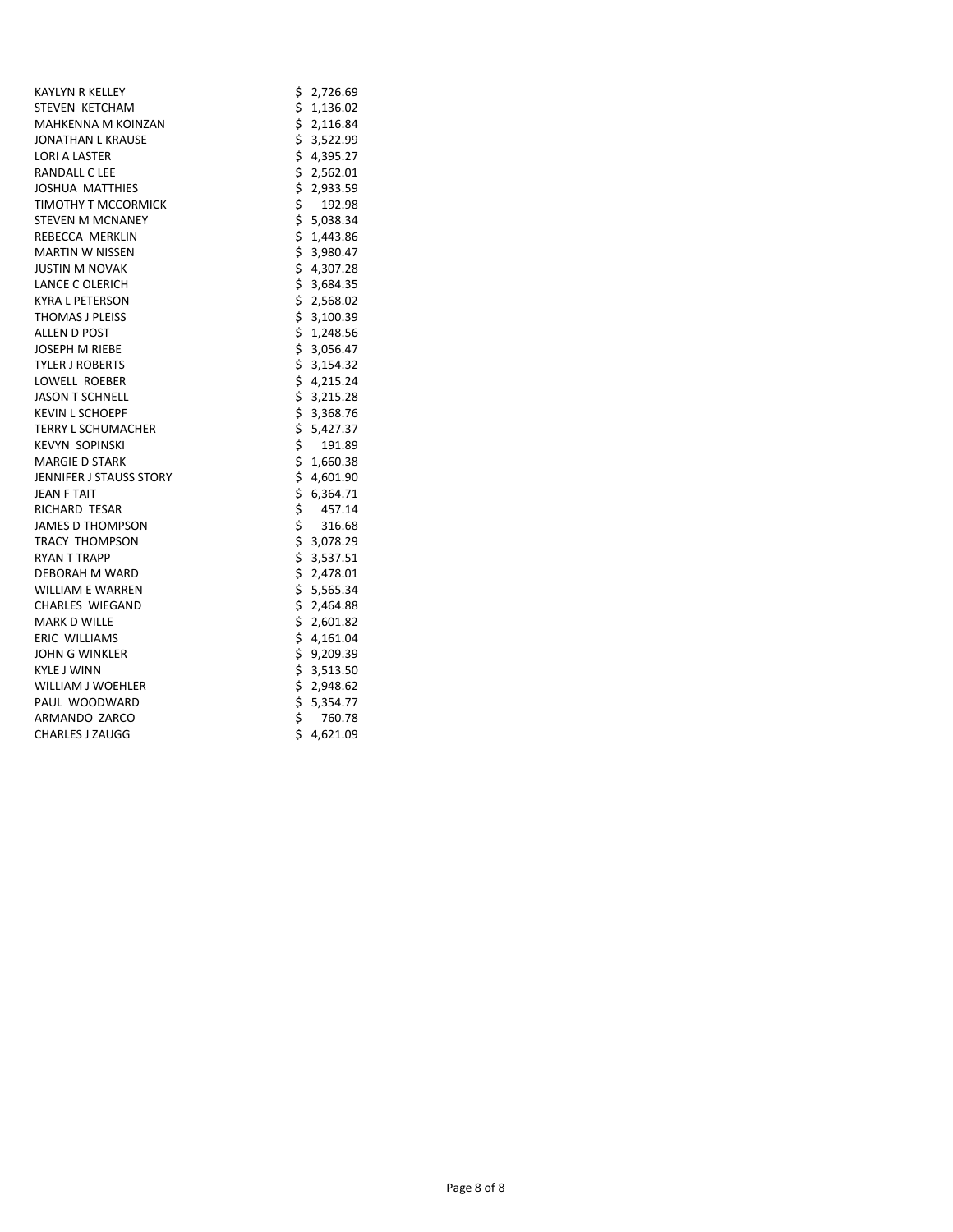| | |
|---|---|
| KAYLYN R KELLEY | $ 2,726.69 |
| STEVEN KETCHAM | $ 1,136.02 |
| MAHKENNA M KOINZAN | $ 2,116.84 |
| JONATHAN L KRAUSE | $ 3,522.99 |
| LORI A LASTER | $ 4,395.27 |
| RANDALL C LEE | $ 2,562.01 |
| JOSHUA MATTHIES | $ 2,933.59 |
| TIMOTHY T MCCORMICK | $ 192.98 |
| STEVEN M MCNANEY | $ 5,038.34 |
| REBECCA MERKLIN | $ 1,443.86 |
| MARTIN W NISSEN | $ 3,980.47 |
| JUSTIN M NOVAK | $ 4,307.28 |
| LANCE C OLERICH | $ 3,684.35 |
| KYRA L PETERSON | $ 2,568.02 |
| THOMAS J PLEISS | $ 3,100.39 |
| ALLEN D POST | $ 1,248.56 |
| JOSEPH M RIEBE | $ 3,056.47 |
| TYLER J ROBERTS | $ 3,154.32 |
| LOWELL ROEBER | $ 4,215.24 |
| JASON T SCHNELL | $ 3,215.28 |
| KEVIN L SCHOEPF | $ 3,368.76 |
| TERRY L SCHUMACHER | $ 5,427.37 |
| KEVYN SOPINSKI | $ 191.89 |
| MARGIE D STARK | $ 1,660.38 |
| JENNIFER J STAUSS STORY | $ 4,601.90 |
| JEAN F TAIT | $ 6,364.71 |
| RICHARD TESAR | $ 457.14 |
| JAMES D THOMPSON | $ 316.68 |
| TRACY THOMPSON | $ 3,078.29 |
| RYAN T TRAPP | $ 3,537.51 |
| DEBORAH M WARD | $ 2,478.01 |
| WILLIAM E WARREN | $ 5,565.34 |
| CHARLES WIEGAND | $ 2,464.88 |
| MARK D WILLE | $ 2,601.82 |
| ERIC WILLIAMS | $ 4,161.04 |
| JOHN G WINKLER | $ 9,209.39 |
| KYLE J WINN | $ 3,513.50 |
| WILLIAM J WOEHLER | $ 2,948.62 |
| PAUL WOODWARD | $ 5,354.77 |
| ARMANDO ZARCO | $ 760.78 |
| CHARLES J ZAUGG | $ 4,621.09 |